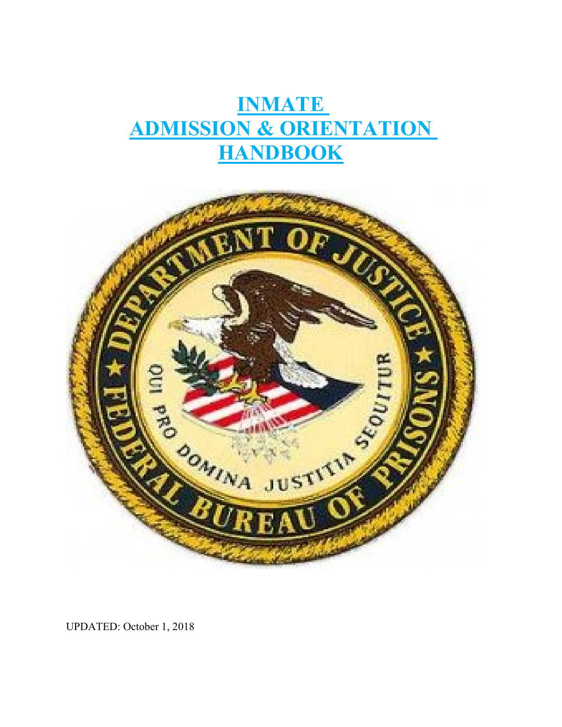# INMATE ADMISSION & ORIENTATION HANDBOOK

UPDATED: October 1, 2018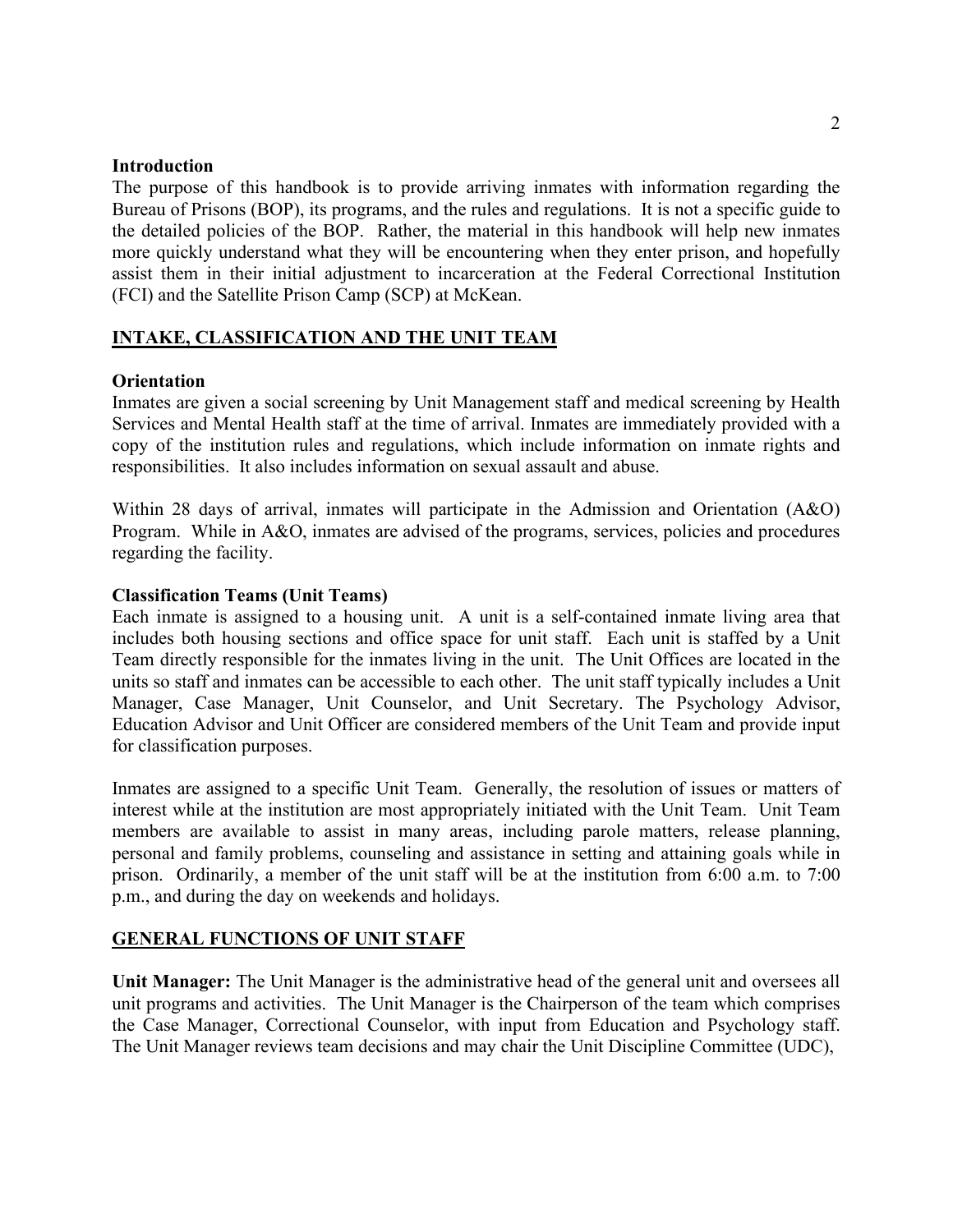**Introduction**

The purpose of this handbook is to provide arriving inmates with information regarding the Bureau of Prisons (BOP), its programs, and the rules and regulations. It is not a specific guide to the detailed policies of the BOP. Rather, the material in this handbook will help new inmates more quickly understand what they will be encountering when they enter prison, and hopefully assist them in their initial adjustment to incarceration at the Federal Correctional Institution (FCI) and the Satellite Prison Camp (SCP) at McKean.

## INTAKE, CLASSIFICATION AND THE UNIT TEAM

**Orientation**

Inmates are given a social screening by Unit Management staff and medical screening by Health Services and Mental Health staff at the time of arrival. Inmates are immediately provided with a copy of the institution rules and regulations, which include information on inmate rights and responsibilities. It also includes information on sexual assault and abuse.

Within 28 days of arrival, inmates will participate in the Admission and Orientation (A&O) Program. While in A&O, inmates are advised of the programs, services, policies and procedures regarding the facility.

**Classification Teams (Unit Teams)**

Each inmate is assigned to a housing unit. A unit is a self-contained inmate living area that includes both housing sections and office space for unit staff. Each unit is staffed by a Unit Team directly responsible for the inmates living in the unit. The Unit Offices are located in the units so staff and inmates can be accessible to each other. The unit staff typically includes a Unit Manager, Case Manager, Unit Counselor, and Unit Secretary. The Psychology Advisor, Education Advisor and Unit Officer are considered members of the Unit Team and provide input for classification purposes.

Inmates are assigned to a specific Unit Team. Generally, the resolution of issues or matters of interest while at the institution are most appropriately initiated with the Unit Team. Unit Team members are available to assist in many areas, including parole matters, release planning, personal and family problems, counseling and assistance in setting and attaining goals while in prison. Ordinarily, a member of the unit staff will be at the institution from 6:00 a.m. to 7:00 p.m., and during the day on weekends and holidays.

## GENERAL FUNCTIONS OF UNIT STAFF

**Unit Manager:** The Unit Manager is the administrative head of the general unit and oversees all unit programs and activities. The Unit Manager is the Chairperson of the team which comprises the Case Manager, Correctional Counselor, with input from Education and Psychology staff. The Unit Manager reviews team decisions and may chair the Unit Discipline Committee (UDC),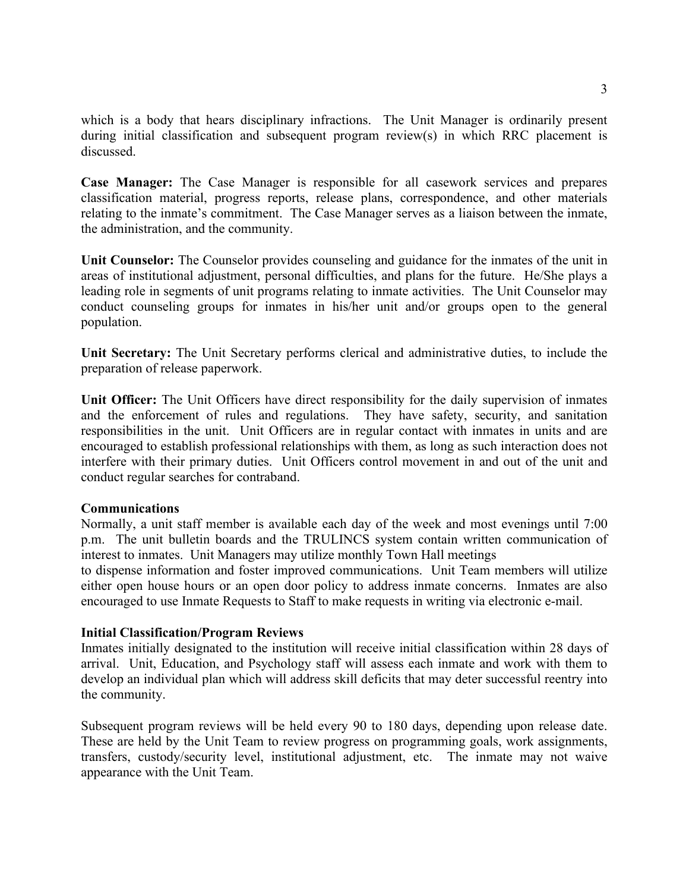which is a body that hears disciplinary infractions. The Unit Manager is ordinarily present during initial classification and subsequent program review(s) in which RRC placement is discussed.

**Case Manager:** The Case Manager is responsible for all casework services and prepares classification material, progress reports, release plans, correspondence, and other materials relating to the inmate's commitment. The Case Manager serves as a liaison between the inmate, the administration, and the community.

**Unit Counselor:** The Counselor provides counseling and guidance for the inmates of the unit in areas of institutional adjustment, personal difficulties, and plans for the future. He/She plays a leading role in segments of unit programs relating to inmate activities. The Unit Counselor may conduct counseling groups for inmates in his/her unit and/or groups open to the general population.

**Unit Secretary:** The Unit Secretary performs clerical and administrative duties, to include the preparation of release paperwork.

**Unit Officer:** The Unit Officers have direct responsibility for the daily supervision of inmates and the enforcement of rules and regulations. They have safety, security, and sanitation responsibilities in the unit. Unit Officers are in regular contact with inmates in units and are encouraged to establish professional relationships with them, as long as such interaction does not interfere with their primary duties. Unit Officers control movement in and out of the unit and conduct regular searches for contraband.

**Communications**

Normally, a unit staff member is available each day of the week and most evenings until 7:00 p.m. The unit bulletin boards and the TRULINCS system contain written communication of interest to inmates. Unit Managers may utilize monthly Town Hall meetings to dispense information and foster improved communications. Unit Team members will utilize either open house hours or an open door policy to address inmate concerns. Inmates are also encouraged to use Inmate Requests to Staff to make requests in writing via electronic e-mail.

**Initial Classification/Program Reviews**

Inmates initially designated to the institution will receive initial classification within 28 days of arrival. Unit, Education, and Psychology staff will assess each inmate and work with them to develop an individual plan which will address skill deficits that may deter successful reentry into the community.

Subsequent program reviews will be held every 90 to 180 days, depending upon release date. These are held by the Unit Team to review progress on programming goals, work assignments, transfers, custody/security level, institutional adjustment, etc. The inmate may not waive appearance with the Unit Team.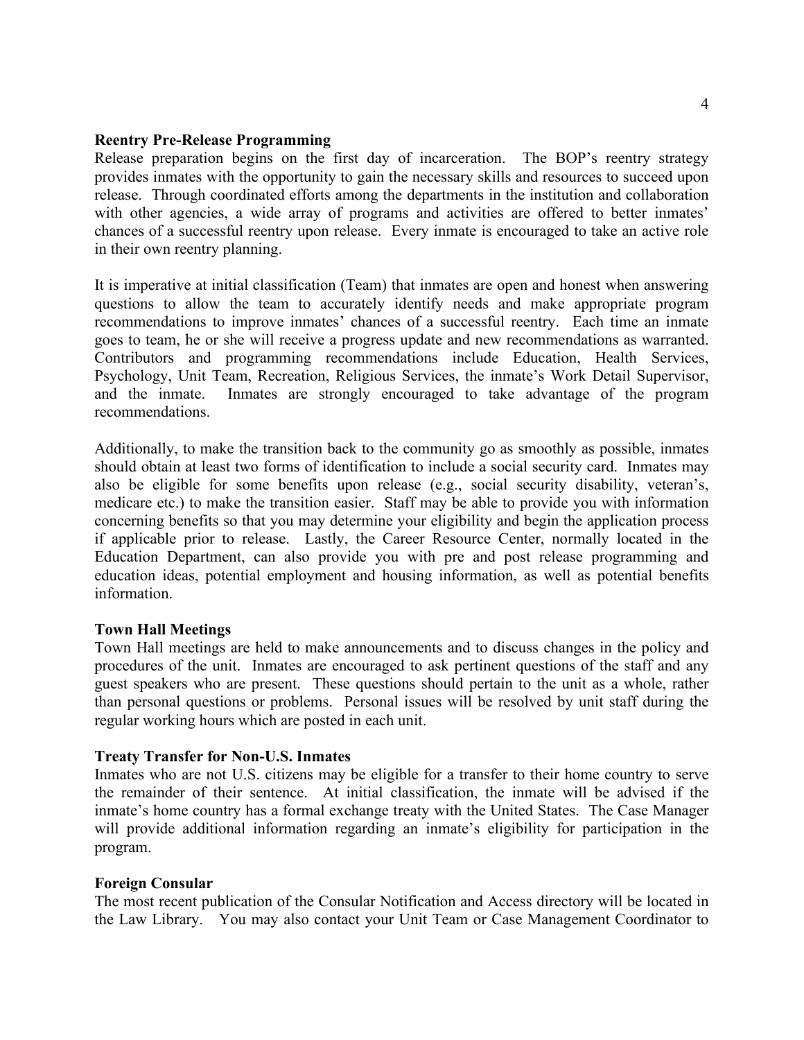**Reentry Pre-Release Programming**

Release preparation begins on the first day of incarceration. The BOP's reentry strategy provides inmates with the opportunity to gain the necessary skills and resources to succeed upon release. Through coordinated efforts among the departments in the institution and collaboration with other agencies, a wide array of programs and activities are offered to better inmates' chances of a successful reentry upon release. Every inmate is encouraged to take an active role in their own reentry planning.

It is imperative at initial classification (Team) that inmates are open and honest when answering questions to allow the team to accurately identify needs and make appropriate program recommendations to improve inmates' chances of a successful reentry. Each time an inmate goes to team, he or she will receive a progress update and new recommendations as warranted. Contributors and programming recommendations include Education, Health Services, Psychology, Unit Team, Recreation, Religious Services, the inmate's Work Detail Supervisor, and the inmate. Inmates are strongly encouraged to take advantage of the program recommendations.

Additionally, to make the transition back to the community go as smoothly as possible, inmates should obtain at least two forms of identification to include a social security card. Inmates may also be eligible for some benefits upon release (e.g., social security disability, veteran's, medicare etc.) to make the transition easier. Staff may be able to provide you with information concerning benefits so that you may determine your eligibility and begin the application process if applicable prior to release. Lastly, the Career Resource Center, normally located in the Education Department, can also provide you with pre and post release programming and education ideas, potential employment and housing information, as well as potential benefits information.

**Town Hall Meetings**

Town Hall meetings are held to make announcements and to discuss changes in the policy and procedures of the unit. Inmates are encouraged to ask pertinent questions of the staff and any guest speakers who are present. These questions should pertain to the unit as a whole, rather than personal questions or problems. Personal issues will be resolved by unit staff during the regular working hours which are posted in each unit.

**Treaty Transfer for Non-U.S. Inmates**

Inmates who are not U.S. citizens may be eligible for a transfer to their home country to serve the remainder of their sentence. At initial classification, the inmate will be advised if the inmate's home country has a formal exchange treaty with the United States. The Case Manager will provide additional information regarding an inmate's eligibility for participation in the program.

**Foreign Consular**

The most recent publication of the Consular Notification and Access directory will be located in the Law Library. You may also contact your Unit Team or Case Management Coordinator to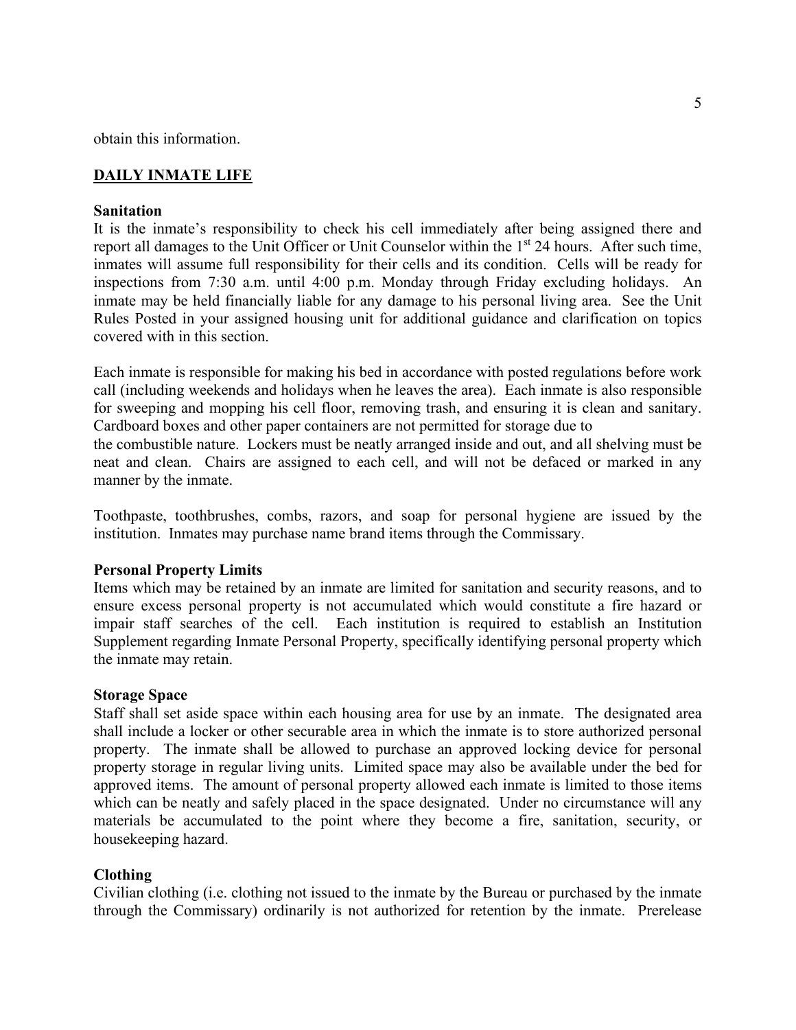obtain this information.

## DAILY INMATE LIFE

### Sanitation

It is the inmate's responsibility to check his cell immediately after being assigned there and report all damages to the Unit Officer or Unit Counselor within the 1st 24 hours. After such time, inmates will assume full responsibility for their cells and its condition. Cells will be ready for inspections from 7:30 a.m. until 4:00 p.m. Monday through Friday excluding holidays. An inmate may be held financially liable for any damage to his personal living area. See the Unit Rules Posted in your assigned housing unit for additional guidance and clarification on topics covered with in this section.

Each inmate is responsible for making his bed in accordance with posted regulations before work call (including weekends and holidays when he leaves the area). Each inmate is also responsible for sweeping and mopping his cell floor, removing trash, and ensuring it is clean and sanitary. Cardboard boxes and other paper containers are not permitted for storage due to the combustible nature. Lockers must be neatly arranged inside and out, and all shelving must be neat and clean. Chairs are assigned to each cell, and will not be defaced or marked in any manner by the inmate.

Toothpaste, toothbrushes, combs, razors, and soap for personal hygiene are issued by the institution. Inmates may purchase name brand items through the Commissary.

### Personal Property Limits

Items which may be retained by an inmate are limited for sanitation and security reasons, and to ensure excess personal property is not accumulated which would constitute a fire hazard or impair staff searches of the cell. Each institution is required to establish an Institution Supplement regarding Inmate Personal Property, specifically identifying personal property which the inmate may retain.

### Storage Space

Staff shall set aside space within each housing area for use by an inmate. The designated area shall include a locker or other securable area in which the inmate is to store authorized personal property. The inmate shall be allowed to purchase an approved locking device for personal property storage in regular living units. Limited space may also be available under the bed for approved items. The amount of personal property allowed each inmate is limited to those items which can be neatly and safely placed in the space designated. Under no circumstance will any materials be accumulated to the point where they become a fire, sanitation, security, or housekeeping hazard.

### Clothing

Civilian clothing (i.e. clothing not issued to the inmate by the Bureau or purchased by the inmate through the Commissary) ordinarily is not authorized for retention by the inmate. Prerelease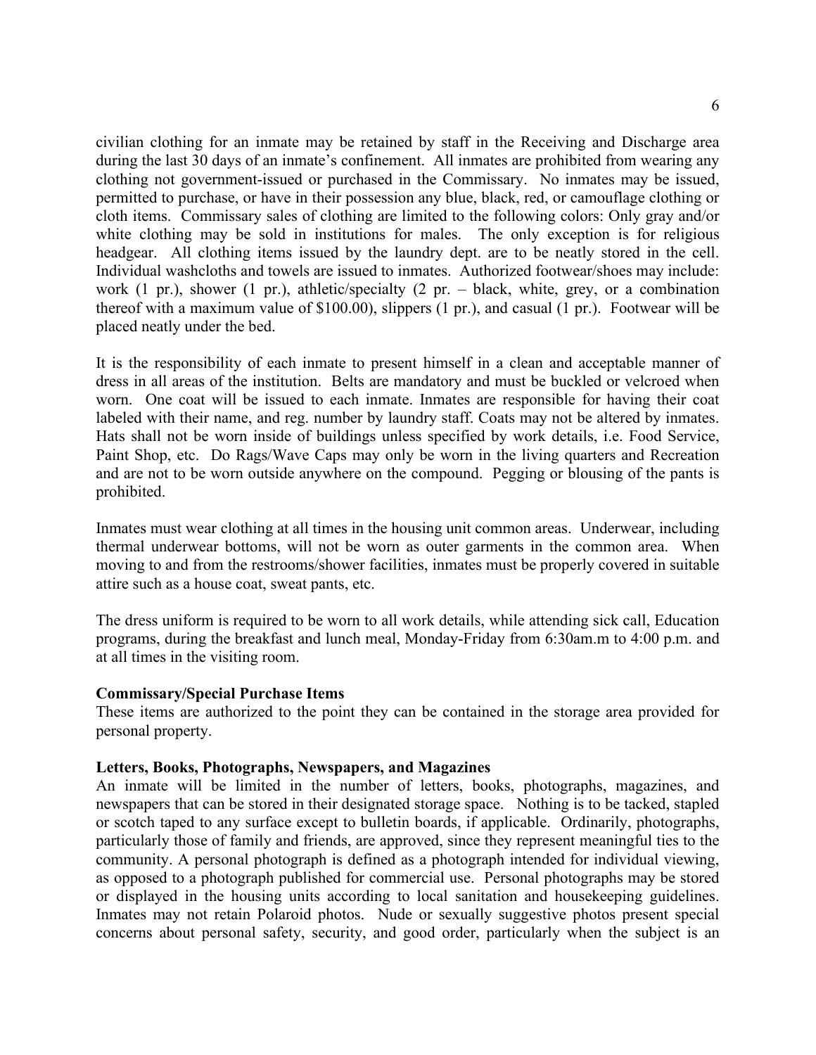civilian clothing for an inmate may be retained by staff in the Receiving and Discharge area during the last 30 days of an inmate's confinement. All inmates are prohibited from wearing any clothing not government-issued or purchased in the Commissary. No inmates may be issued, permitted to purchase, or have in their possession any blue, black, red, or camouflage clothing or cloth items. Commissary sales of clothing are limited to the following colors: Only gray and/or white clothing may be sold in institutions for males. The only exception is for religious headgear. All clothing items issued by the laundry dept. are to be neatly stored in the cell. Individual washcloths and towels are issued to inmates. Authorized footwear/shoes may include: work (1 pr.), shower (1 pr.), athletic/specialty (2 pr. – black, white, grey, or a combination thereof with a maximum value of $100.00), slippers (1 pr.), and casual (1 pr.). Footwear will be placed neatly under the bed.

It is the responsibility of each inmate to present himself in a clean and acceptable manner of dress in all areas of the institution. Belts are mandatory and must be buckled or velcroed when worn. One coat will be issued to each inmate. Inmates are responsible for having their coat labeled with their name, and reg. number by laundry staff. Coats may not be altered by inmates. Hats shall not be worn inside of buildings unless specified by work details, i.e. Food Service, Paint Shop, etc. Do Rags/Wave Caps may only be worn in the living quarters and Recreation and are not to be worn outside anywhere on the compound. Pegging or blousing of the pants is prohibited.

Inmates must wear clothing at all times in the housing unit common areas. Underwear, including thermal underwear bottoms, will not be worn as outer garments in the common area. When moving to and from the restrooms/shower facilities, inmates must be properly covered in suitable attire such as a house coat, sweat pants, etc.

The dress uniform is required to be worn to all work details, while attending sick call, Education programs, during the breakfast and lunch meal, Monday-Friday from 6:30am.m to 4:00 p.m. and at all times in the visiting room.

**Commissary/Special Purchase Items**

These items are authorized to the point they can be contained in the storage area provided for personal property.

**Letters, Books, Photographs, Newspapers, and Magazines**

An inmate will be limited in the number of letters, books, photographs, magazines, and newspapers that can be stored in their designated storage space. Nothing is to be tacked, stapled or scotch taped to any surface except to bulletin boards, if applicable. Ordinarily, photographs, particularly those of family and friends, are approved, since they represent meaningful ties to the community. A personal photograph is defined as a photograph intended for individual viewing, as opposed to a photograph published for commercial use. Personal photographs may be stored or displayed in the housing units according to local sanitation and housekeeping guidelines. Inmates may not retain Polaroid photos. Nude or sexually suggestive photos present special concerns about personal safety, security, and good order, particularly when the subject is an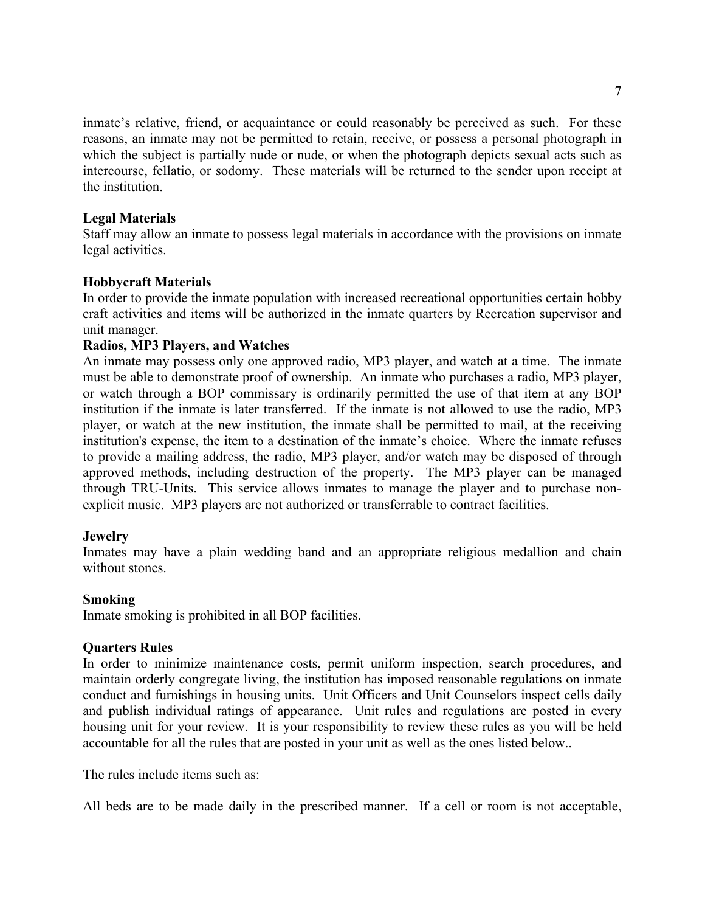inmate's relative, friend, or acquaintance or could reasonably be perceived as such. For these reasons, an inmate may not be permitted to retain, receive, or possess a personal photograph in which the subject is partially nude or nude, or when the photograph depicts sexual acts such as intercourse, fellatio, or sodomy. These materials will be returned to the sender upon receipt at the institution.

**Legal Materials**
Staff may allow an inmate to possess legal materials in accordance with the provisions on inmate legal activities.

**Hobbycraft Materials**
In order to provide the inmate population with increased recreational opportunities certain hobby craft activities and items will be authorized in the inmate quarters by Recreation supervisor and unit manager.

**Radios, MP3 Players, and Watches**
An inmate may possess only one approved radio, MP3 player, and watch at a time. The inmate must be able to demonstrate proof of ownership. An inmate who purchases a radio, MP3 player, or watch through a BOP commissary is ordinarily permitted the use of that item at any BOP institution if the inmate is later transferred. If the inmate is not allowed to use the radio, MP3 player, or watch at the new institution, the inmate shall be permitted to mail, at the receiving institution's expense, the item to a destination of the inmate's choice. Where the inmate refuses to provide a mailing address, the radio, MP3 player, and/or watch may be disposed of through approved methods, including destruction of the property. The MP3 player can be managed through TRU-Units. This service allows inmates to manage the player and to purchase non-explicit music. MP3 players are not authorized or transferrable to contract facilities.

**Jewelry**
Inmates may have a plain wedding band and an appropriate religious medallion and chain without stones.

**Smoking**
Inmate smoking is prohibited in all BOP facilities.

**Quarters Rules**
In order to minimize maintenance costs, permit uniform inspection, search procedures, and maintain orderly congregate living, the institution has imposed reasonable regulations on inmate conduct and furnishings in housing units. Unit Officers and Unit Counselors inspect cells daily and publish individual ratings of appearance. Unit rules and regulations are posted in every housing unit for your review. It is your responsibility to review these rules as you will be held accountable for all the rules that are posted in your unit as well as the ones listed below..

The rules include items such as:

All beds are to be made daily in the prescribed manner. If a cell or room is not acceptable,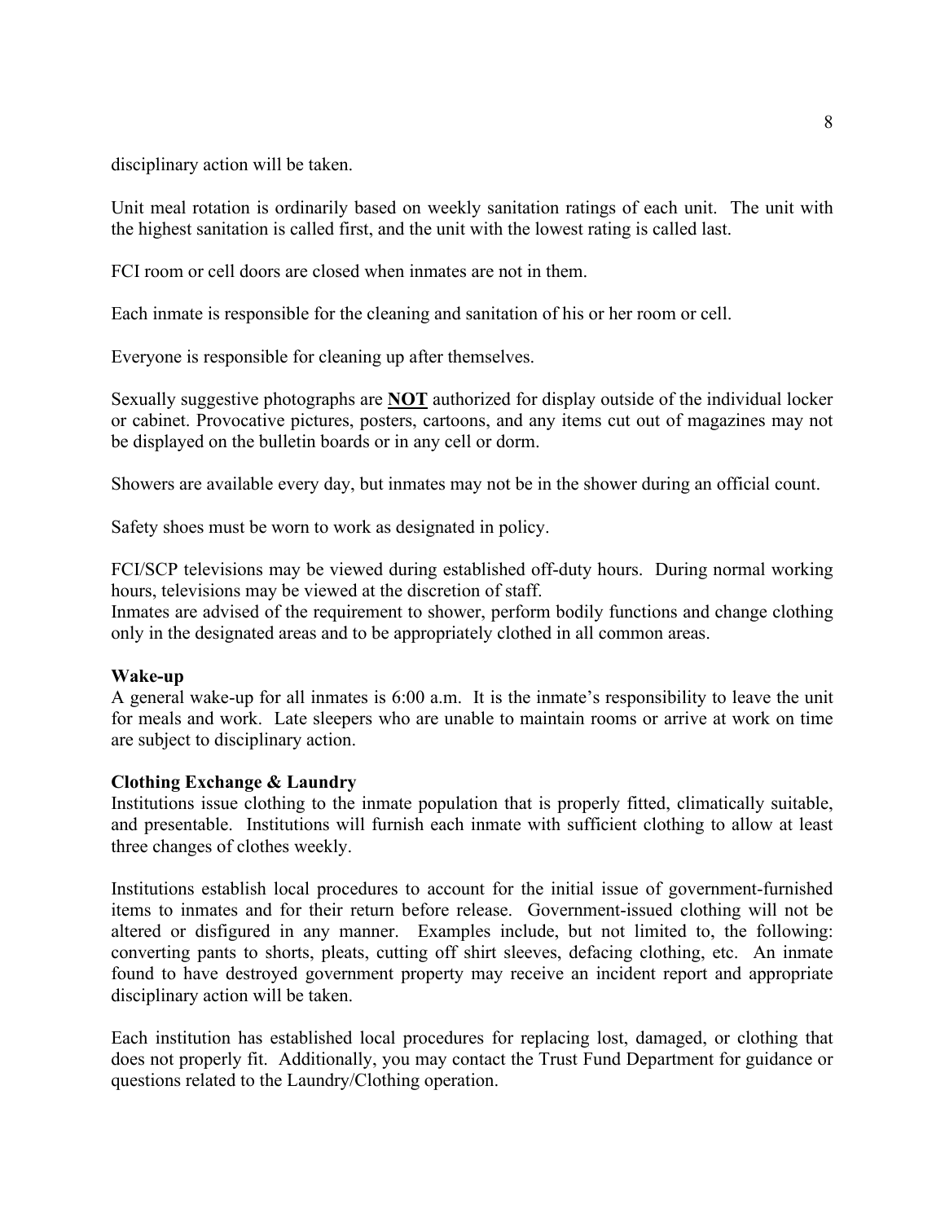disciplinary action will be taken.

Unit meal rotation is ordinarily based on weekly sanitation ratings of each unit. The unit with the highest sanitation is called first, and the unit with the lowest rating is called last.

FCI room or cell doors are closed when inmates are not in them.

Each inmate is responsible for the cleaning and sanitation of his or her room or cell.

Everyone is responsible for cleaning up after themselves.

Sexually suggestive photographs are **NOT** authorized for display outside of the individual locker or cabinet. Provocative pictures, posters, cartoons, and any items cut out of magazines may not be displayed on the bulletin boards or in any cell or dorm.

Showers are available every day, but inmates may not be in the shower during an official count.

Safety shoes must be worn to work as designated in policy.

FCI/SCP televisions may be viewed during established off-duty hours. During normal working hours, televisions may be viewed at the discretion of staff.
Inmates are advised of the requirement to shower, perform bodily functions and change clothing only in the designated areas and to be appropriately clothed in all common areas.

**Wake-up**
A general wake-up for all inmates is 6:00 a.m. It is the inmate's responsibility to leave the unit for meals and work. Late sleepers who are unable to maintain rooms or arrive at work on time are subject to disciplinary action.

**Clothing Exchange & Laundry**
Institutions issue clothing to the inmate population that is properly fitted, climatically suitable, and presentable. Institutions will furnish each inmate with sufficient clothing to allow at least three changes of clothes weekly.

Institutions establish local procedures to account for the initial issue of government-furnished items to inmates and for their return before release. Government-issued clothing will not be altered or disfigured in any manner. Examples include, but not limited to, the following: converting pants to shorts, pleats, cutting off shirt sleeves, defacing clothing, etc. An inmate found to have destroyed government property may receive an incident report and appropriate disciplinary action will be taken.

Each institution has established local procedures for replacing lost, damaged, or clothing that does not properly fit. Additionally, you may contact the Trust Fund Department for guidance or questions related to the Laundry/Clothing operation.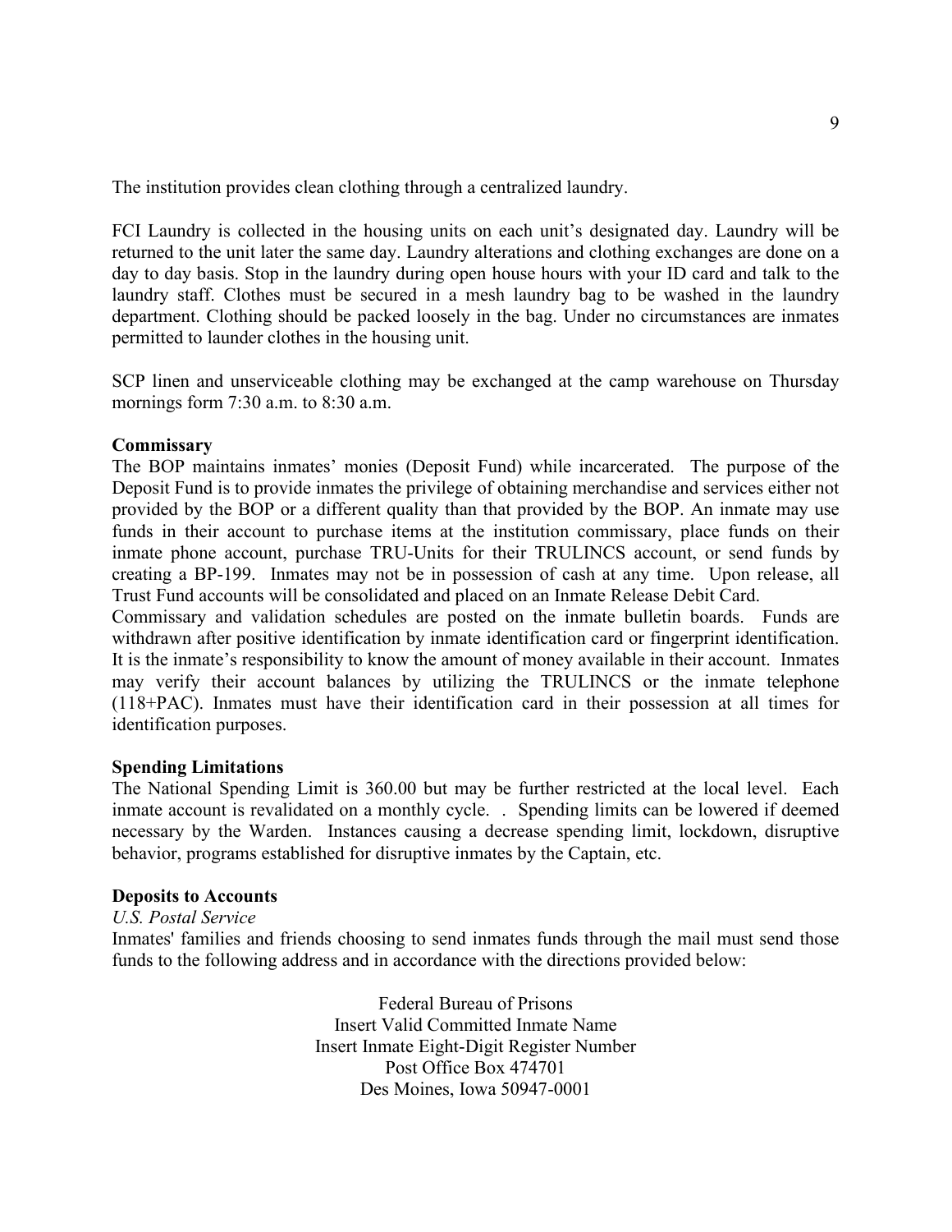The institution provides clean clothing through a centralized laundry.

FCI Laundry is collected in the housing units on each unit's designated day. Laundry will be returned to the unit later the same day. Laundry alterations and clothing exchanges are done on a day to day basis. Stop in the laundry during open house hours with your ID card and talk to the laundry staff. Clothes must be secured in a mesh laundry bag to be washed in the laundry department. Clothing should be packed loosely in the bag. Under no circumstances are inmates permitted to launder clothes in the housing unit.

SCP linen and unserviceable clothing may be exchanged at the camp warehouse on Thursday mornings form 7:30 a.m. to 8:30 a.m.

**Commissary**

The BOP maintains inmates' monies (Deposit Fund) while incarcerated. The purpose of the Deposit Fund is to provide inmates the privilege of obtaining merchandise and services either not provided by the BOP or a different quality than that provided by the BOP. An inmate may use funds in their account to purchase items at the institution commissary, place funds on their inmate phone account, purchase TRU-Units for their TRULINCS account, or send funds by creating a BP-199. Inmates may not be in possession of cash at any time. Upon release, all Trust Fund accounts will be consolidated and placed on an Inmate Release Debit Card.

Commissary and validation schedules are posted on the inmate bulletin boards. Funds are withdrawn after positive identification by inmate identification card or fingerprint identification. It is the inmate's responsibility to know the amount of money available in their account. Inmates may verify their account balances by utilizing the TRULINCS or the inmate telephone (118+PAC). Inmates must have their identification card in their possession at all times for identification purposes.

**Spending Limitations**

The National Spending Limit is 360.00 but may be further restricted at the local level. Each inmate account is revalidated on a monthly cycle. . Spending limits can be lowered if deemed necessary by the Warden. Instances causing a decrease spending limit, lockdown, disruptive behavior, programs established for disruptive inmates by the Captain, etc.

**Deposits to Accounts**

*U.S. Postal Service*

Inmates' families and friends choosing to send inmates funds through the mail must send those funds to the following address and in accordance with the directions provided below:

Federal Bureau of Prisons
Insert Valid Committed Inmate Name
Insert Inmate Eight-Digit Register Number
Post Office Box 474701
Des Moines, Iowa 50947-0001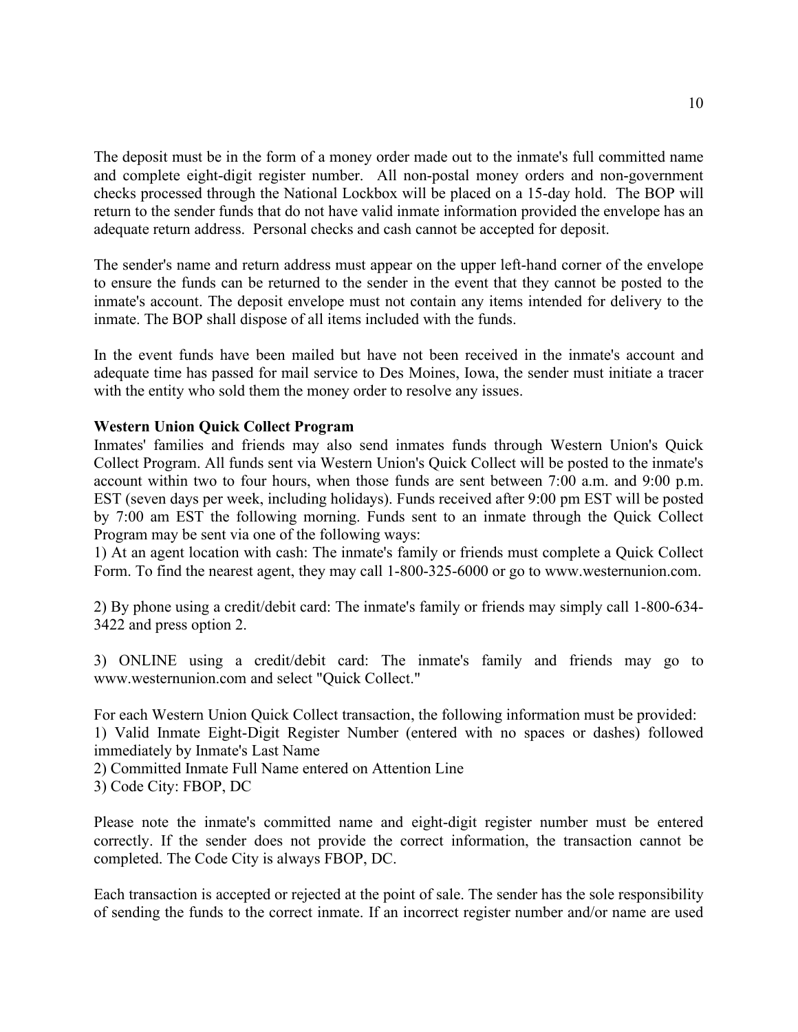The deposit must be in the form of a money order made out to the inmate's full committed name and complete eight-digit register number. All non-postal money orders and non-government checks processed through the National Lockbox will be placed on a 15-day hold. The BOP will return to the sender funds that do not have valid inmate information provided the envelope has an adequate return address. Personal checks and cash cannot be accepted for deposit.

The sender's name and return address must appear on the upper left-hand corner of the envelope to ensure the funds can be returned to the sender in the event that they cannot be posted to the inmate's account. The deposit envelope must not contain any items intended for delivery to the inmate. The BOP shall dispose of all items included with the funds.

In the event funds have been mailed but have not been received in the inmate's account and adequate time has passed for mail service to Des Moines, Iowa, the sender must initiate a tracer with the entity who sold them the money order to resolve any issues.

**Western Union Quick Collect Program**

Inmates' families and friends may also send inmates funds through Western Union's Quick Collect Program. All funds sent via Western Union's Quick Collect will be posted to the inmate's account within two to four hours, when those funds are sent between 7:00 a.m. and 9:00 p.m. EST (seven days per week, including holidays). Funds received after 9:00 pm EST will be posted by 7:00 am EST the following morning. Funds sent to an inmate through the Quick Collect Program may be sent via one of the following ways:

1) At an agent location with cash: The inmate's family or friends must complete a Quick Collect Form. To find the nearest agent, they may call 1-800-325-6000 or go to www.westernunion.com.

2) By phone using a credit/debit card: The inmate's family or friends may simply call 1-800-634-3422 and press option 2.

3) ONLINE using a credit/debit card: The inmate's family and friends may go to www.westernunion.com and select "Quick Collect."

For each Western Union Quick Collect transaction, the following information must be provided:

1) Valid Inmate Eight-Digit Register Number (entered with no spaces or dashes) followed immediately by Inmate's Last Name

2) Committed Inmate Full Name entered on Attention Line

3) Code City: FBOP, DC

Please note the inmate's committed name and eight-digit register number must be entered correctly. If the sender does not provide the correct information, the transaction cannot be completed. The Code City is always FBOP, DC.

Each transaction is accepted or rejected at the point of sale. The sender has the sole responsibility of sending the funds to the correct inmate. If an incorrect register number and/or name are used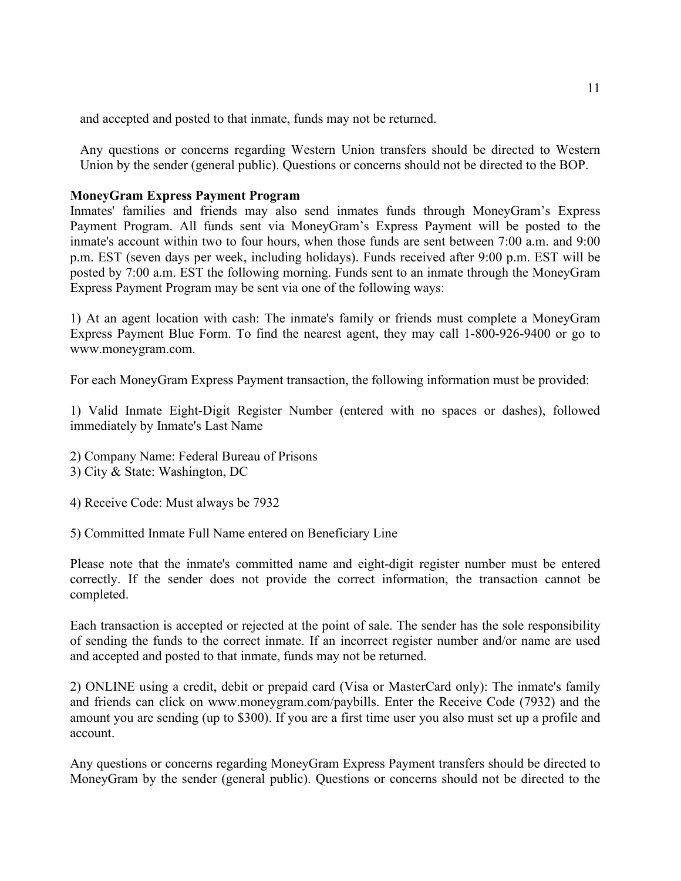and accepted and posted to that inmate, funds may not be returned.

Any questions or concerns regarding Western Union transfers should be directed to Western Union by the sender (general public). Questions or concerns should not be directed to the BOP.

**MoneyGram Express Payment Program**

Inmates' families and friends may also send inmates funds through MoneyGram's Express Payment Program. All funds sent via MoneyGram's Express Payment will be posted to the inmate's account within two to four hours, when those funds are sent between 7:00 a.m. and 9:00 p.m. EST (seven days per week, including holidays). Funds received after 9:00 p.m. EST will be posted by 7:00 a.m. EST the following morning. Funds sent to an inmate through the MoneyGram Express Payment Program may be sent via one of the following ways:

1) At an agent location with cash: The inmate's family or friends must complete a MoneyGram Express Payment Blue Form. To find the nearest agent, they may call 1-800-926-9400 or go to www.moneygram.com.

For each MoneyGram Express Payment transaction, the following information must be provided:

1) Valid Inmate Eight-Digit Register Number (entered with no spaces or dashes), followed immediately by Inmate's Last Name

2) Company Name: Federal Bureau of Prisons
3) City & State: Washington, DC

4) Receive Code: Must always be 7932

5) Committed Inmate Full Name entered on Beneficiary Line

Please note that the inmate's committed name and eight-digit register number must be entered correctly. If the sender does not provide the correct information, the transaction cannot be completed.

Each transaction is accepted or rejected at the point of sale. The sender has the sole responsibility of sending the funds to the correct inmate. If an incorrect register number and/or name are used and accepted and posted to that inmate, funds may not be returned.

2) ONLINE using a credit, debit or prepaid card (Visa or MasterCard only): The inmate's family and friends can click on www.moneygram.com/paybills. Enter the Receive Code (7932) and the amount you are sending (up to $300). If you are a first time user you also must set up a profile and account.

Any questions or concerns regarding MoneyGram Express Payment transfers should be directed to MoneyGram by the sender (general public). Questions or concerns should not be directed to the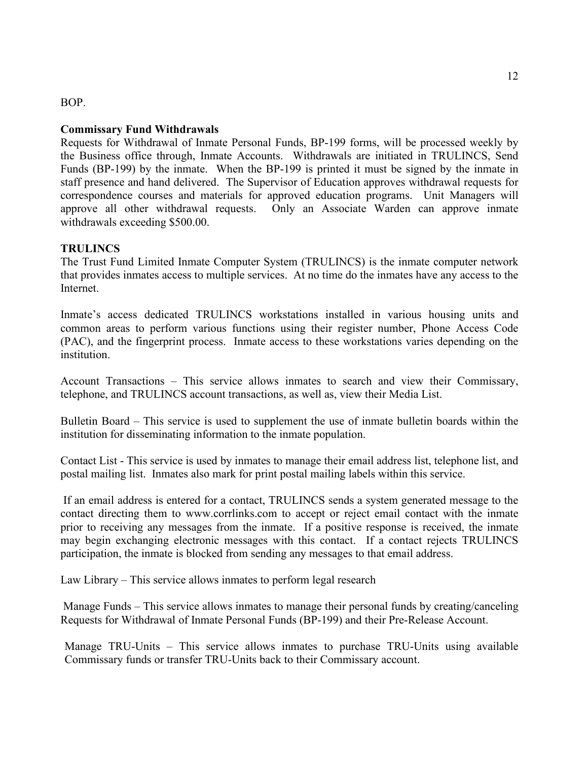BOP.

**Commissary Fund Withdrawals**

Requests for Withdrawal of Inmate Personal Funds, BP-199 forms, will be processed weekly by the Business office through, Inmate Accounts. Withdrawals are initiated in TRULINCS, Send Funds (BP-199) by the inmate. When the BP-199 is printed it must be signed by the inmate in staff presence and hand delivered. The Supervisor of Education approves withdrawal requests for correspondence courses and materials for approved education programs. Unit Managers will approve all other withdrawal requests. Only an Associate Warden can approve inmate withdrawals exceeding $500.00.

**TRULINCS**

The Trust Fund Limited Inmate Computer System (TRULINCS) is the inmate computer network that provides inmates access to multiple services. At no time do the inmates have any access to the Internet.

Inmate's access dedicated TRULINCS workstations installed in various housing units and common areas to perform various functions using their register number, Phone Access Code (PAC), and the fingerprint process. Inmate access to these workstations varies depending on the institution.

Account Transactions – This service allows inmates to search and view their Commissary, telephone, and TRULINCS account transactions, as well as, view their Media List.

Bulletin Board – This service is used to supplement the use of inmate bulletin boards within the institution for disseminating information to the inmate population.

Contact List - This service is used by inmates to manage their email address list, telephone list, and postal mailing list. Inmates also mark for print postal mailing labels within this service.

If an email address is entered for a contact, TRULINCS sends a system generated message to the contact directing them to www.corrlinks.com to accept or reject email contact with the inmate prior to receiving any messages from the inmate. If a positive response is received, the inmate may begin exchanging electronic messages with this contact. If a contact rejects TRULINCS participation, the inmate is blocked from sending any messages to that email address.

Law Library – This service allows inmates to perform legal research

Manage Funds – This service allows inmates to manage their personal funds by creating/canceling Requests for Withdrawal of Inmate Personal Funds (BP-199) and their Pre-Release Account.

Manage TRU-Units – This service allows inmates to purchase TRU-Units using available Commissary funds or transfer TRU-Units back to their Commissary account.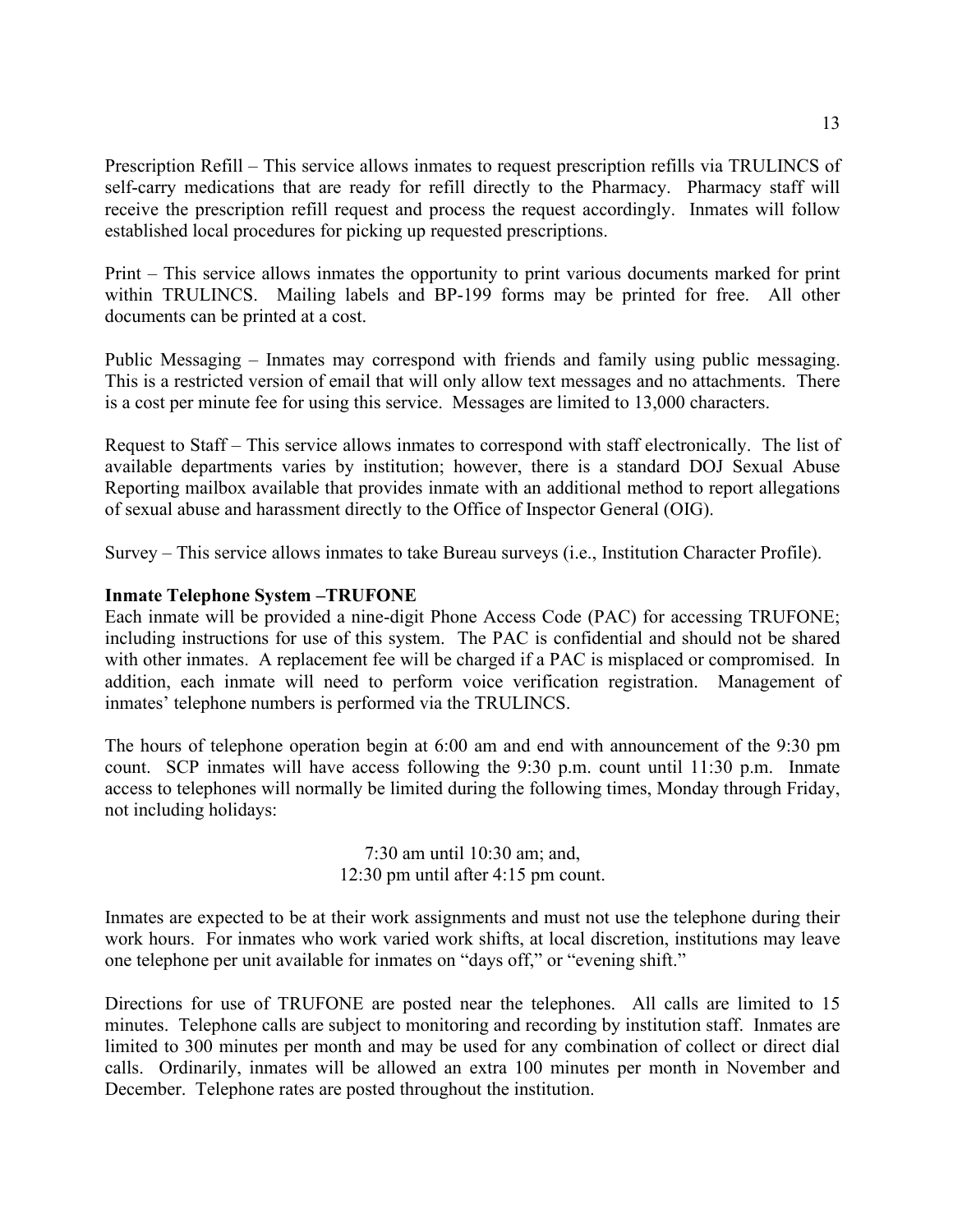Prescription Refill – This service allows inmates to request prescription refills via TRULINCS of self-carry medications that are ready for refill directly to the Pharmacy. Pharmacy staff will receive the prescription refill request and process the request accordingly. Inmates will follow established local procedures for picking up requested prescriptions.

Print – This service allows inmates the opportunity to print various documents marked for print within TRULINCS. Mailing labels and BP-199 forms may be printed for free. All other documents can be printed at a cost.

Public Messaging – Inmates may correspond with friends and family using public messaging. This is a restricted version of email that will only allow text messages and no attachments. There is a cost per minute fee for using this service. Messages are limited to 13,000 characters.

Request to Staff – This service allows inmates to correspond with staff electronically. The list of available departments varies by institution; however, there is a standard DOJ Sexual Abuse Reporting mailbox available that provides inmate with an additional method to report allegations of sexual abuse and harassment directly to the Office of Inspector General (OIG).

Survey – This service allows inmates to take Bureau surveys (i.e., Institution Character Profile).

**Inmate Telephone System –TRUFONE**

Each inmate will be provided a nine-digit Phone Access Code (PAC) for accessing TRUFONE; including instructions for use of this system. The PAC is confidential and should not be shared with other inmates. A replacement fee will be charged if a PAC is misplaced or compromised. In addition, each inmate will need to perform voice verification registration. Management of inmates' telephone numbers is performed via the TRULINCS.

The hours of telephone operation begin at 6:00 am and end with announcement of the 9:30 pm count. SCP inmates will have access following the 9:30 p.m. count until 11:30 p.m. Inmate access to telephones will normally be limited during the following times, Monday through Friday, not including holidays:

7:30 am until 10:30 am; and,
12:30 pm until after 4:15 pm count.

Inmates are expected to be at their work assignments and must not use the telephone during their work hours. For inmates who work varied work shifts, at local discretion, institutions may leave one telephone per unit available for inmates on "days off," or "evening shift."

Directions for use of TRUFONE are posted near the telephones. All calls are limited to 15 minutes. Telephone calls are subject to monitoring and recording by institution staff. Inmates are limited to 300 minutes per month and may be used for any combination of collect or direct dial calls. Ordinarily, inmates will be allowed an extra 100 minutes per month in November and December. Telephone rates are posted throughout the institution.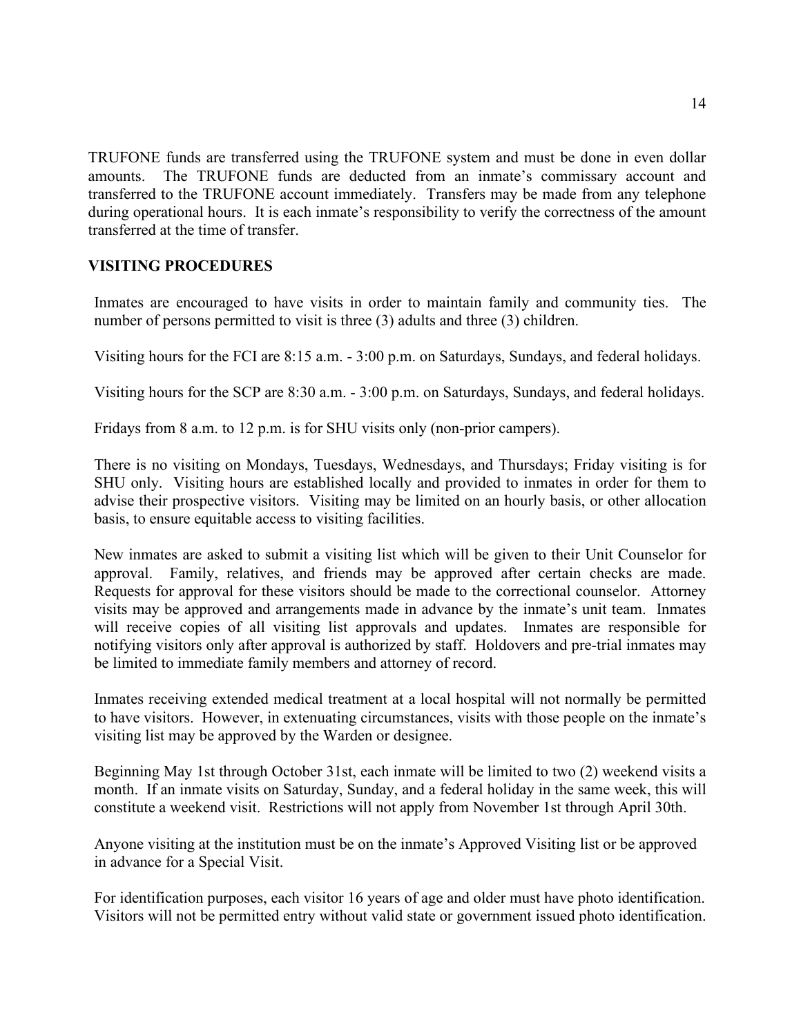TRUFONE funds are transferred using the TRUFONE system and must be done in even dollar amounts. The TRUFONE funds are deducted from an inmate's commissary account and transferred to the TRUFONE account immediately. Transfers may be made from any telephone during operational hours. It is each inmate's responsibility to verify the correctness of the amount transferred at the time of transfer.

## VISITING PROCEDURES

Inmates are encouraged to have visits in order to maintain family and community ties. The number of persons permitted to visit is three (3) adults and three (3) children.

Visiting hours for the FCI are 8:15 a.m. - 3:00 p.m. on Saturdays, Sundays, and federal holidays.

Visiting hours for the SCP are 8:30 a.m. - 3:00 p.m. on Saturdays, Sundays, and federal holidays.

Fridays from 8 a.m. to 12 p.m. is for SHU visits only (non-prior campers).

There is no visiting on Mondays, Tuesdays, Wednesdays, and Thursdays; Friday visiting is for SHU only. Visiting hours are established locally and provided to inmates in order for them to advise their prospective visitors. Visiting may be limited on an hourly basis, or other allocation basis, to ensure equitable access to visiting facilities.

New inmates are asked to submit a visiting list which will be given to their Unit Counselor for approval. Family, relatives, and friends may be approved after certain checks are made. Requests for approval for these visitors should be made to the correctional counselor. Attorney visits may be approved and arrangements made in advance by the inmate's unit team. Inmates will receive copies of all visiting list approvals and updates. Inmates are responsible for notifying visitors only after approval is authorized by staff. Holdovers and pre-trial inmates may be limited to immediate family members and attorney of record.

Inmates receiving extended medical treatment at a local hospital will not normally be permitted to have visitors. However, in extenuating circumstances, visits with those people on the inmate's visiting list may be approved by the Warden or designee.

Beginning May 1st through October 31st, each inmate will be limited to two (2) weekend visits a month. If an inmate visits on Saturday, Sunday, and a federal holiday in the same week, this will constitute a weekend visit. Restrictions will not apply from November 1st through April 30th.

Anyone visiting at the institution must be on the inmate's Approved Visiting list or be approved in advance for a Special Visit.

For identification purposes, each visitor 16 years of age and older must have photo identification. Visitors will not be permitted entry without valid state or government issued photo identification.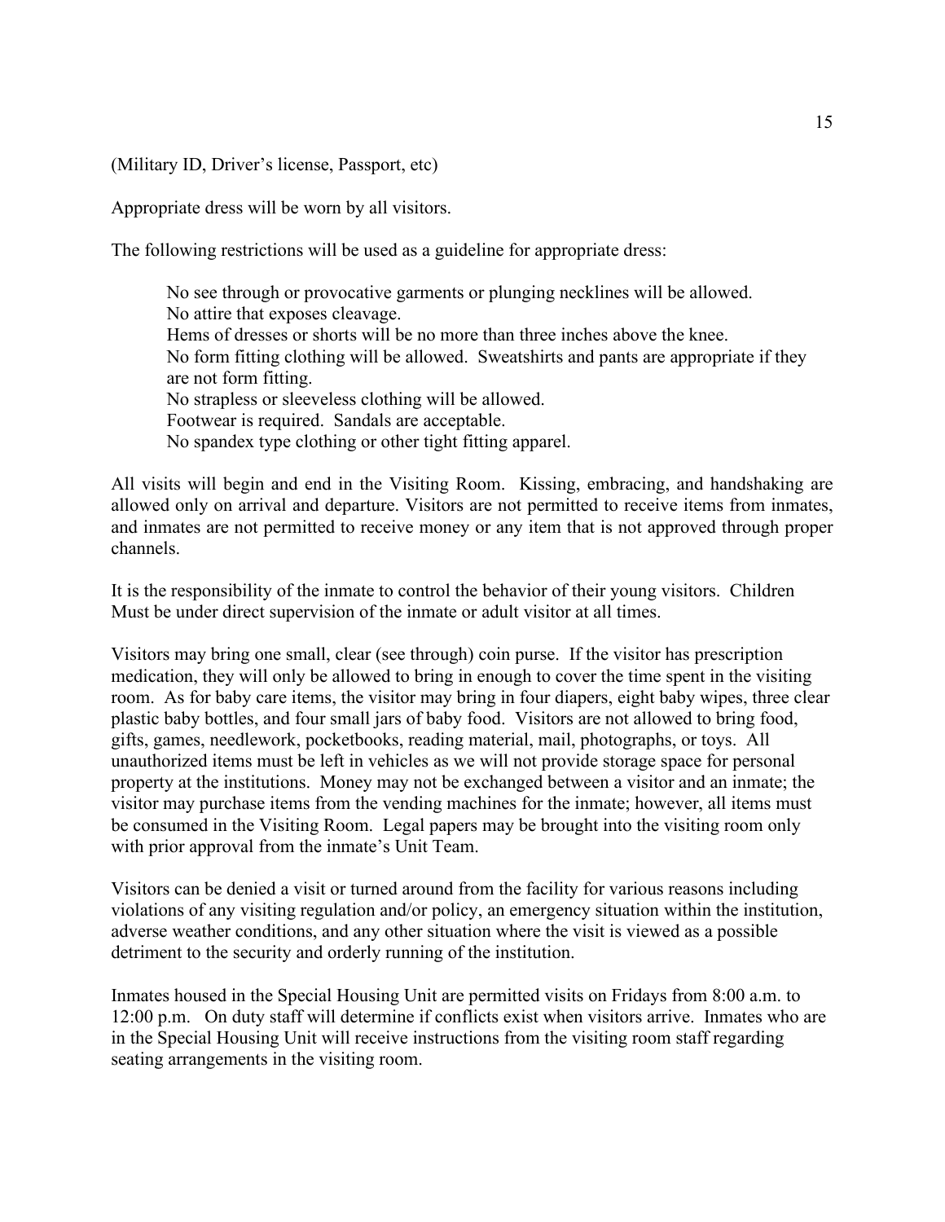(Military ID, Driver's license, Passport, etc)

Appropriate dress will be worn by all visitors.

The following restrictions will be used as a guideline for appropriate dress:

> No see through or provocative garments or plunging necklines will be allowed.
> No attire that exposes cleavage.
> Hems of dresses or shorts will be no more than three inches above the knee.
> No form fitting clothing will be allowed. Sweatshirts and pants are appropriate if they are not form fitting.
> No strapless or sleeveless clothing will be allowed.
> Footwear is required. Sandals are acceptable.
> No spandex type clothing or other tight fitting apparel.

All visits will begin and end in the Visiting Room. Kissing, embracing, and handshaking are allowed only on arrival and departure. Visitors are not permitted to receive items from inmates, and inmates are not permitted to receive money or any item that is not approved through proper channels.

It is the responsibility of the inmate to control the behavior of their young visitors. Children Must be under direct supervision of the inmate or adult visitor at all times.

Visitors may bring one small, clear (see through) coin purse. If the visitor has prescription medication, they will only be allowed to bring in enough to cover the time spent in the visiting room. As for baby care items, the visitor may bring in four diapers, eight baby wipes, three clear plastic baby bottles, and four small jars of baby food. Visitors are not allowed to bring food, gifts, games, needlework, pocketbooks, reading material, mail, photographs, or toys. All unauthorized items must be left in vehicles as we will not provide storage space for personal property at the institutions. Money may not be exchanged between a visitor and an inmate; the visitor may purchase items from the vending machines for the inmate; however, all items must be consumed in the Visiting Room. Legal papers may be brought into the visiting room only with prior approval from the inmate's Unit Team.

Visitors can be denied a visit or turned around from the facility for various reasons including violations of any visiting regulation and/or policy, an emergency situation within the institution, adverse weather conditions, and any other situation where the visit is viewed as a possible detriment to the security and orderly running of the institution.

Inmates housed in the Special Housing Unit are permitted visits on Fridays from 8:00 a.m. to 12:00 p.m. On duty staff will determine if conflicts exist when visitors arrive. Inmates who are in the Special Housing Unit will receive instructions from the visiting room staff regarding seating arrangements in the visiting room.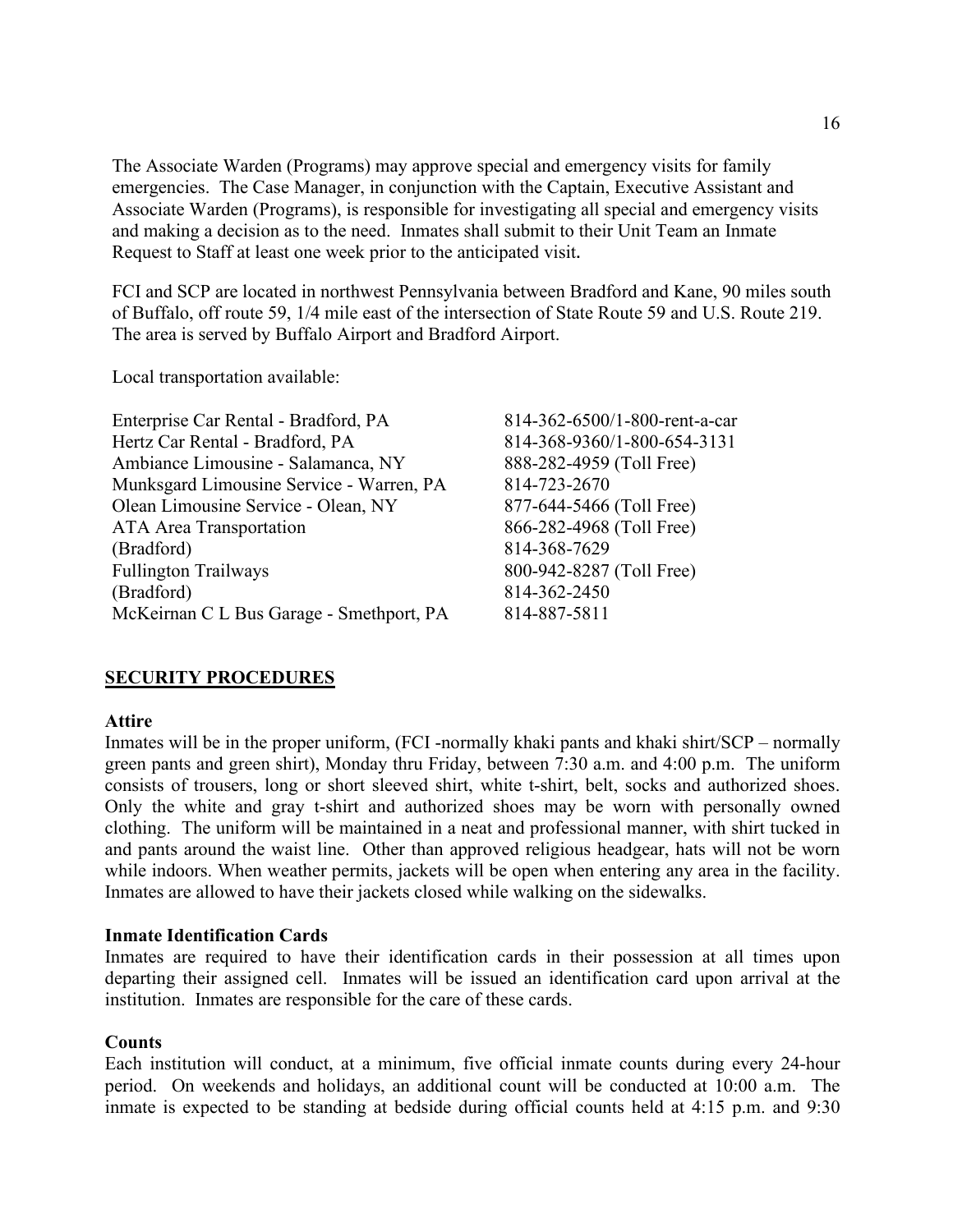The Associate Warden (Programs) may approve special and emergency visits for family emergencies. The Case Manager, in conjunction with the Captain, Executive Assistant and Associate Warden (Programs), is responsible for investigating all special and emergency visits and making a decision as to the need. Inmates shall submit to their Unit Team an Inmate Request to Staff at least one week prior to the anticipated visit.

FCI and SCP are located in northwest Pennsylvania between Bradford and Kane, 90 miles south of Buffalo, off route 59, 1/4 mile east of the intersection of State Route 59 and U.S. Route 219. The area is served by Buffalo Airport and Bradford Airport.

Local transportation available:

| | |
|---|---|
| Enterprise Car Rental - Bradford, PA | 814-362-6500/1-800-rent-a-car |
| Hertz Car Rental - Bradford, PA | 814-368-9360/1-800-654-3131 |
| Ambiance Limousine - Salamanca, NY | 888-282-4959 (Toll Free) |
| Munksgard Limousine Service - Warren, PA | 814-723-2670 |
| Olean Limousine Service - Olean, NY | 877-644-5466 (Toll Free) |
| ATA Area Transportation | 866-282-4968 (Toll Free) |
| (Bradford) | 814-368-7629 |
| Fullington Trailways | 800-942-8287 (Toll Free) |
| (Bradford) | 814-362-2450 |
| McKeirnan C L Bus Garage - Smethport, PA | 814-887-5811 |

## SECURITY PROCEDURES

### Attire

Inmates will be in the proper uniform, (FCI -normally khaki pants and khaki shirt/SCP – normally green pants and green shirt), Monday thru Friday, between 7:30 a.m. and 4:00 p.m. The uniform consists of trousers, long or short sleeved shirt, white t-shirt, belt, socks and authorized shoes. Only the white and gray t-shirt and authorized shoes may be worn with personally owned clothing. The uniform will be maintained in a neat and professional manner, with shirt tucked in and pants around the waist line. Other than approved religious headgear, hats will not be worn while indoors. When weather permits, jackets will be open when entering any area in the facility. Inmates are allowed to have their jackets closed while walking on the sidewalks.

### Inmate Identification Cards

Inmates are required to have their identification cards in their possession at all times upon departing their assigned cell. Inmates will be issued an identification card upon arrival at the institution. Inmates are responsible for the care of these cards.

### Counts

Each institution will conduct, at a minimum, five official inmate counts during every 24-hour period. On weekends and holidays, an additional count will be conducted at 10:00 a.m. The inmate is expected to be standing at bedside during official counts held at 4:15 p.m. and 9:30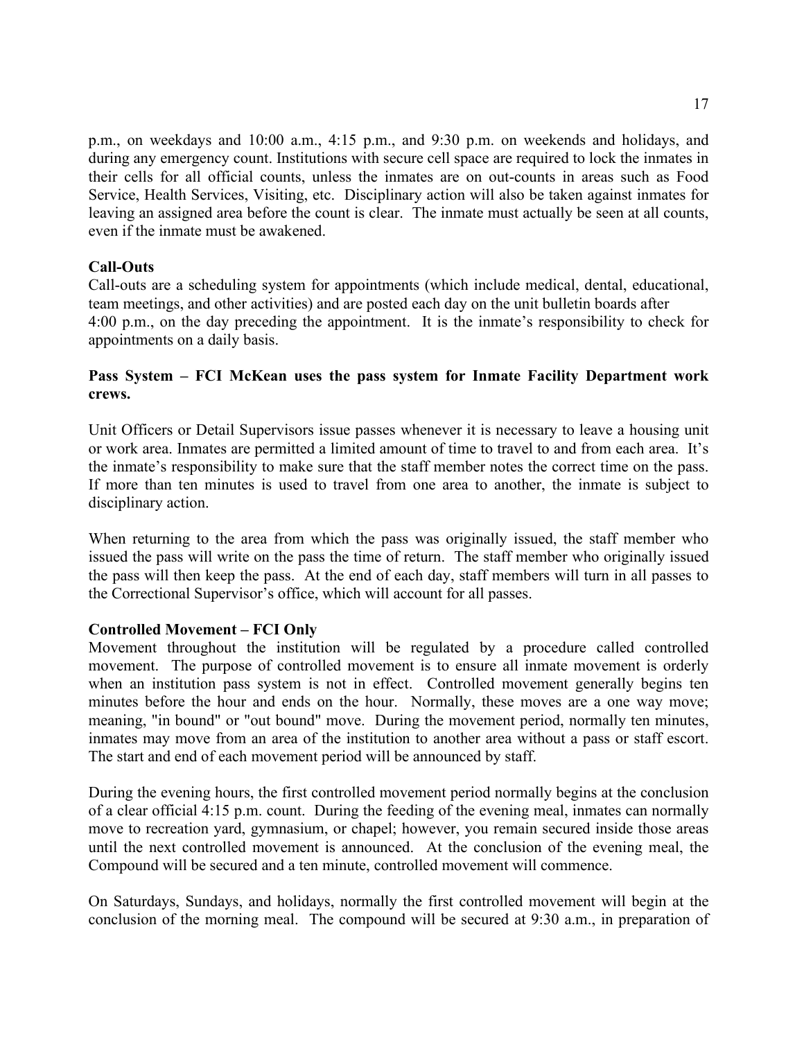p.m., on weekdays and 10:00 a.m., 4:15 p.m., and 9:30 p.m. on weekends and holidays, and during any emergency count. Institutions with secure cell space are required to lock the inmates in their cells for all official counts, unless the inmates are on out-counts in areas such as Food Service, Health Services, Visiting, etc. Disciplinary action will also be taken against inmates for leaving an assigned area before the count is clear. The inmate must actually be seen at all counts, even if the inmate must be awakened.

**Call-Outs**

Call-outs are a scheduling system for appointments (which include medical, dental, educational, team meetings, and other activities) and are posted each day on the unit bulletin boards after 4:00 p.m., on the day preceding the appointment. It is the inmate's responsibility to check for appointments on a daily basis.

**Pass System – FCI McKean uses the pass system for Inmate Facility Department work crews.**

Unit Officers or Detail Supervisors issue passes whenever it is necessary to leave a housing unit or work area. Inmates are permitted a limited amount of time to travel to and from each area. It's the inmate's responsibility to make sure that the staff member notes the correct time on the pass. If more than ten minutes is used to travel from one area to another, the inmate is subject to disciplinary action.

When returning to the area from which the pass was originally issued, the staff member who issued the pass will write on the pass the time of return. The staff member who originally issued the pass will then keep the pass. At the end of each day, staff members will turn in all passes to the Correctional Supervisor's office, which will account for all passes.

**Controlled Movement – FCI Only**

Movement throughout the institution will be regulated by a procedure called controlled movement. The purpose of controlled movement is to ensure all inmate movement is orderly when an institution pass system is not in effect. Controlled movement generally begins ten minutes before the hour and ends on the hour. Normally, these moves are a one way move; meaning, "in bound" or "out bound" move. During the movement period, normally ten minutes, inmates may move from an area of the institution to another area without a pass or staff escort. The start and end of each movement period will be announced by staff.

During the evening hours, the first controlled movement period normally begins at the conclusion of a clear official 4:15 p.m. count. During the feeding of the evening meal, inmates can normally move to recreation yard, gymnasium, or chapel; however, you remain secured inside those areas until the next controlled movement is announced. At the conclusion of the evening meal, the Compound will be secured and a ten minute, controlled movement will commence.

On Saturdays, Sundays, and holidays, normally the first controlled movement will begin at the conclusion of the morning meal. The compound will be secured at 9:30 a.m., in preparation of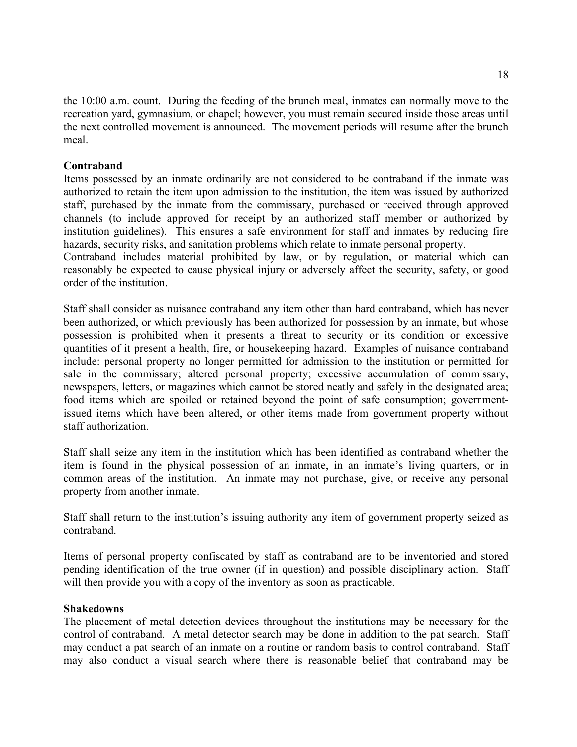the 10:00 a.m. count. During the feeding of the brunch meal, inmates can normally move to the recreation yard, gymnasium, or chapel; however, you must remain secured inside those areas until the next controlled movement is announced. The movement periods will resume after the brunch meal.

**Contraband**

Items possessed by an inmate ordinarily are not considered to be contraband if the inmate was authorized to retain the item upon admission to the institution, the item was issued by authorized staff, purchased by the inmate from the commissary, purchased or received through approved channels (to include approved for receipt by an authorized staff member or authorized by institution guidelines). This ensures a safe environment for staff and inmates by reducing fire hazards, security risks, and sanitation problems which relate to inmate personal property.

Contraband includes material prohibited by law, or by regulation, or material which can reasonably be expected to cause physical injury or adversely affect the security, safety, or good order of the institution.

Staff shall consider as nuisance contraband any item other than hard contraband, which has never been authorized, or which previously has been authorized for possession by an inmate, but whose possession is prohibited when it presents a threat to security or its condition or excessive quantities of it present a health, fire, or housekeeping hazard. Examples of nuisance contraband include: personal property no longer permitted for admission to the institution or permitted for sale in the commissary; altered personal property; excessive accumulation of commissary, newspapers, letters, or magazines which cannot be stored neatly and safely in the designated area; food items which are spoiled or retained beyond the point of safe consumption; government-issued items which have been altered, or other items made from government property without staff authorization.

Staff shall seize any item in the institution which has been identified as contraband whether the item is found in the physical possession of an inmate, in an inmate's living quarters, or in common areas of the institution. An inmate may not purchase, give, or receive any personal property from another inmate.

Staff shall return to the institution's issuing authority any item of government property seized as contraband.

Items of personal property confiscated by staff as contraband are to be inventoried and stored pending identification of the true owner (if in question) and possible disciplinary action. Staff will then provide you with a copy of the inventory as soon as practicable.

**Shakedowns**

The placement of metal detection devices throughout the institutions may be necessary for the control of contraband. A metal detector search may be done in addition to the pat search. Staff may conduct a pat search of an inmate on a routine or random basis to control contraband. Staff may also conduct a visual search where there is reasonable belief that contraband may be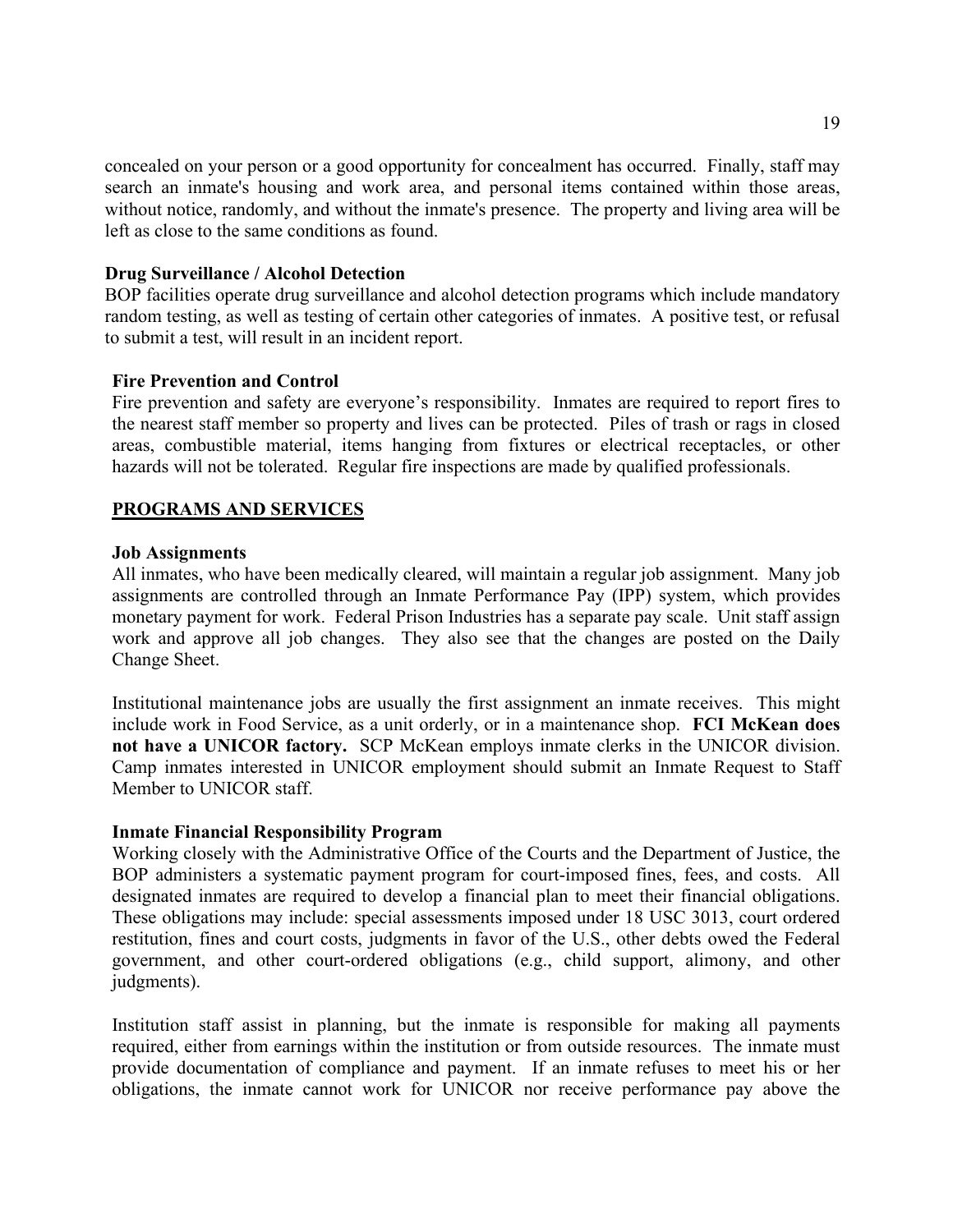concealed on your person or a good opportunity for concealment has occurred. Finally, staff may search an inmate's housing and work area, and personal items contained within those areas, without notice, randomly, and without the inmate's presence. The property and living area will be left as close to the same conditions as found.

**Drug Surveillance / Alcohol Detection**

BOP facilities operate drug surveillance and alcohol detection programs which include mandatory random testing, as well as testing of certain other categories of inmates. A positive test, or refusal to submit a test, will result in an incident report.

**Fire Prevention and Control**

Fire prevention and safety are everyone's responsibility. Inmates are required to report fires to the nearest staff member so property and lives can be protected. Piles of trash or rags in closed areas, combustible material, items hanging from fixtures or electrical receptacles, or other hazards will not be tolerated. Regular fire inspections are made by qualified professionals.

## PROGRAMS AND SERVICES

**Job Assignments**

All inmates, who have been medically cleared, will maintain a regular job assignment. Many job assignments are controlled through an Inmate Performance Pay (IPP) system, which provides monetary payment for work. Federal Prison Industries has a separate pay scale. Unit staff assign work and approve all job changes. They also see that the changes are posted on the Daily Change Sheet.

Institutional maintenance jobs are usually the first assignment an inmate receives. This might include work in Food Service, as a unit orderly, or in a maintenance shop. **FCI McKean does not have a UNICOR factory.** SCP McKean employs inmate clerks in the UNICOR division. Camp inmates interested in UNICOR employment should submit an Inmate Request to Staff Member to UNICOR staff.

**Inmate Financial Responsibility Program**

Working closely with the Administrative Office of the Courts and the Department of Justice, the BOP administers a systematic payment program for court-imposed fines, fees, and costs. All designated inmates are required to develop a financial plan to meet their financial obligations. These obligations may include: special assessments imposed under 18 USC 3013, court ordered restitution, fines and court costs, judgments in favor of the U.S., other debts owed the Federal government, and other court-ordered obligations (e.g., child support, alimony, and other judgments).

Institution staff assist in planning, but the inmate is responsible for making all payments required, either from earnings within the institution or from outside resources. The inmate must provide documentation of compliance and payment. If an inmate refuses to meet his or her obligations, the inmate cannot work for UNICOR nor receive performance pay above the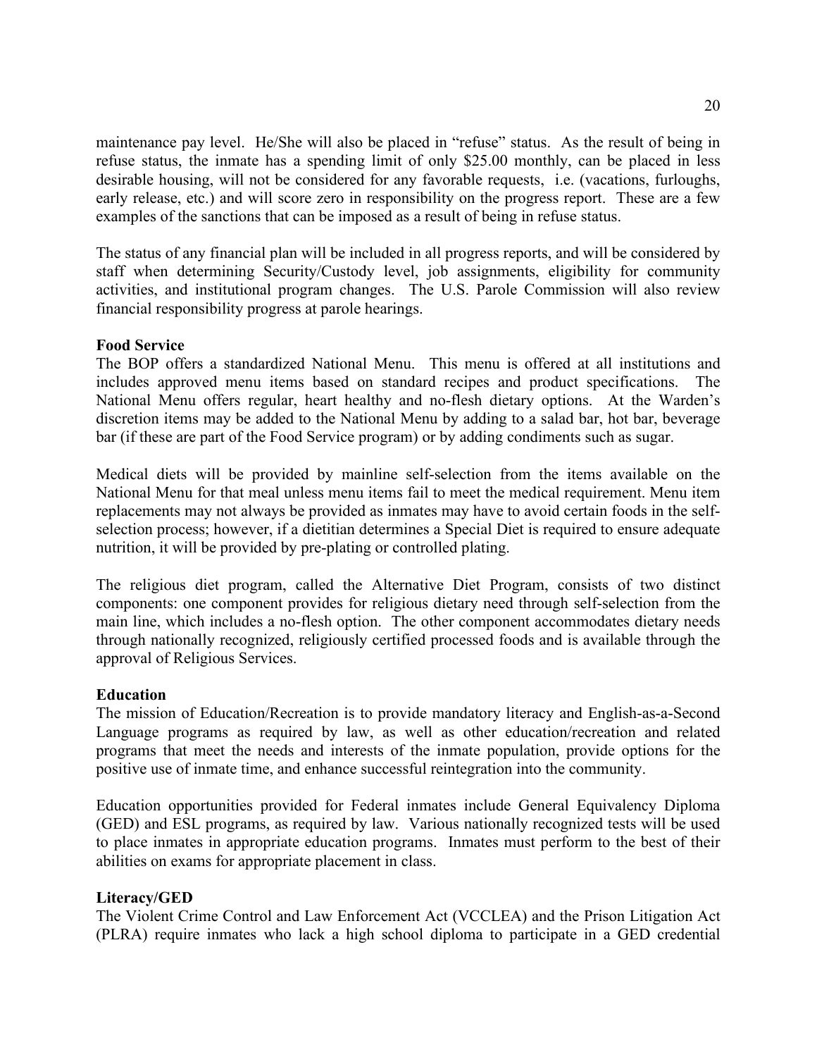maintenance pay level. He/She will also be placed in "refuse" status. As the result of being in refuse status, the inmate has a spending limit of only $25.00 monthly, can be placed in less desirable housing, will not be considered for any favorable requests, i.e. (vacations, furloughs, early release, etc.) and will score zero in responsibility on the progress report. These are a few examples of the sanctions that can be imposed as a result of being in refuse status.

The status of any financial plan will be included in all progress reports, and will be considered by staff when determining Security/Custody level, job assignments, eligibility for community activities, and institutional program changes. The U.S. Parole Commission will also review financial responsibility progress at parole hearings.

**Food Service**

The BOP offers a standardized National Menu. This menu is offered at all institutions and includes approved menu items based on standard recipes and product specifications. The National Menu offers regular, heart healthy and no-flesh dietary options. At the Warden's discretion items may be added to the National Menu by adding to a salad bar, hot bar, beverage bar (if these are part of the Food Service program) or by adding condiments such as sugar.

Medical diets will be provided by mainline self-selection from the items available on the National Menu for that meal unless menu items fail to meet the medical requirement. Menu item replacements may not always be provided as inmates may have to avoid certain foods in the self-selection process; however, if a dietitian determines a Special Diet is required to ensure adequate nutrition, it will be provided by pre-plating or controlled plating.

The religious diet program, called the Alternative Diet Program, consists of two distinct components: one component provides for religious dietary need through self-selection from the main line, which includes a no-flesh option. The other component accommodates dietary needs through nationally recognized, religiously certified processed foods and is available through the approval of Religious Services.

**Education**

The mission of Education/Recreation is to provide mandatory literacy and English-as-a-Second Language programs as required by law, as well as other education/recreation and related programs that meet the needs and interests of the inmate population, provide options for the positive use of inmate time, and enhance successful reintegration into the community.

Education opportunities provided for Federal inmates include General Equivalency Diploma (GED) and ESL programs, as required by law. Various nationally recognized tests will be used to place inmates in appropriate education programs. Inmates must perform to the best of their abilities on exams for appropriate placement in class.

**Literacy/GED**

The Violent Crime Control and Law Enforcement Act (VCCLEA) and the Prison Litigation Act (PLRA) require inmates who lack a high school diploma to participate in a GED credential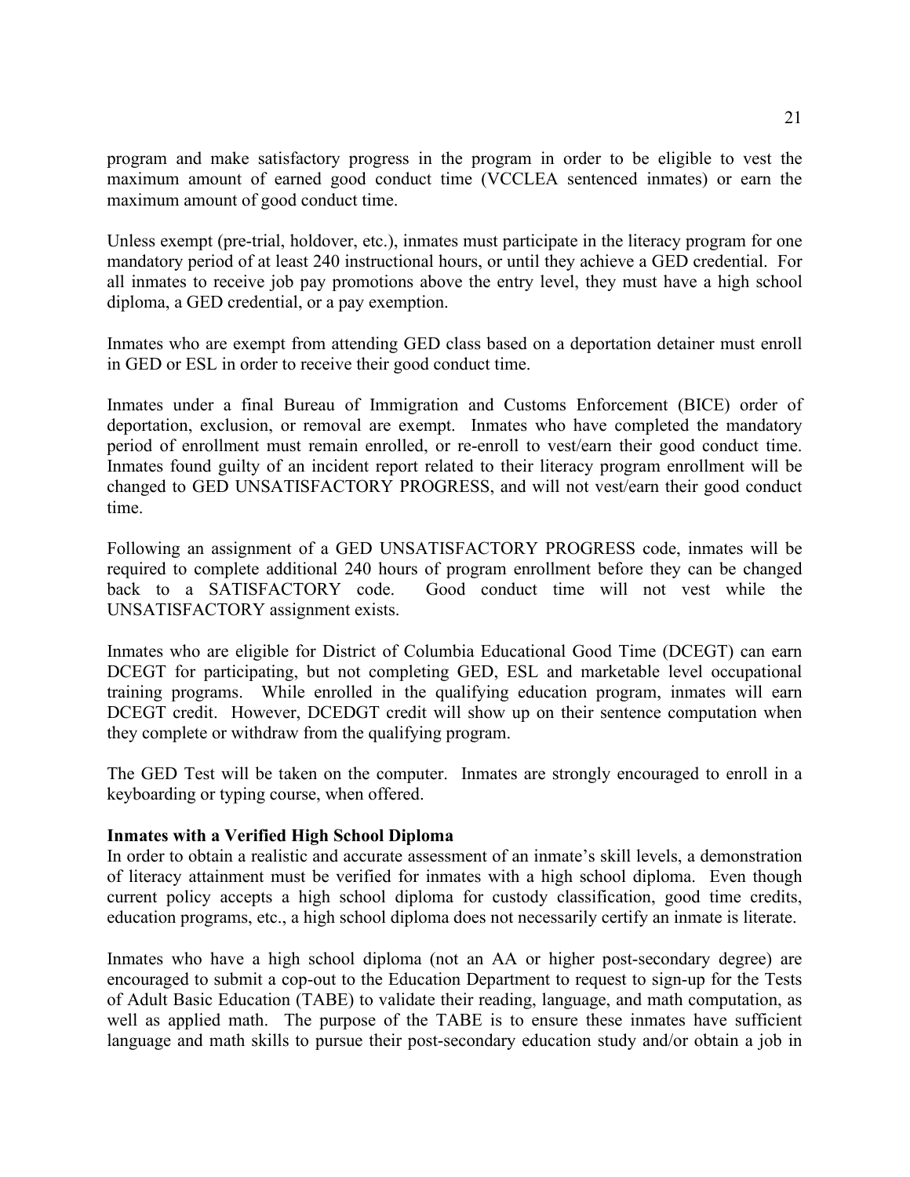program and make satisfactory progress in the program in order to be eligible to vest the maximum amount of earned good conduct time (VCCLEA sentenced inmates) or earn the maximum amount of good conduct time.

Unless exempt (pre-trial, holdover, etc.), inmates must participate in the literacy program for one mandatory period of at least 240 instructional hours, or until they achieve a GED credential. For all inmates to receive job pay promotions above the entry level, they must have a high school diploma, a GED credential, or a pay exemption.

Inmates who are exempt from attending GED class based on a deportation detainer must enroll in GED or ESL in order to receive their good conduct time.

Inmates under a final Bureau of Immigration and Customs Enforcement (BICE) order of deportation, exclusion, or removal are exempt. Inmates who have completed the mandatory period of enrollment must remain enrolled, or re-enroll to vest/earn their good conduct time. Inmates found guilty of an incident report related to their literacy program enrollment will be changed to GED UNSATISFACTORY PROGRESS, and will not vest/earn their good conduct time.

Following an assignment of a GED UNSATISFACTORY PROGRESS code, inmates will be required to complete additional 240 hours of program enrollment before they can be changed back to a SATISFACTORY code. Good conduct time will not vest while the UNSATISFACTORY assignment exists.

Inmates who are eligible for District of Columbia Educational Good Time (DCEGT) can earn DCEGT for participating, but not completing GED, ESL and marketable level occupational training programs. While enrolled in the qualifying education program, inmates will earn DCEGT credit. However, DCEDGT credit will show up on their sentence computation when they complete or withdraw from the qualifying program.

The GED Test will be taken on the computer. Inmates are strongly encouraged to enroll in a keyboarding or typing course, when offered.

**Inmates with a Verified High School Diploma**

In order to obtain a realistic and accurate assessment of an inmate's skill levels, a demonstration of literacy attainment must be verified for inmates with a high school diploma. Even though current policy accepts a high school diploma for custody classification, good time credits, education programs, etc., a high school diploma does not necessarily certify an inmate is literate.

Inmates who have a high school diploma (not an AA or higher post-secondary degree) are encouraged to submit a cop-out to the Education Department to request to sign-up for the Tests of Adult Basic Education (TABE) to validate their reading, language, and math computation, as well as applied math. The purpose of the TABE is to ensure these inmates have sufficient language and math skills to pursue their post-secondary education study and/or obtain a job in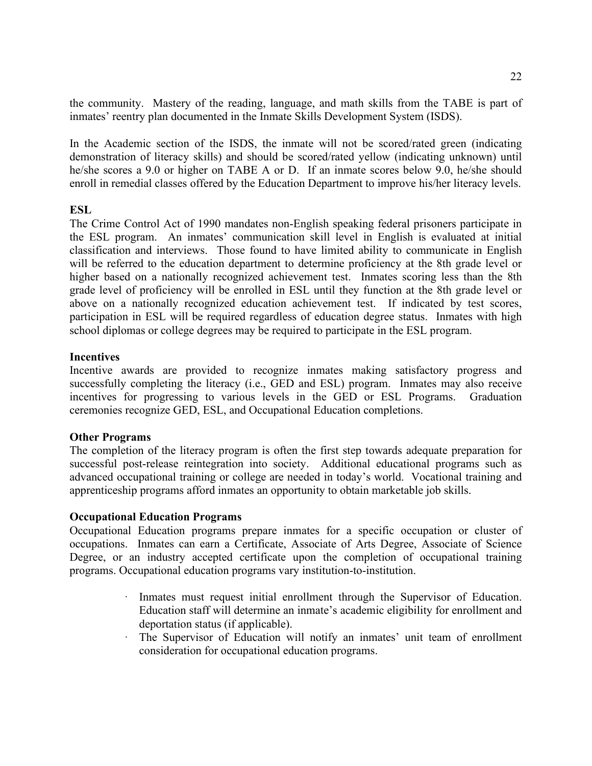the community. Mastery of the reading, language, and math skills from the TABE is part of inmates' reentry plan documented in the Inmate Skills Development System (ISDS).

In the Academic section of the ISDS, the inmate will not be scored/rated green (indicating demonstration of literacy skills) and should be scored/rated yellow (indicating unknown) until he/she scores a 9.0 or higher on TABE A or D. If an inmate scores below 9.0, he/she should enroll in remedial classes offered by the Education Department to improve his/her literacy levels.

**ESL**

The Crime Control Act of 1990 mandates non-English speaking federal prisoners participate in the ESL program. An inmates' communication skill level in English is evaluated at initial classification and interviews. Those found to have limited ability to communicate in English will be referred to the education department to determine proficiency at the 8th grade level or higher based on a nationally recognized achievement test. Inmates scoring less than the 8th grade level of proficiency will be enrolled in ESL until they function at the 8th grade level or above on a nationally recognized education achievement test. If indicated by test scores, participation in ESL will be required regardless of education degree status. Inmates with high school diplomas or college degrees may be required to participate in the ESL program.

**Incentives**

Incentive awards are provided to recognize inmates making satisfactory progress and successfully completing the literacy (i.e., GED and ESL) program. Inmates may also receive incentives for progressing to various levels in the GED or ESL Programs. Graduation ceremonies recognize GED, ESL, and Occupational Education completions.

**Other Programs**

The completion of the literacy program is often the first step towards adequate preparation for successful post-release reintegration into society. Additional educational programs such as advanced occupational training or college are needed in today's world. Vocational training and apprenticeship programs afford inmates an opportunity to obtain marketable job skills.

**Occupational Education Programs**

Occupational Education programs prepare inmates for a specific occupation or cluster of occupations. Inmates can earn a Certificate, Associate of Arts Degree, Associate of Science Degree, or an industry accepted certificate upon the completion of occupational training programs. Occupational education programs vary institution-to-institution.

- Inmates must request initial enrollment through the Supervisor of Education. Education staff will determine an inmate's academic eligibility for enrollment and deportation status (if applicable).
- The Supervisor of Education will notify an inmates' unit team of enrollment consideration for occupational education programs.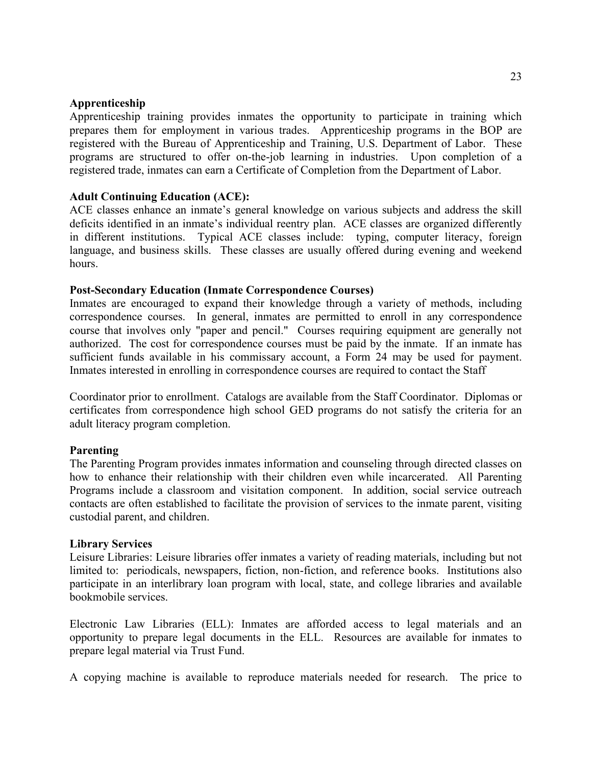**Apprenticeship**

Apprenticeship training provides inmates the opportunity to participate in training which prepares them for employment in various trades. Apprenticeship programs in the BOP are registered with the Bureau of Apprenticeship and Training, U.S. Department of Labor. These programs are structured to offer on-the-job learning in industries. Upon completion of a registered trade, inmates can earn a Certificate of Completion from the Department of Labor.

**Adult Continuing Education (ACE):**

ACE classes enhance an inmate's general knowledge on various subjects and address the skill deficits identified in an inmate's individual reentry plan. ACE classes are organized differently in different institutions. Typical ACE classes include: typing, computer literacy, foreign language, and business skills. These classes are usually offered during evening and weekend hours.

**Post-Secondary Education (Inmate Correspondence Courses)**

Inmates are encouraged to expand their knowledge through a variety of methods, including correspondence courses. In general, inmates are permitted to enroll in any correspondence course that involves only "paper and pencil." Courses requiring equipment are generally not authorized. The cost for correspondence courses must be paid by the inmate. If an inmate has sufficient funds available in his commissary account, a Form 24 may be used for payment. Inmates interested in enrolling in correspondence courses are required to contact the Staff Coordinator prior to enrollment. Catalogs are available from the Staff Coordinator. Diplomas or certificates from correspondence high school GED programs do not satisfy the criteria for an adult literacy program completion.

**Parenting**

The Parenting Program provides inmates information and counseling through directed classes on how to enhance their relationship with their children even while incarcerated. All Parenting Programs include a classroom and visitation component. In addition, social service outreach contacts are often established to facilitate the provision of services to the inmate parent, visiting custodial parent, and children.

**Library Services**

Leisure Libraries: Leisure libraries offer inmates a variety of reading materials, including but not limited to: periodicals, newspapers, fiction, non-fiction, and reference books. Institutions also participate in an interlibrary loan program with local, state, and college libraries and available bookmobile services.

Electronic Law Libraries (ELL): Inmates are afforded access to legal materials and an opportunity to prepare legal documents in the ELL. Resources are available for inmates to prepare legal material via Trust Fund.

A copying machine is available to reproduce materials needed for research. The price to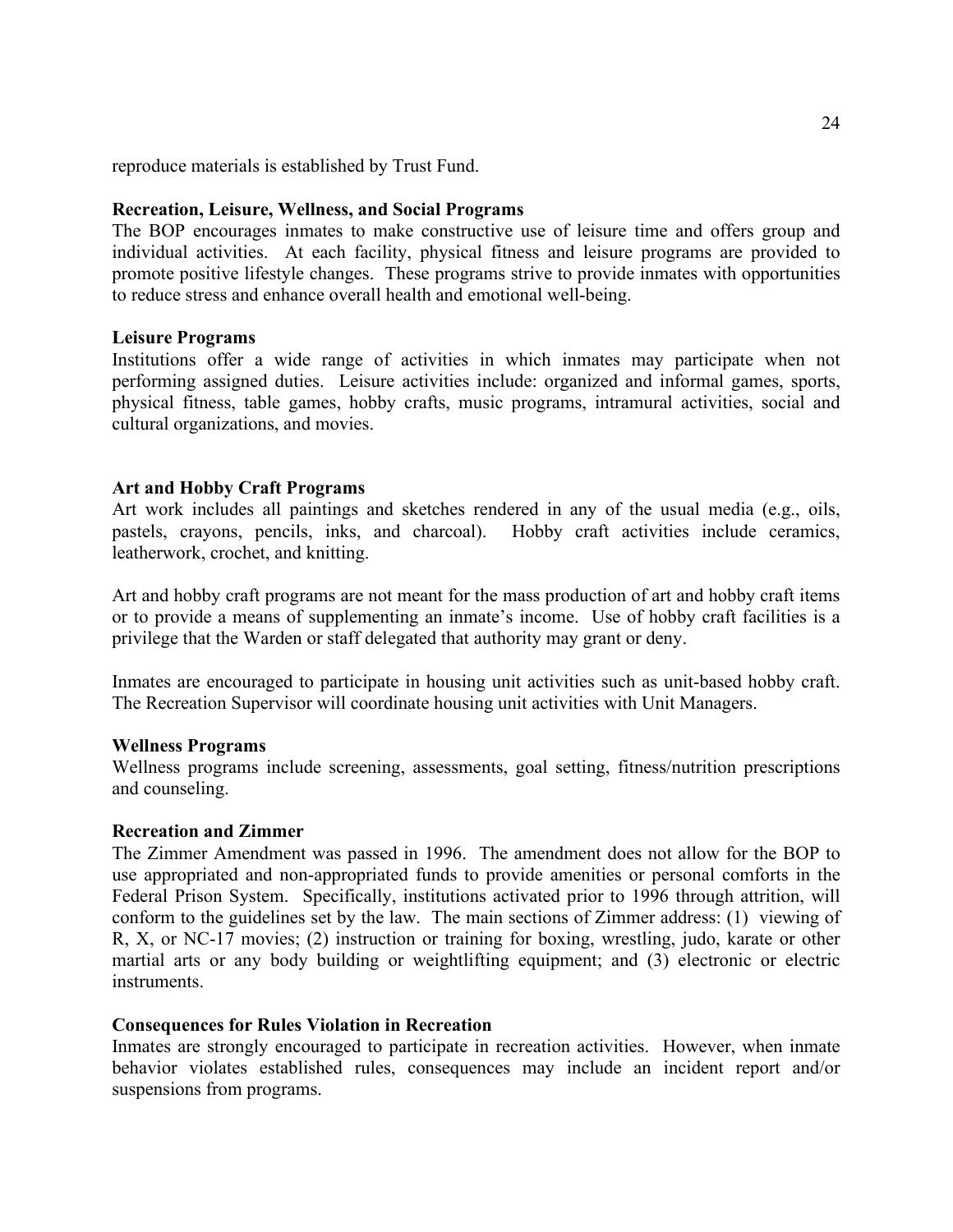reproduce materials is established by Trust Fund.

**Recreation, Leisure, Wellness, and Social Programs**

The BOP encourages inmates to make constructive use of leisure time and offers group and individual activities. At each facility, physical fitness and leisure programs are provided to promote positive lifestyle changes. These programs strive to provide inmates with opportunities to reduce stress and enhance overall health and emotional well-being.

**Leisure Programs**

Institutions offer a wide range of activities in which inmates may participate when not performing assigned duties. Leisure activities include: organized and informal games, sports, physical fitness, table games, hobby crafts, music programs, intramural activities, social and cultural organizations, and movies.

**Art and Hobby Craft Programs**

Art work includes all paintings and sketches rendered in any of the usual media (e.g., oils, pastels, crayons, pencils, inks, and charcoal). Hobby craft activities include ceramics, leatherwork, crochet, and knitting.

Art and hobby craft programs are not meant for the mass production of art and hobby craft items or to provide a means of supplementing an inmate's income. Use of hobby craft facilities is a privilege that the Warden or staff delegated that authority may grant or deny.

Inmates are encouraged to participate in housing unit activities such as unit-based hobby craft. The Recreation Supervisor will coordinate housing unit activities with Unit Managers.

**Wellness Programs**

Wellness programs include screening, assessments, goal setting, fitness/nutrition prescriptions and counseling.

**Recreation and Zimmer**

The Zimmer Amendment was passed in 1996. The amendment does not allow for the BOP to use appropriated and non-appropriated funds to provide amenities or personal comforts in the Federal Prison System. Specifically, institutions activated prior to 1996 through attrition, will conform to the guidelines set by the law. The main sections of Zimmer address: (1) viewing of R, X, or NC-17 movies; (2) instruction or training for boxing, wrestling, judo, karate or other martial arts or any body building or weightlifting equipment; and (3) electronic or electric instruments.

**Consequences for Rules Violation in Recreation**

Inmates are strongly encouraged to participate in recreation activities. However, when inmate behavior violates established rules, consequences may include an incident report and/or suspensions from programs.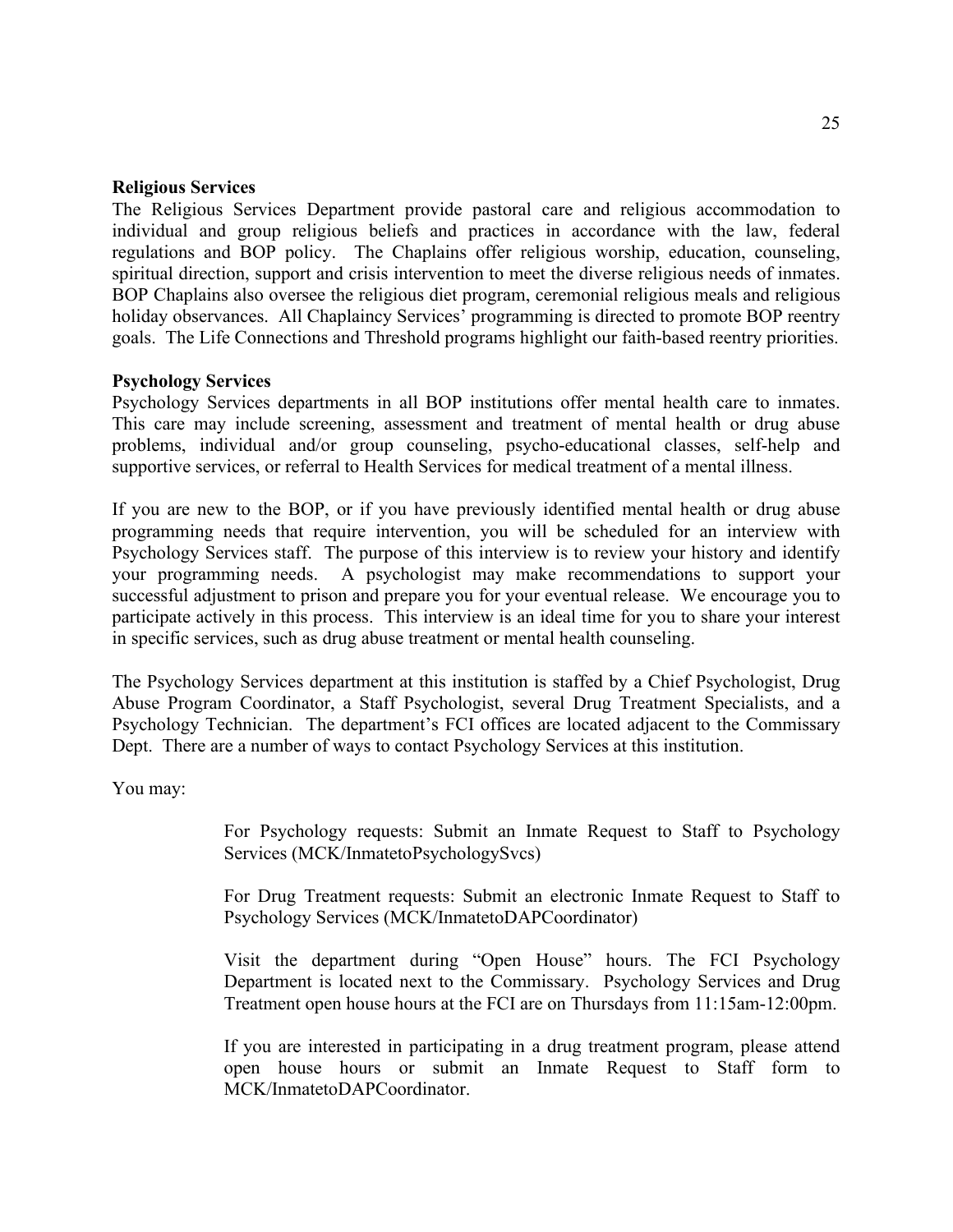**Religious Services**

The Religious Services Department provide pastoral care and religious accommodation to individual and group religious beliefs and practices in accordance with the law, federal regulations and BOP policy. The Chaplains offer religious worship, education, counseling, spiritual direction, support and crisis intervention to meet the diverse religious needs of inmates. BOP Chaplains also oversee the religious diet program, ceremonial religious meals and religious holiday observances. All Chaplaincy Services' programming is directed to promote BOP reentry goals. The Life Connections and Threshold programs highlight our faith-based reentry priorities.

**Psychology Services**

Psychology Services departments in all BOP institutions offer mental health care to inmates. This care may include screening, assessment and treatment of mental health or drug abuse problems, individual and/or group counseling, psycho-educational classes, self-help and supportive services, or referral to Health Services for medical treatment of a mental illness.

If you are new to the BOP, or if you have previously identified mental health or drug abuse programming needs that require intervention, you will be scheduled for an interview with Psychology Services staff. The purpose of this interview is to review your history and identify your programming needs. A psychologist may make recommendations to support your successful adjustment to prison and prepare you for your eventual release. We encourage you to participate actively in this process. This interview is an ideal time for you to share your interest in specific services, such as drug abuse treatment or mental health counseling.

The Psychology Services department at this institution is staffed by a Chief Psychologist, Drug Abuse Program Coordinator, a Staff Psychologist, several Drug Treatment Specialists, and a Psychology Technician. The department's FCI offices are located adjacent to the Commissary Dept. There are a number of ways to contact Psychology Services at this institution.

You may:

> For Psychology requests: Submit an Inmate Request to Staff to Psychology Services (MCK/InmatetoPsychologySvcs)
>
> For Drug Treatment requests: Submit an electronic Inmate Request to Staff to Psychology Services (MCK/InmatetoDAPCoordinator)
>
> Visit the department during "Open House" hours. The FCI Psychology Department is located next to the Commissary. Psychology Services and Drug Treatment open house hours at the FCI are on Thursdays from 11:15am-12:00pm.
>
> If you are interested in participating in a drug treatment program, please attend open house hours or submit an Inmate Request to Staff form to MCK/InmatetoDAPCoordinator.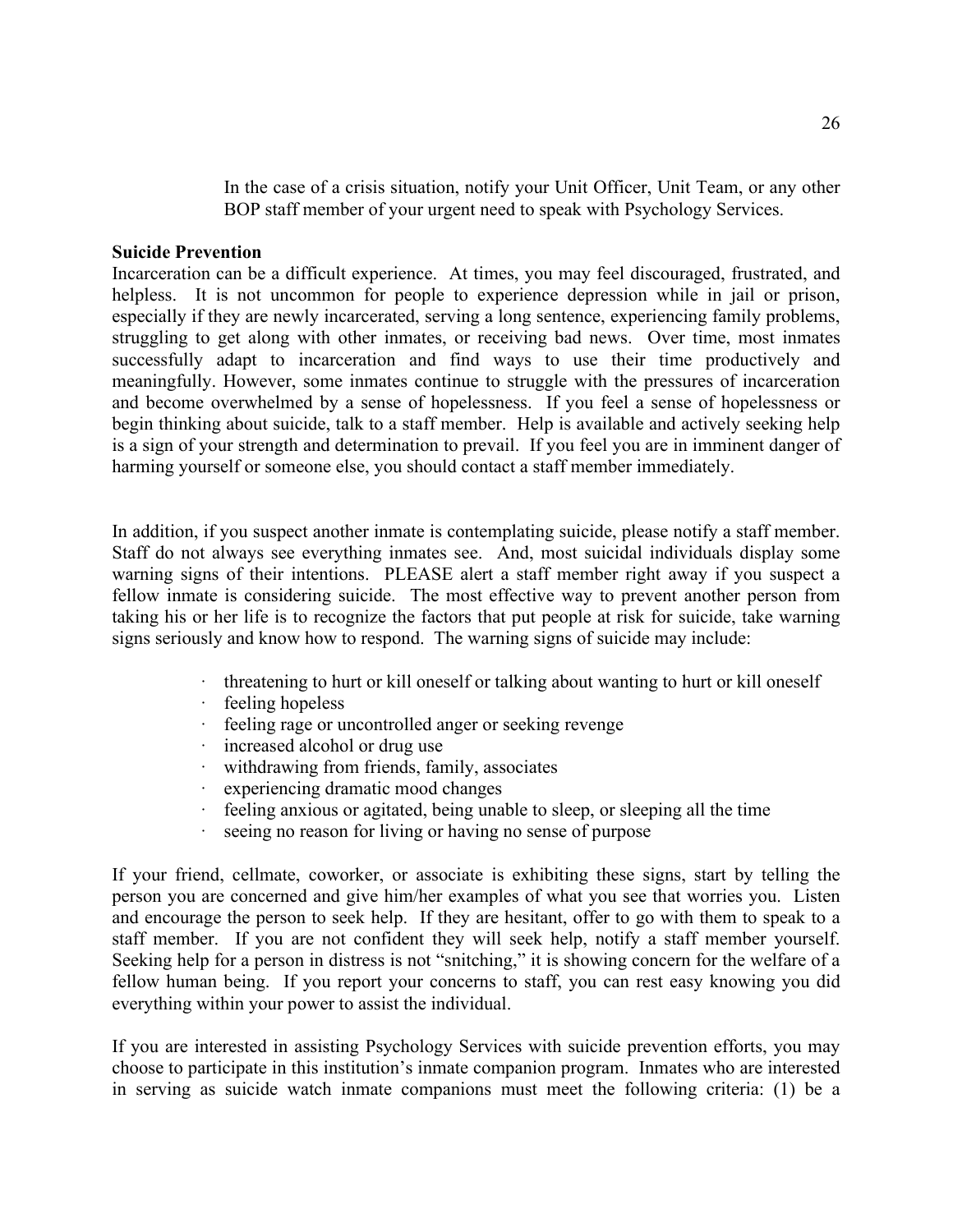In the case of a crisis situation, notify your Unit Officer, Unit Team, or any other BOP staff member of your urgent need to speak with Psychology Services.

**Suicide Prevention**

Incarceration can be a difficult experience. At times, you may feel discouraged, frustrated, and helpless. It is not uncommon for people to experience depression while in jail or prison, especially if they are newly incarcerated, serving a long sentence, experiencing family problems, struggling to get along with other inmates, or receiving bad news. Over time, most inmates successfully adapt to incarceration and find ways to use their time productively and meaningfully. However, some inmates continue to struggle with the pressures of incarceration and become overwhelmed by a sense of hopelessness. If you feel a sense of hopelessness or begin thinking about suicide, talk to a staff member. Help is available and actively seeking help is a sign of your strength and determination to prevail. If you feel you are in imminent danger of harming yourself or someone else, you should contact a staff member immediately.

In addition, if you suspect another inmate is contemplating suicide, please notify a staff member. Staff do not always see everything inmates see. And, most suicidal individuals display some warning signs of their intentions. PLEASE alert a staff member right away if you suspect a fellow inmate is considering suicide. The most effective way to prevent another person from taking his or her life is to recognize the factors that put people at risk for suicide, take warning signs seriously and know how to respond. The warning signs of suicide may include:

- threatening to hurt or kill oneself or talking about wanting to hurt or kill oneself
- feeling hopeless
- feeling rage or uncontrolled anger or seeking revenge
- increased alcohol or drug use
- withdrawing from friends, family, associates
- experiencing dramatic mood changes
- feeling anxious or agitated, being unable to sleep, or sleeping all the time
- seeing no reason for living or having no sense of purpose

If your friend, cellmate, coworker, or associate is exhibiting these signs, start by telling the person you are concerned and give him/her examples of what you see that worries you. Listen and encourage the person to seek help. If they are hesitant, offer to go with them to speak to a staff member. If you are not confident they will seek help, notify a staff member yourself. Seeking help for a person in distress is not "snitching," it is showing concern for the welfare of a fellow human being. If you report your concerns to staff, you can rest easy knowing you did everything within your power to assist the individual.

If you are interested in assisting Psychology Services with suicide prevention efforts, you may choose to participate in this institution's inmate companion program. Inmates who are interested in serving as suicide watch inmate companions must meet the following criteria: (1) be a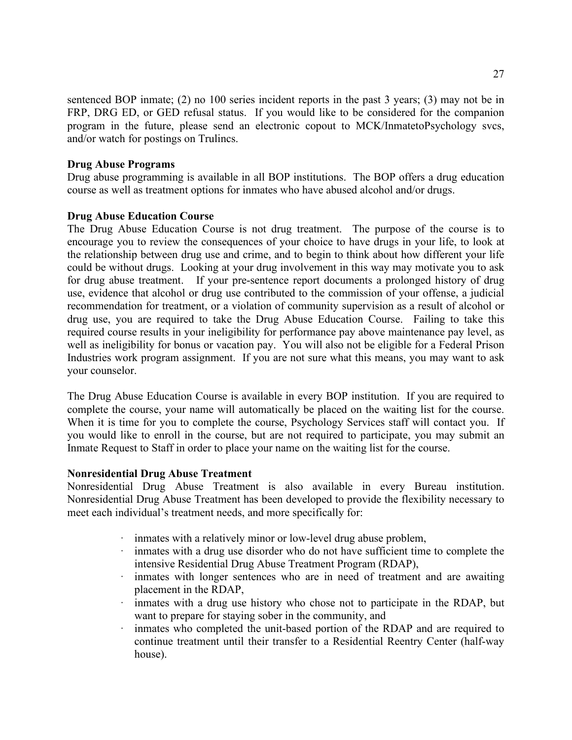sentenced BOP inmate; (2) no 100 series incident reports in the past 3 years; (3) may not be in FRP, DRG ED, or GED refusal status. If you would like to be considered for the companion program in the future, please send an electronic copout to MCK/InmatetoPsychology svcs, and/or watch for postings on Trulincs.

**Drug Abuse Programs**
Drug abuse programming is available in all BOP institutions. The BOP offers a drug education course as well as treatment options for inmates who have abused alcohol and/or drugs.

**Drug Abuse Education Course**
The Drug Abuse Education Course is not drug treatment. The purpose of the course is to encourage you to review the consequences of your choice to have drugs in your life, to look at the relationship between drug use and crime, and to begin to think about how different your life could be without drugs. Looking at your drug involvement in this way may motivate you to ask for drug abuse treatment. If your pre-sentence report documents a prolonged history of drug use, evidence that alcohol or drug use contributed to the commission of your offense, a judicial recommendation for treatment, or a violation of community supervision as a result of alcohol or drug use, you are required to take the Drug Abuse Education Course. Failing to take this required course results in your ineligibility for performance pay above maintenance pay level, as well as ineligibility for bonus or vacation pay. You will also not be eligible for a Federal Prison Industries work program assignment. If you are not sure what this means, you may want to ask your counselor.

The Drug Abuse Education Course is available in every BOP institution. If you are required to complete the course, your name will automatically be placed on the waiting list for the course. When it is time for you to complete the course, Psychology Services staff will contact you. If you would like to enroll in the course, but are not required to participate, you may submit an Inmate Request to Staff in order to place your name on the waiting list for the course.

**Nonresidential Drug Abuse Treatment**
Nonresidential Drug Abuse Treatment is also available in every Bureau institution. Nonresidential Drug Abuse Treatment has been developed to provide the flexibility necessary to meet each individual's treatment needs, and more specifically for:

- inmates with a relatively minor or low-level drug abuse problem,
- inmates with a drug use disorder who do not have sufficient time to complete the intensive Residential Drug Abuse Treatment Program (RDAP),
- inmates with longer sentences who are in need of treatment and are awaiting placement in the RDAP,
- inmates with a drug use history who chose not to participate in the RDAP, but want to prepare for staying sober in the community, and
- inmates who completed the unit-based portion of the RDAP and are required to continue treatment until their transfer to a Residential Reentry Center (half-way house).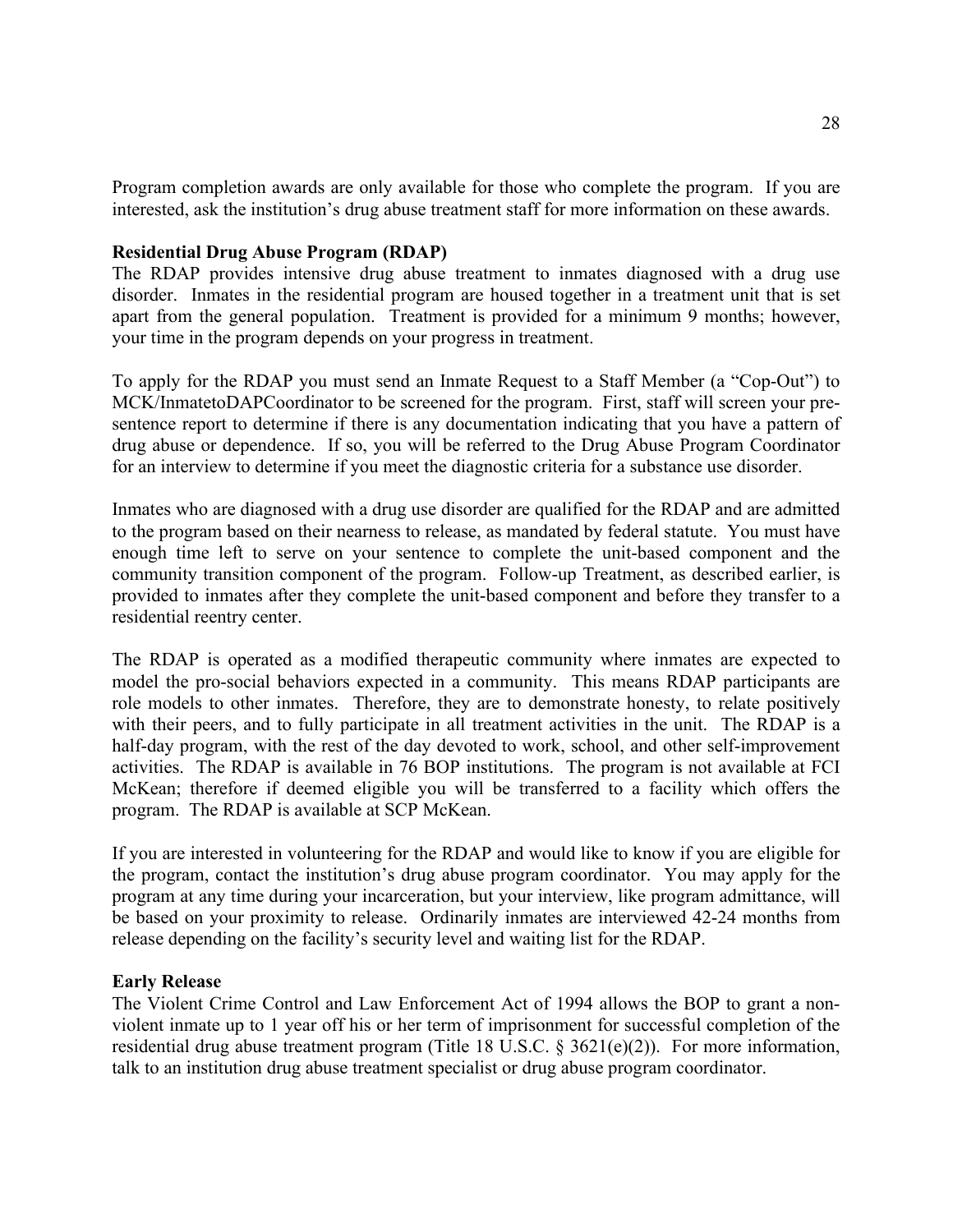Program completion awards are only available for those who complete the program. If you are interested, ask the institution's drug abuse treatment staff for more information on these awards.

**Residential Drug Abuse Program (RDAP)**

The RDAP provides intensive drug abuse treatment to inmates diagnosed with a drug use disorder. Inmates in the residential program are housed together in a treatment unit that is set apart from the general population. Treatment is provided for a minimum 9 months; however, your time in the program depends on your progress in treatment.

To apply for the RDAP you must send an Inmate Request to a Staff Member (a "Cop-Out") to MCK/InmatetoDAPCoordinator to be screened for the program. First, staff will screen your pre-sentence report to determine if there is any documentation indicating that you have a pattern of drug abuse or dependence. If so, you will be referred to the Drug Abuse Program Coordinator for an interview to determine if you meet the diagnostic criteria for a substance use disorder.

Inmates who are diagnosed with a drug use disorder are qualified for the RDAP and are admitted to the program based on their nearness to release, as mandated by federal statute. You must have enough time left to serve on your sentence to complete the unit-based component and the community transition component of the program. Follow-up Treatment, as described earlier, is provided to inmates after they complete the unit-based component and before they transfer to a residential reentry center.

The RDAP is operated as a modified therapeutic community where inmates are expected to model the pro-social behaviors expected in a community. This means RDAP participants are role models to other inmates. Therefore, they are to demonstrate honesty, to relate positively with their peers, and to fully participate in all treatment activities in the unit. The RDAP is a half-day program, with the rest of the day devoted to work, school, and other self-improvement activities. The RDAP is available in 76 BOP institutions. The program is not available at FCI McKean; therefore if deemed eligible you will be transferred to a facility which offers the program. The RDAP is available at SCP McKean.

If you are interested in volunteering for the RDAP and would like to know if you are eligible for the program, contact the institution's drug abuse program coordinator. You may apply for the program at any time during your incarceration, but your interview, like program admittance, will be based on your proximity to release. Ordinarily inmates are interviewed 42-24 months from release depending on the facility's security level and waiting list for the RDAP.

**Early Release**

The Violent Crime Control and Law Enforcement Act of 1994 allows the BOP to grant a non-violent inmate up to 1 year off his or her term of imprisonment for successful completion of the residential drug abuse treatment program (Title 18 U.S.C. § 3621(e)(2)). For more information, talk to an institution drug abuse treatment specialist or drug abuse program coordinator.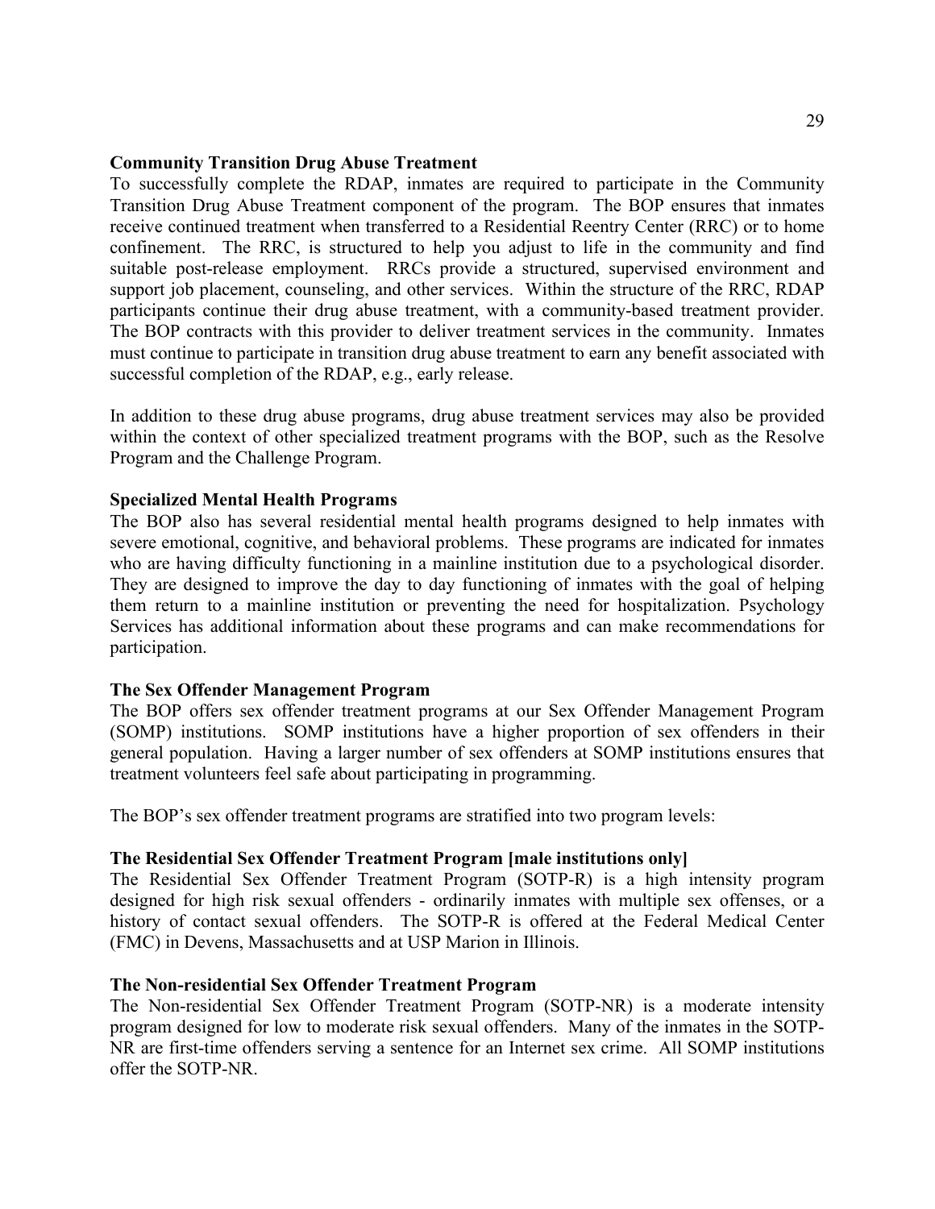**Community Transition Drug Abuse Treatment**

To successfully complete the RDAP, inmates are required to participate in the Community Transition Drug Abuse Treatment component of the program. The BOP ensures that inmates receive continued treatment when transferred to a Residential Reentry Center (RRC) or to home confinement. The RRC, is structured to help you adjust to life in the community and find suitable post-release employment. RRCs provide a structured, supervised environment and support job placement, counseling, and other services. Within the structure of the RRC, RDAP participants continue their drug abuse treatment, with a community-based treatment provider. The BOP contracts with this provider to deliver treatment services in the community. Inmates must continue to participate in transition drug abuse treatment to earn any benefit associated with successful completion of the RDAP, e.g., early release.

In addition to these drug abuse programs, drug abuse treatment services may also be provided within the context of other specialized treatment programs with the BOP, such as the Resolve Program and the Challenge Program.

**Specialized Mental Health Programs**

The BOP also has several residential mental health programs designed to help inmates with severe emotional, cognitive, and behavioral problems. These programs are indicated for inmates who are having difficulty functioning in a mainline institution due to a psychological disorder. They are designed to improve the day to day functioning of inmates with the goal of helping them return to a mainline institution or preventing the need for hospitalization. Psychology Services has additional information about these programs and can make recommendations for participation.

**The Sex Offender Management Program**

The BOP offers sex offender treatment programs at our Sex Offender Management Program (SOMP) institutions. SOMP institutions have a higher proportion of sex offenders in their general population. Having a larger number of sex offenders at SOMP institutions ensures that treatment volunteers feel safe about participating in programming.

The BOP's sex offender treatment programs are stratified into two program levels:

**The Residential Sex Offender Treatment Program [male institutions only]**

The Residential Sex Offender Treatment Program (SOTP-R) is a high intensity program designed for high risk sexual offenders - ordinarily inmates with multiple sex offenses, or a history of contact sexual offenders. The SOTP-R is offered at the Federal Medical Center (FMC) in Devens, Massachusetts and at USP Marion in Illinois.

**The Non-residential Sex Offender Treatment Program**

The Non-residential Sex Offender Treatment Program (SOTP-NR) is a moderate intensity program designed for low to moderate risk sexual offenders. Many of the inmates in the SOTP-NR are first-time offenders serving a sentence for an Internet sex crime. All SOMP institutions offer the SOTP-NR.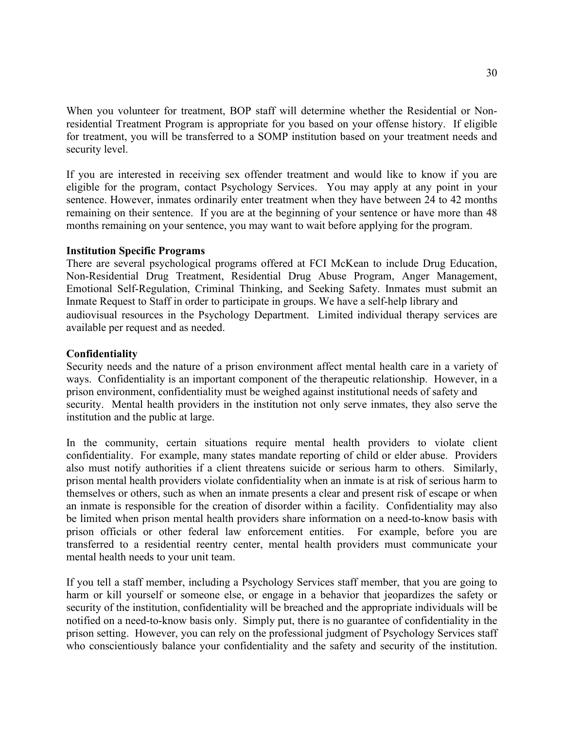When you volunteer for treatment, BOP staff will determine whether the Residential or Non-residential Treatment Program is appropriate for you based on your offense history. If eligible for treatment, you will be transferred to a SOMP institution based on your treatment needs and security level.

If you are interested in receiving sex offender treatment and would like to know if you are eligible for the program, contact Psychology Services. You may apply at any point in your sentence. However, inmates ordinarily enter treatment when they have between 24 to 42 months remaining on their sentence. If you are at the beginning of your sentence or have more than 48 months remaining on your sentence, you may want to wait before applying for the program.

**Institution Specific Programs**

There are several psychological programs offered at FCI McKean to include Drug Education, Non-Residential Drug Treatment, Residential Drug Abuse Program, Anger Management, Emotional Self-Regulation, Criminal Thinking, and Seeking Safety. Inmates must submit an Inmate Request to Staff in order to participate in groups. We have a self-help library and audiovisual resources in the Psychology Department. Limited individual therapy services are available per request and as needed.

**Confidentiality**

Security needs and the nature of a prison environment affect mental health care in a variety of ways. Confidentiality is an important component of the therapeutic relationship. However, in a prison environment, confidentiality must be weighed against institutional needs of safety and security. Mental health providers in the institution not only serve inmates, they also serve the institution and the public at large.

In the community, certain situations require mental health providers to violate client confidentiality. For example, many states mandate reporting of child or elder abuse. Providers also must notify authorities if a client threatens suicide or serious harm to others. Similarly, prison mental health providers violate confidentiality when an inmate is at risk of serious harm to themselves or others, such as when an inmate presents a clear and present risk of escape or when an inmate is responsible for the creation of disorder within a facility. Confidentiality may also be limited when prison mental health providers share information on a need-to-know basis with prison officials or other federal law enforcement entities. For example, before you are transferred to a residential reentry center, mental health providers must communicate your mental health needs to your unit team.

If you tell a staff member, including a Psychology Services staff member, that you are going to harm or kill yourself or someone else, or engage in a behavior that jeopardizes the safety or security of the institution, confidentiality will be breached and the appropriate individuals will be notified on a need-to-know basis only. Simply put, there is no guarantee of confidentiality in the prison setting. However, you can rely on the professional judgment of Psychology Services staff who conscientiously balance your confidentiality and the safety and security of the institution.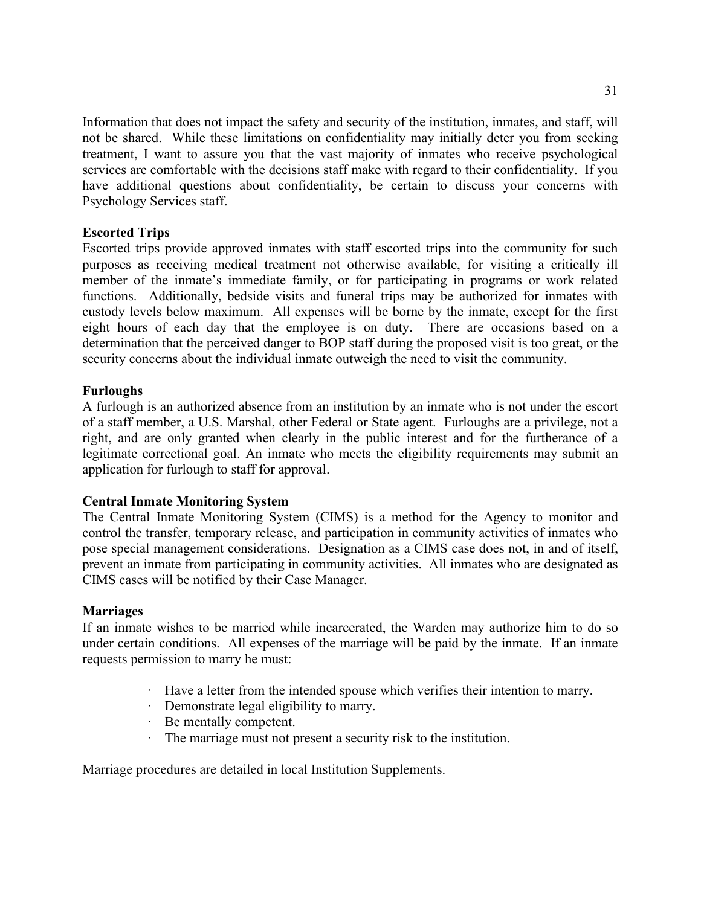Information that does not impact the safety and security of the institution, inmates, and staff, will not be shared. While these limitations on confidentiality may initially deter you from seeking treatment, I want to assure you that the vast majority of inmates who receive psychological services are comfortable with the decisions staff make with regard to their confidentiality. If you have additional questions about confidentiality, be certain to discuss your concerns with Psychology Services staff.

**Escorted Trips**

Escorted trips provide approved inmates with staff escorted trips into the community for such purposes as receiving medical treatment not otherwise available, for visiting a critically ill member of the inmate's immediate family, or for participating in programs or work related functions. Additionally, bedside visits and funeral trips may be authorized for inmates with custody levels below maximum. All expenses will be borne by the inmate, except for the first eight hours of each day that the employee is on duty. There are occasions based on a determination that the perceived danger to BOP staff during the proposed visit is too great, or the security concerns about the individual inmate outweigh the need to visit the community.

**Furloughs**

A furlough is an authorized absence from an institution by an inmate who is not under the escort of a staff member, a U.S. Marshal, other Federal or State agent. Furloughs are a privilege, not a right, and are only granted when clearly in the public interest and for the furtherance of a legitimate correctional goal. An inmate who meets the eligibility requirements may submit an application for furlough to staff for approval.

**Central Inmate Monitoring System**

The Central Inmate Monitoring System (CIMS) is a method for the Agency to monitor and control the transfer, temporary release, and participation in community activities of inmates who pose special management considerations. Designation as a CIMS case does not, in and of itself, prevent an inmate from participating in community activities. All inmates who are designated as CIMS cases will be notified by their Case Manager.

**Marriages**

If an inmate wishes to be married while incarcerated, the Warden may authorize him to do so under certain conditions. All expenses of the marriage will be paid by the inmate. If an inmate requests permission to marry he must:

- Have a letter from the intended spouse which verifies their intention to marry.
- Demonstrate legal eligibility to marry.
- Be mentally competent.
- The marriage must not present a security risk to the institution.

Marriage procedures are detailed in local Institution Supplements.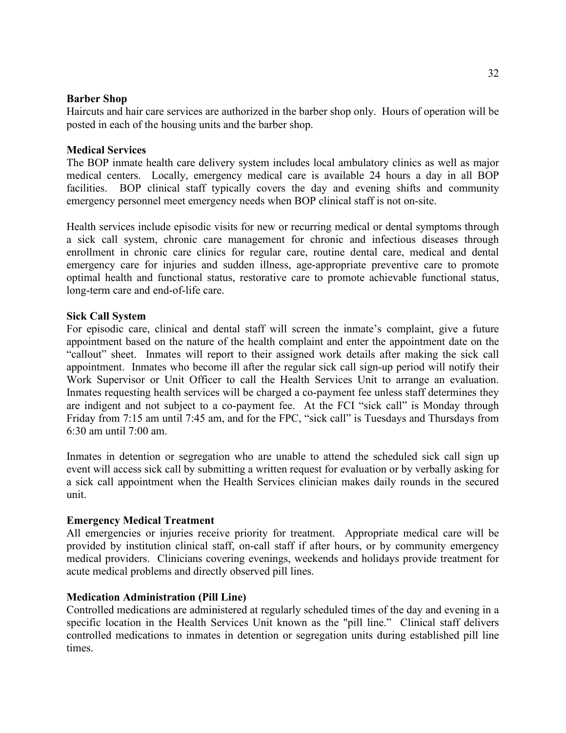**Barber Shop**
Haircuts and hair care services are authorized in the barber shop only. Hours of operation will be posted in each of the housing units and the barber shop.

**Medical Services**
The BOP inmate health care delivery system includes local ambulatory clinics as well as major medical centers. Locally, emergency medical care is available 24 hours a day in all BOP facilities. BOP clinical staff typically covers the day and evening shifts and community emergency personnel meet emergency needs when BOP clinical staff is not on-site.

Health services include episodic visits for new or recurring medical or dental symptoms through a sick call system, chronic care management for chronic and infectious diseases through enrollment in chronic care clinics for regular care, routine dental care, medical and dental emergency care for injuries and sudden illness, age-appropriate preventive care to promote optimal health and functional status, restorative care to promote achievable functional status, long-term care and end-of-life care.

**Sick Call System**
For episodic care, clinical and dental staff will screen the inmate's complaint, give a future appointment based on the nature of the health complaint and enter the appointment date on the "callout" sheet. Inmates will report to their assigned work details after making the sick call appointment. Inmates who become ill after the regular sick call sign-up period will notify their Work Supervisor or Unit Officer to call the Health Services Unit to arrange an evaluation. Inmates requesting health services will be charged a co-payment fee unless staff determines they are indigent and not subject to a co-payment fee. At the FCI "sick call" is Monday through Friday from 7:15 am until 7:45 am, and for the FPC, "sick call" is Tuesdays and Thursdays from 6:30 am until 7:00 am.

Inmates in detention or segregation who are unable to attend the scheduled sick call sign up event will access sick call by submitting a written request for evaluation or by verbally asking for a sick call appointment when the Health Services clinician makes daily rounds in the secured unit.

**Emergency Medical Treatment**
All emergencies or injuries receive priority for treatment. Appropriate medical care will be provided by institution clinical staff, on-call staff if after hours, or by community emergency medical providers. Clinicians covering evenings, weekends and holidays provide treatment for acute medical problems and directly observed pill lines.

**Medication Administration (Pill Line)**
Controlled medications are administered at regularly scheduled times of the day and evening in a specific location in the Health Services Unit known as the "pill line." Clinical staff delivers controlled medications to inmates in detention or segregation units during established pill line times.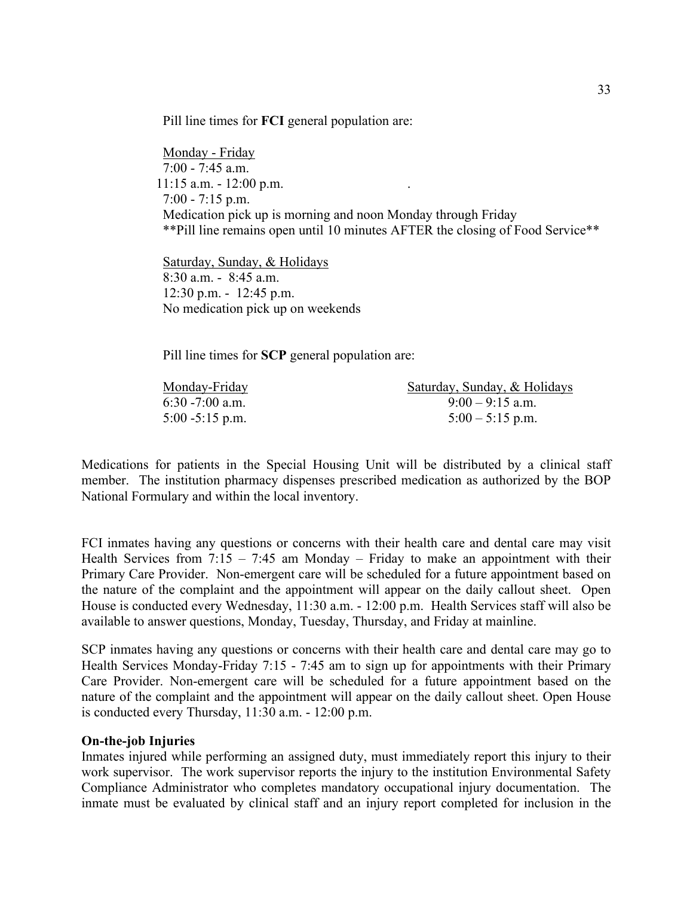Pill line times for **FCI** general population are:

Monday - Friday
7:00 - 7:45 a.m.
11:15 a.m. - 12:00 p.m.
7:00 - 7:15 p.m.
Medication pick up is morning and noon Monday through Friday
**Pill line remains open until 10 minutes AFTER the closing of Food Service**

Saturday, Sunday, & Holidays
8:30 a.m. - 8:45 a.m.
12:30 p.m. - 12:45 p.m.
No medication pick up on weekends

Pill line times for **SCP** general population are:

| Monday-Friday | Saturday, Sunday, & Holidays |
|---|---|
| 6:30 -7:00 a.m. | 9:00 – 9:15 a.m. |
| 5:00 -5:15 p.m. | 5:00 – 5:15 p.m. |

Medications for patients in the Special Housing Unit will be distributed by a clinical staff member. The institution pharmacy dispenses prescribed medication as authorized by the BOP National Formulary and within the local inventory.

FCI inmates having any questions or concerns with their health care and dental care may visit Health Services from 7:15 – 7:45 am Monday – Friday to make an appointment with their Primary Care Provider. Non-emergent care will be scheduled for a future appointment based on the nature of the complaint and the appointment will appear on the daily callout sheet. Open House is conducted every Wednesday, 11:30 a.m. - 12:00 p.m. Health Services staff will also be available to answer questions, Monday, Tuesday, Thursday, and Friday at mainline.

SCP inmates having any questions or concerns with their health care and dental care may go to Health Services Monday-Friday 7:15 - 7:45 am to sign up for appointments with their Primary Care Provider. Non-emergent care will be scheduled for a future appointment based on the nature of the complaint and the appointment will appear on the daily callout sheet. Open House is conducted every Thursday, 11:30 a.m. - 12:00 p.m.

**On-the-job Injuries**
Inmates injured while performing an assigned duty, must immediately report this injury to their work supervisor. The work supervisor reports the injury to the institution Environmental Safety Compliance Administrator who completes mandatory occupational injury documentation. The inmate must be evaluated by clinical staff and an injury report completed for inclusion in the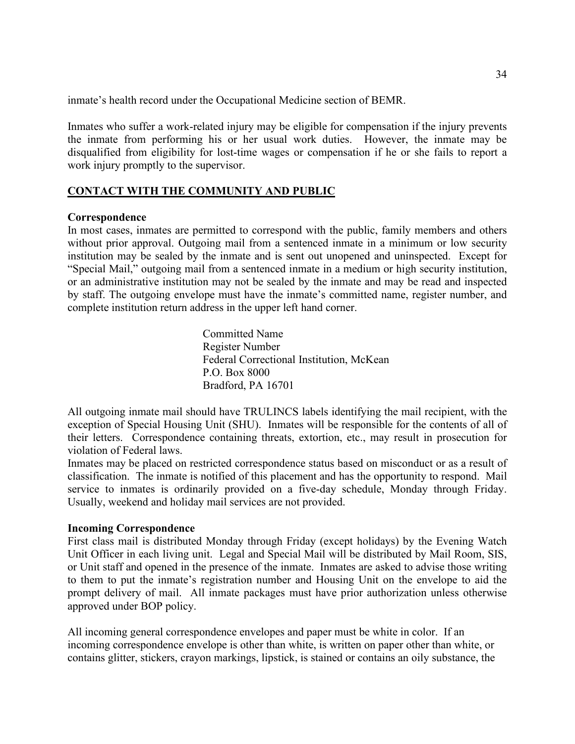inmate's health record under the Occupational Medicine section of BEMR.

Inmates who suffer a work-related injury may be eligible for compensation if the injury prevents the inmate from performing his or her usual work duties. However, the inmate may be disqualified from eligibility for lost-time wages or compensation if he or she fails to report a work injury promptly to the supervisor.

## CONTACT WITH THE COMMUNITY AND PUBLIC

**Correspondence**

In most cases, inmates are permitted to correspond with the public, family members and others without prior approval. Outgoing mail from a sentenced inmate in a minimum or low security institution may be sealed by the inmate and is sent out unopened and uninspected. Except for "Special Mail," outgoing mail from a sentenced inmate in a medium or high security institution, or an administrative institution may not be sealed by the inmate and may be read and inspected by staff. The outgoing envelope must have the inmate's committed name, register number, and complete institution return address in the upper left hand corner.

> Committed Name
> Register Number
> Federal Correctional Institution, McKean
> P.O. Box 8000
> Bradford, PA 16701

All outgoing inmate mail should have TRULINCS labels identifying the mail recipient, with the exception of Special Housing Unit (SHU). Inmates will be responsible for the contents of all of their letters. Correspondence containing threats, extortion, etc., may result in prosecution for violation of Federal laws.

Inmates may be placed on restricted correspondence status based on misconduct or as a result of classification. The inmate is notified of this placement and has the opportunity to respond. Mail service to inmates is ordinarily provided on a five-day schedule, Monday through Friday. Usually, weekend and holiday mail services are not provided.

**Incoming Correspondence**

First class mail is distributed Monday through Friday (except holidays) by the Evening Watch Unit Officer in each living unit. Legal and Special Mail will be distributed by Mail Room, SIS, or Unit staff and opened in the presence of the inmate. Inmates are asked to advise those writing to them to put the inmate's registration number and Housing Unit on the envelope to aid the prompt delivery of mail. All inmate packages must have prior authorization unless otherwise approved under BOP policy.

All incoming general correspondence envelopes and paper must be white in color. If an incoming correspondence envelope is other than white, is written on paper other than white, or contains glitter, stickers, crayon markings, lipstick, is stained or contains an oily substance, the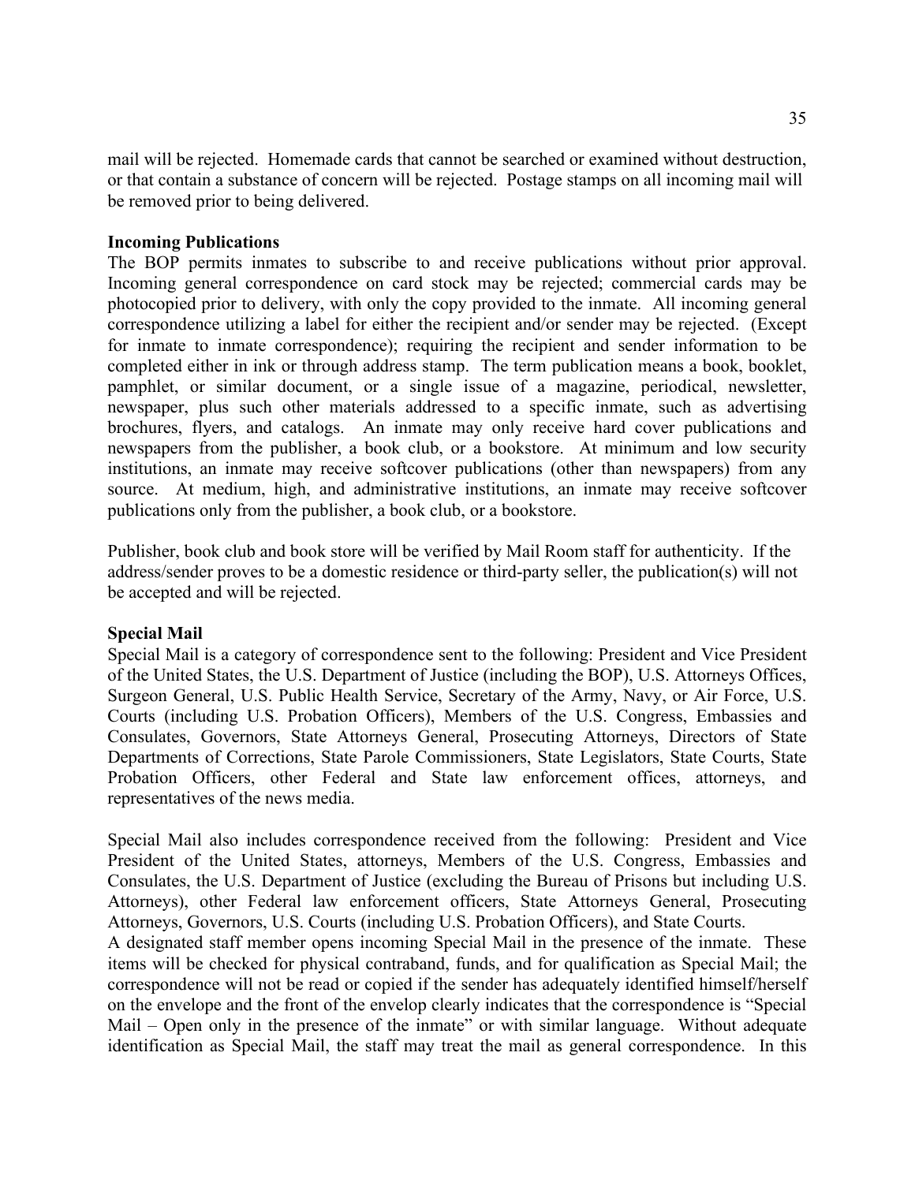mail will be rejected. Homemade cards that cannot be searched or examined without destruction, or that contain a substance of concern will be rejected. Postage stamps on all incoming mail will be removed prior to being delivered.

**Incoming Publications**

The BOP permits inmates to subscribe to and receive publications without prior approval. Incoming general correspondence on card stock may be rejected; commercial cards may be photocopied prior to delivery, with only the copy provided to the inmate. All incoming general correspondence utilizing a label for either the recipient and/or sender may be rejected. (Except for inmate to inmate correspondence); requiring the recipient and sender information to be completed either in ink or through address stamp. The term publication means a book, booklet, pamphlet, or similar document, or a single issue of a magazine, periodical, newsletter, newspaper, plus such other materials addressed to a specific inmate, such as advertising brochures, flyers, and catalogs. An inmate may only receive hard cover publications and newspapers from the publisher, a book club, or a bookstore. At minimum and low security institutions, an inmate may receive softcover publications (other than newspapers) from any source. At medium, high, and administrative institutions, an inmate may receive softcover publications only from the publisher, a book club, or a bookstore.

Publisher, book club and book store will be verified by Mail Room staff for authenticity. If the address/sender proves to be a domestic residence or third-party seller, the publication(s) will not be accepted and will be rejected.

**Special Mail**

Special Mail is a category of correspondence sent to the following: President and Vice President of the United States, the U.S. Department of Justice (including the BOP), U.S. Attorneys Offices, Surgeon General, U.S. Public Health Service, Secretary of the Army, Navy, or Air Force, U.S. Courts (including U.S. Probation Officers), Members of the U.S. Congress, Embassies and Consulates, Governors, State Attorneys General, Prosecuting Attorneys, Directors of State Departments of Corrections, State Parole Commissioners, State Legislators, State Courts, State Probation Officers, other Federal and State law enforcement offices, attorneys, and representatives of the news media.

Special Mail also includes correspondence received from the following: President and Vice President of the United States, attorneys, Members of the U.S. Congress, Embassies and Consulates, the U.S. Department of Justice (excluding the Bureau of Prisons but including U.S. Attorneys), other Federal law enforcement officers, State Attorneys General, Prosecuting Attorneys, Governors, U.S. Courts (including U.S. Probation Officers), and State Courts.
A designated staff member opens incoming Special Mail in the presence of the inmate. These items will be checked for physical contraband, funds, and for qualification as Special Mail; the correspondence will not be read or copied if the sender has adequately identified himself/herself on the envelope and the front of the envelop clearly indicates that the correspondence is "Special Mail – Open only in the presence of the inmate" or with similar language. Without adequate identification as Special Mail, the staff may treat the mail as general correspondence. In this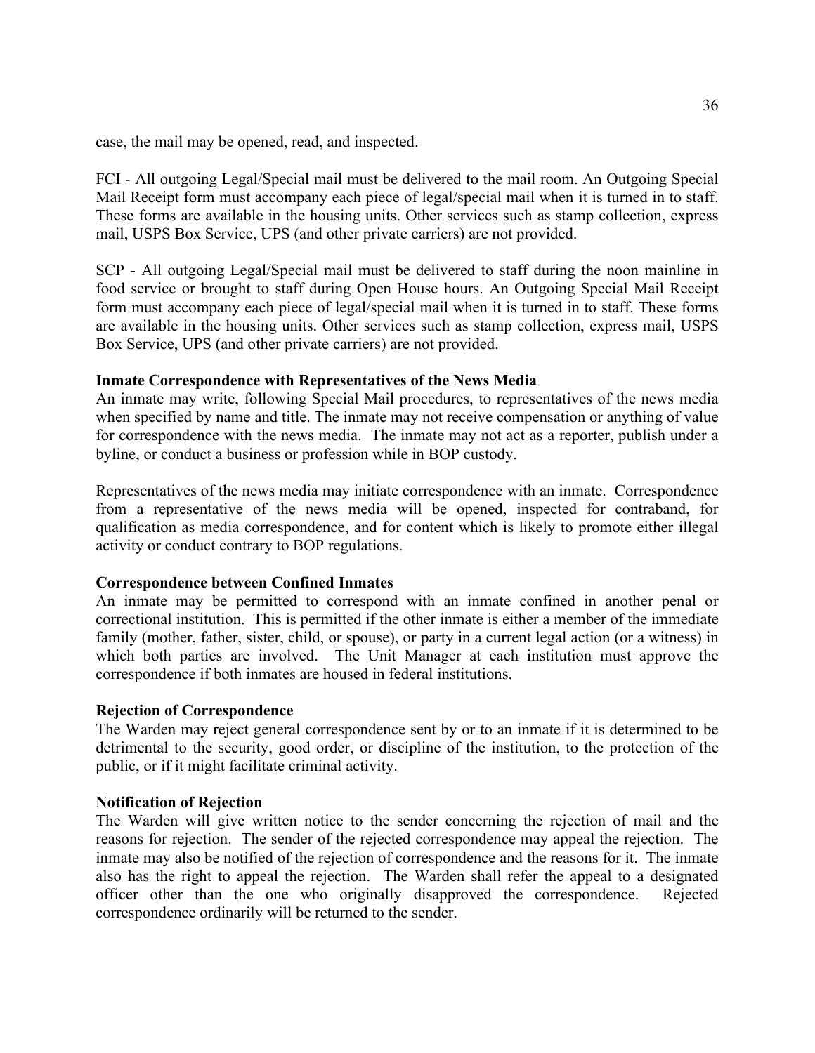case, the mail may be opened, read, and inspected.

FCI - All outgoing Legal/Special mail must be delivered to the mail room. An Outgoing Special Mail Receipt form must accompany each piece of legal/special mail when it is turned in to staff. These forms are available in the housing units. Other services such as stamp collection, express mail, USPS Box Service, UPS (and other private carriers) are not provided.

SCP - All outgoing Legal/Special mail must be delivered to staff during the noon mainline in food service or brought to staff during Open House hours. An Outgoing Special Mail Receipt form must accompany each piece of legal/special mail when it is turned in to staff. These forms are available in the housing units. Other services such as stamp collection, express mail, USPS Box Service, UPS (and other private carriers) are not provided.

**Inmate Correspondence with Representatives of the News Media**

An inmate may write, following Special Mail procedures, to representatives of the news media when specified by name and title. The inmate may not receive compensation or anything of value for correspondence with the news media. The inmate may not act as a reporter, publish under a byline, or conduct a business or profession while in BOP custody.

Representatives of the news media may initiate correspondence with an inmate. Correspondence from a representative of the news media will be opened, inspected for contraband, for qualification as media correspondence, and for content which is likely to promote either illegal activity or conduct contrary to BOP regulations.

**Correspondence between Confined Inmates**

An inmate may be permitted to correspond with an inmate confined in another penal or correctional institution. This is permitted if the other inmate is either a member of the immediate family (mother, father, sister, child, or spouse), or party in a current legal action (or a witness) in which both parties are involved. The Unit Manager at each institution must approve the correspondence if both inmates are housed in federal institutions.

**Rejection of Correspondence**

The Warden may reject general correspondence sent by or to an inmate if it is determined to be detrimental to the security, good order, or discipline of the institution, to the protection of the public, or if it might facilitate criminal activity.

**Notification of Rejection**

The Warden will give written notice to the sender concerning the rejection of mail and the reasons for rejection. The sender of the rejected correspondence may appeal the rejection. The inmate may also be notified of the rejection of correspondence and the reasons for it. The inmate also has the right to appeal the rejection. The Warden shall refer the appeal to a designated officer other than the one who originally disapproved the correspondence. Rejected correspondence ordinarily will be returned to the sender.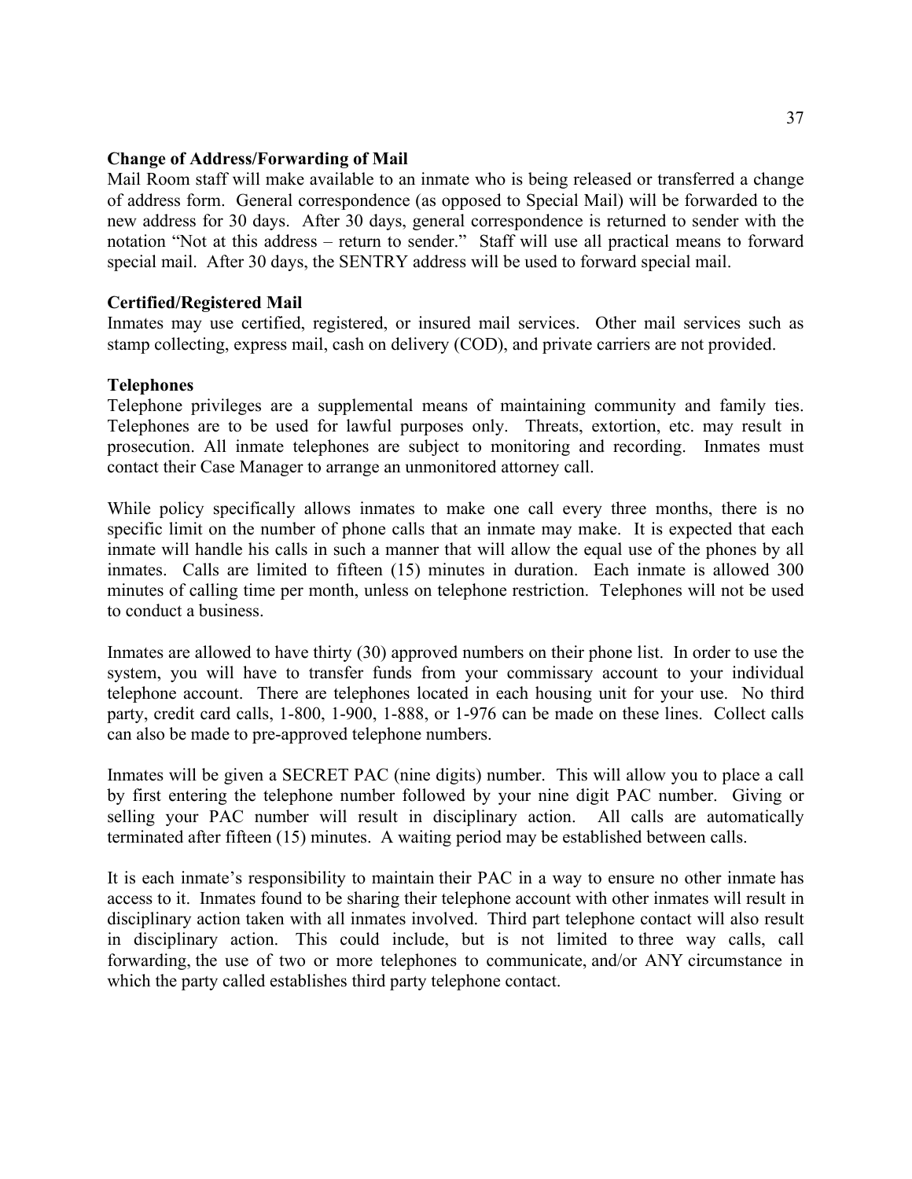**Change of Address/Forwarding of Mail**

Mail Room staff will make available to an inmate who is being released or transferred a change of address form. General correspondence (as opposed to Special Mail) will be forwarded to the new address for 30 days. After 30 days, general correspondence is returned to sender with the notation "Not at this address – return to sender." Staff will use all practical means to forward special mail. After 30 days, the SENTRY address will be used to forward special mail.

**Certified/Registered Mail**

Inmates may use certified, registered, or insured mail services. Other mail services such as stamp collecting, express mail, cash on delivery (COD), and private carriers are not provided.

**Telephones**

Telephone privileges are a supplemental means of maintaining community and family ties. Telephones are to be used for lawful purposes only. Threats, extortion, etc. may result in prosecution. All inmate telephones are subject to monitoring and recording. Inmates must contact their Case Manager to arrange an unmonitored attorney call.

While policy specifically allows inmates to make one call every three months, there is no specific limit on the number of phone calls that an inmate may make. It is expected that each inmate will handle his calls in such a manner that will allow the equal use of the phones by all inmates. Calls are limited to fifteen (15) minutes in duration. Each inmate is allowed 300 minutes of calling time per month, unless on telephone restriction. Telephones will not be used to conduct a business.

Inmates are allowed to have thirty (30) approved numbers on their phone list. In order to use the system, you will have to transfer funds from your commissary account to your individual telephone account. There are telephones located in each housing unit for your use. No third party, credit card calls, 1-800, 1-900, 1-888, or 1-976 can be made on these lines. Collect calls can also be made to pre-approved telephone numbers.

Inmates will be given a SECRET PAC (nine digits) number. This will allow you to place a call by first entering the telephone number followed by your nine digit PAC number. Giving or selling your PAC number will result in disciplinary action. All calls are automatically terminated after fifteen (15) minutes. A waiting period may be established between calls.

It is each inmate's responsibility to maintain their PAC in a way to ensure no other inmate has access to it. Inmates found to be sharing their telephone account with other inmates will result in disciplinary action taken with all inmates involved. Third part telephone contact will also result in disciplinary action. This could include, but is not limited to three way calls, call forwarding, the use of two or more telephones to communicate, and/or ANY circumstance in which the party called establishes third party telephone contact.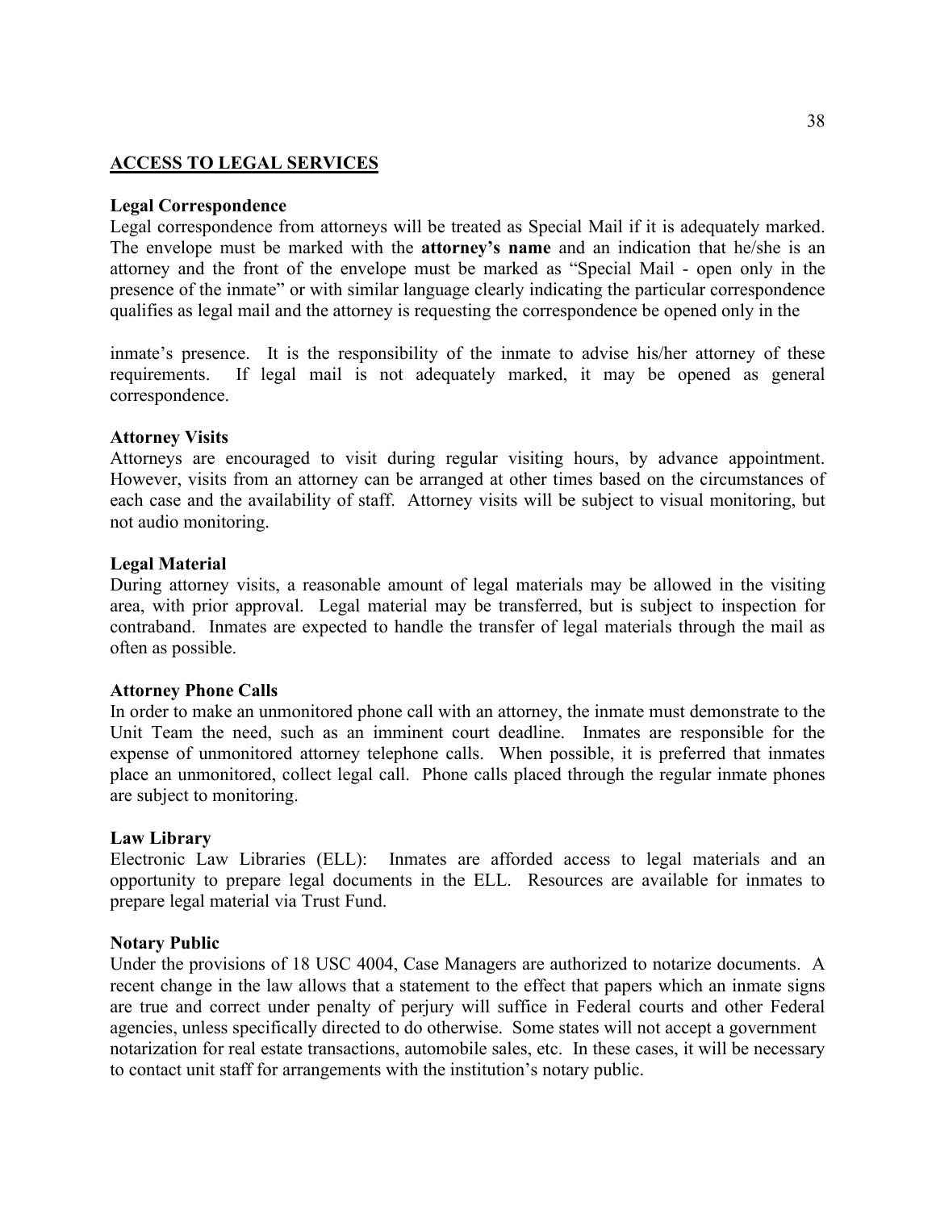## ACCESS TO LEGAL SERVICES

**Legal Correspondence**

Legal correspondence from attorneys will be treated as Special Mail if it is adequately marked. The envelope must be marked with the **attorney's name** and an indication that he/she is an attorney and the front of the envelope must be marked as "Special Mail - open only in the presence of the inmate" or with similar language clearly indicating the particular correspondence qualifies as legal mail and the attorney is requesting the correspondence be opened only in the inmate's presence. It is the responsibility of the inmate to advise his/her attorney of these requirements. If legal mail is not adequately marked, it may be opened as general correspondence.

**Attorney Visits**

Attorneys are encouraged to visit during regular visiting hours, by advance appointment. However, visits from an attorney can be arranged at other times based on the circumstances of each case and the availability of staff. Attorney visits will be subject to visual monitoring, but not audio monitoring.

**Legal Material**

During attorney visits, a reasonable amount of legal materials may be allowed in the visiting area, with prior approval. Legal material may be transferred, but is subject to inspection for contraband. Inmates are expected to handle the transfer of legal materials through the mail as often as possible.

**Attorney Phone Calls**

In order to make an unmonitored phone call with an attorney, the inmate must demonstrate to the Unit Team the need, such as an imminent court deadline. Inmates are responsible for the expense of unmonitored attorney telephone calls. When possible, it is preferred that inmates place an unmonitored, collect legal call. Phone calls placed through the regular inmate phones are subject to monitoring.

**Law Library**

Electronic Law Libraries (ELL): Inmates are afforded access to legal materials and an opportunity to prepare legal documents in the ELL. Resources are available for inmates to prepare legal material via Trust Fund.

**Notary Public**

Under the provisions of 18 USC 4004, Case Managers are authorized to notarize documents. A recent change in the law allows that a statement to the effect that papers which an inmate signs are true and correct under penalty of perjury will suffice in Federal courts and other Federal agencies, unless specifically directed to do otherwise. Some states will not accept a government notarization for real estate transactions, automobile sales, etc. In these cases, it will be necessary to contact unit staff for arrangements with the institution's notary public.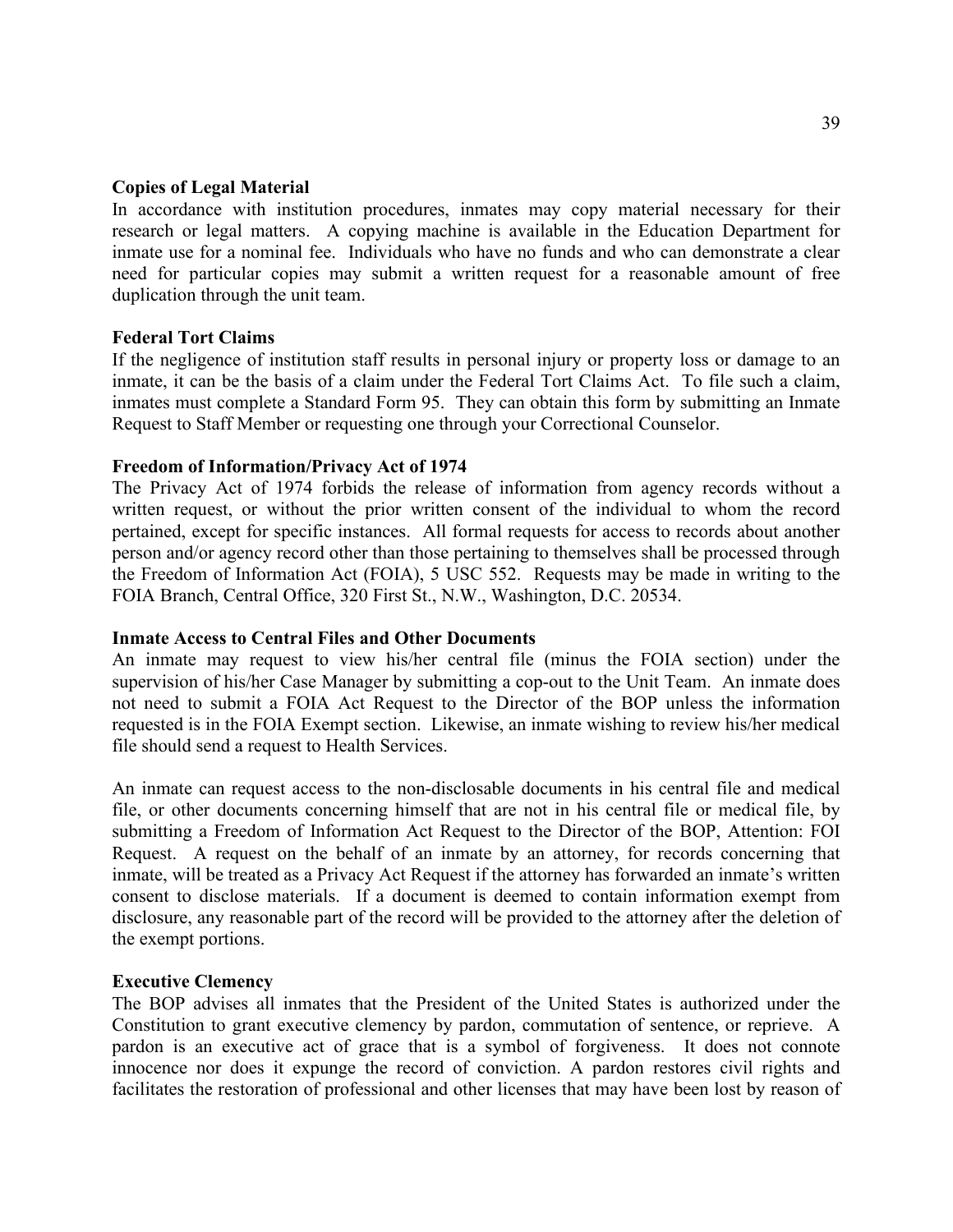**Copies of Legal Material**

In accordance with institution procedures, inmates may copy material necessary for their research or legal matters. A copying machine is available in the Education Department for inmate use for a nominal fee. Individuals who have no funds and who can demonstrate a clear need for particular copies may submit a written request for a reasonable amount of free duplication through the unit team.

**Federal Tort Claims**

If the negligence of institution staff results in personal injury or property loss or damage to an inmate, it can be the basis of a claim under the Federal Tort Claims Act. To file such a claim, inmates must complete a Standard Form 95. They can obtain this form by submitting an Inmate Request to Staff Member or requesting one through your Correctional Counselor.

**Freedom of Information/Privacy Act of 1974**

The Privacy Act of 1974 forbids the release of information from agency records without a written request, or without the prior written consent of the individual to whom the record pertained, except for specific instances. All formal requests for access to records about another person and/or agency record other than those pertaining to themselves shall be processed through the Freedom of Information Act (FOIA), 5 USC 552. Requests may be made in writing to the FOIA Branch, Central Office, 320 First St., N.W., Washington, D.C. 20534.

**Inmate Access to Central Files and Other Documents**

An inmate may request to view his/her central file (minus the FOIA section) under the supervision of his/her Case Manager by submitting a cop-out to the Unit Team. An inmate does not need to submit a FOIA Act Request to the Director of the BOP unless the information requested is in the FOIA Exempt section. Likewise, an inmate wishing to review his/her medical file should send a request to Health Services.

An inmate can request access to the non-disclosable documents in his central file and medical file, or other documents concerning himself that are not in his central file or medical file, by submitting a Freedom of Information Act Request to the Director of the BOP, Attention: FOI Request. A request on the behalf of an inmate by an attorney, for records concerning that inmate, will be treated as a Privacy Act Request if the attorney has forwarded an inmate's written consent to disclose materials. If a document is deemed to contain information exempt from disclosure, any reasonable part of the record will be provided to the attorney after the deletion of the exempt portions.

**Executive Clemency**

The BOP advises all inmates that the President of the United States is authorized under the Constitution to grant executive clemency by pardon, commutation of sentence, or reprieve. A pardon is an executive act of grace that is a symbol of forgiveness. It does not connote innocence nor does it expunge the record of conviction. A pardon restores civil rights and facilitates the restoration of professional and other licenses that may have been lost by reason of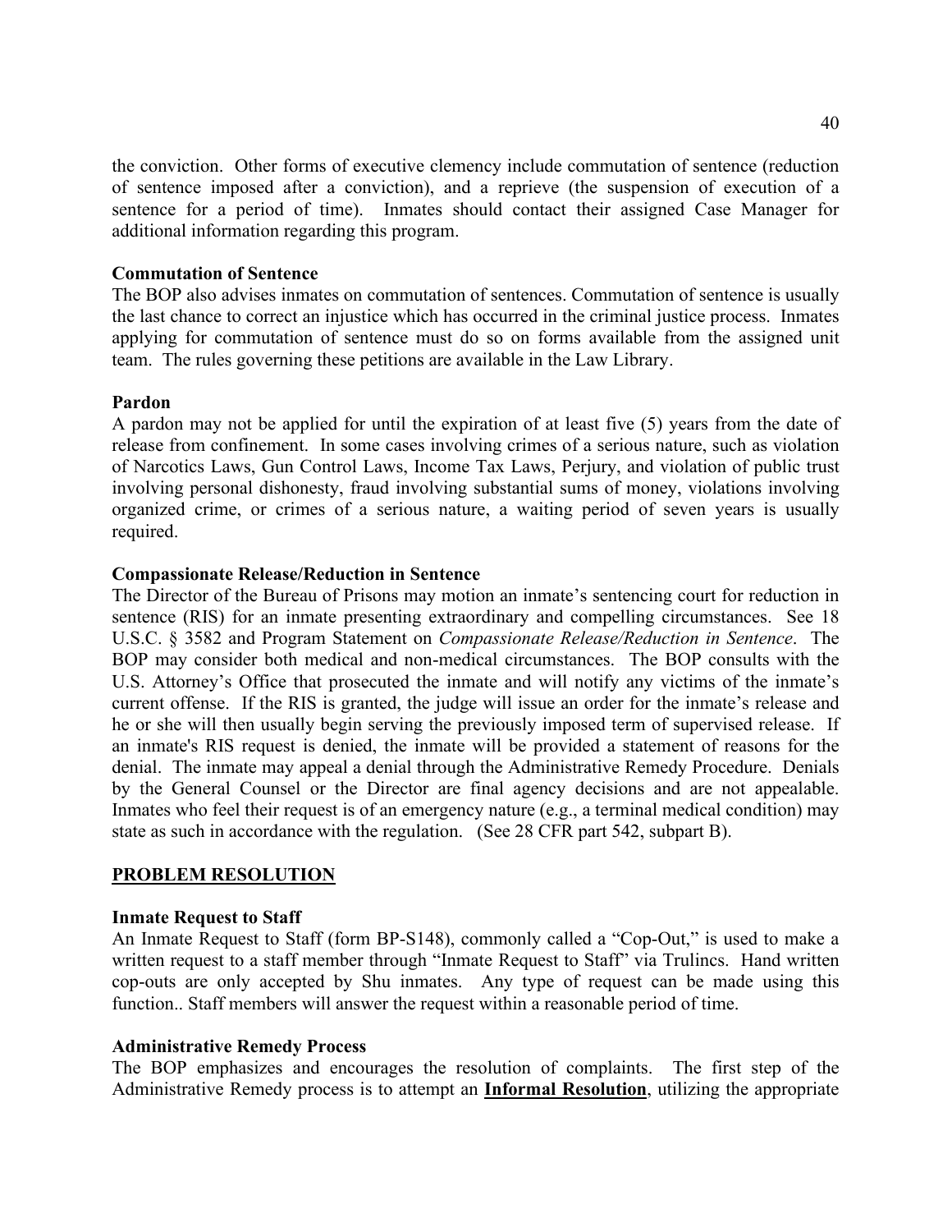the conviction. Other forms of executive clemency include commutation of sentence (reduction of sentence imposed after a conviction), and a reprieve (the suspension of execution of a sentence for a period of time). Inmates should contact their assigned Case Manager for additional information regarding this program.

**Commutation of Sentence**
The BOP also advises inmates on commutation of sentences. Commutation of sentence is usually the last chance to correct an injustice which has occurred in the criminal justice process. Inmates applying for commutation of sentence must do so on forms available from the assigned unit team. The rules governing these petitions are available in the Law Library.

**Pardon**
A pardon may not be applied for until the expiration of at least five (5) years from the date of release from confinement. In some cases involving crimes of a serious nature, such as violation of Narcotics Laws, Gun Control Laws, Income Tax Laws, Perjury, and violation of public trust involving personal dishonesty, fraud involving substantial sums of money, violations involving organized crime, or crimes of a serious nature, a waiting period of seven years is usually required.

**Compassionate Release/Reduction in Sentence**
The Director of the Bureau of Prisons may motion an inmate's sentencing court for reduction in sentence (RIS) for an inmate presenting extraordinary and compelling circumstances. See 18 U.S.C. § 3582 and Program Statement on *Compassionate Release/Reduction in Sentence*. The BOP may consider both medical and non-medical circumstances. The BOP consults with the U.S. Attorney's Office that prosecuted the inmate and will notify any victims of the inmate's current offense. If the RIS is granted, the judge will issue an order for the inmate's release and he or she will then usually begin serving the previously imposed term of supervised release. If an inmate's RIS request is denied, the inmate will be provided a statement of reasons for the denial. The inmate may appeal a denial through the Administrative Remedy Procedure. Denials by the General Counsel or the Director are final agency decisions and are not appealable. Inmates who feel their request is of an emergency nature (e.g., a terminal medical condition) may state as such in accordance with the regulation. (See 28 CFR part 542, subpart B).

## PROBLEM RESOLUTION

**Inmate Request to Staff**
An Inmate Request to Staff (form BP-S148), commonly called a "Cop-Out," is used to make a written request to a staff member through "Inmate Request to Staff" via Trulincs. Hand written cop-outs are only accepted by Shu inmates. Any type of request can be made using this function.. Staff members will answer the request within a reasonable period of time.

**Administrative Remedy Process**
The BOP emphasizes and encourages the resolution of complaints. The first step of the Administrative Remedy process is to attempt an **Informal Resolution**, utilizing the appropriate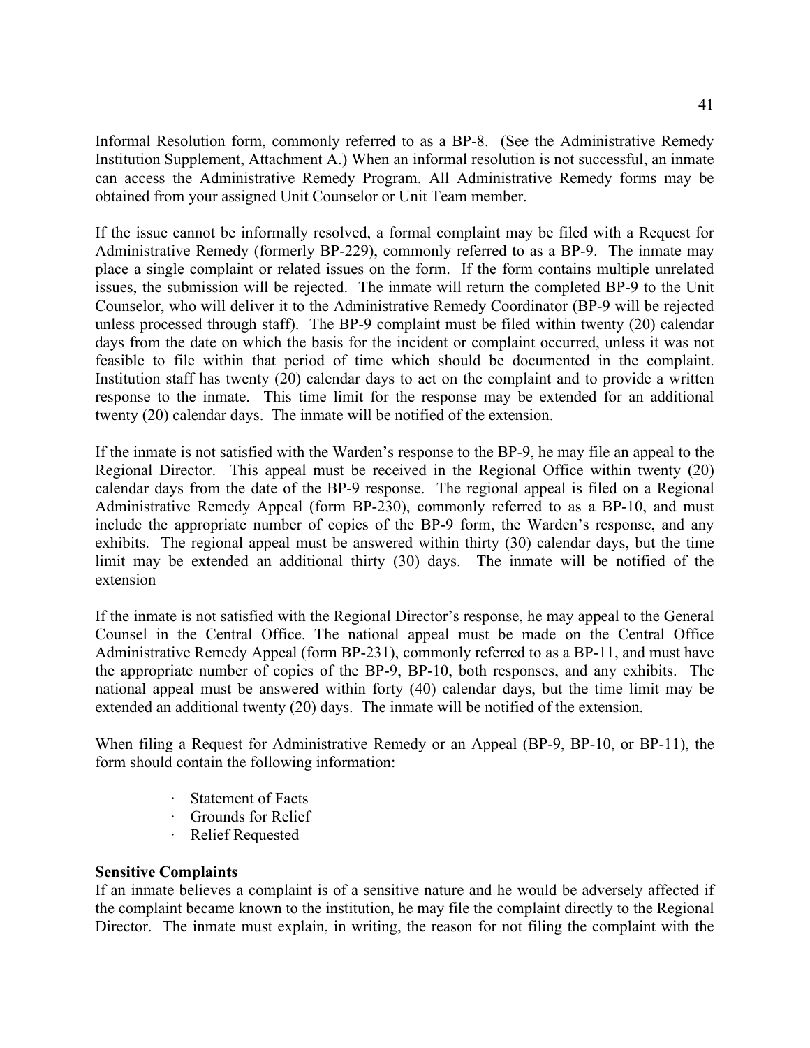Informal Resolution form, commonly referred to as a BP-8. (See the Administrative Remedy Institution Supplement, Attachment A.) When an informal resolution is not successful, an inmate can access the Administrative Remedy Program. All Administrative Remedy forms may be obtained from your assigned Unit Counselor or Unit Team member.

If the issue cannot be informally resolved, a formal complaint may be filed with a Request for Administrative Remedy (formerly BP-229), commonly referred to as a BP-9. The inmate may place a single complaint or related issues on the form. If the form contains multiple unrelated issues, the submission will be rejected. The inmate will return the completed BP-9 to the Unit Counselor, who will deliver it to the Administrative Remedy Coordinator (BP-9 will be rejected unless processed through staff). The BP-9 complaint must be filed within twenty (20) calendar days from the date on which the basis for the incident or complaint occurred, unless it was not feasible to file within that period of time which should be documented in the complaint. Institution staff has twenty (20) calendar days to act on the complaint and to provide a written response to the inmate. This time limit for the response may be extended for an additional twenty (20) calendar days. The inmate will be notified of the extension.

If the inmate is not satisfied with the Warden's response to the BP-9, he may file an appeal to the Regional Director. This appeal must be received in the Regional Office within twenty (20) calendar days from the date of the BP-9 response. The regional appeal is filed on a Regional Administrative Remedy Appeal (form BP-230), commonly referred to as a BP-10, and must include the appropriate number of copies of the BP-9 form, the Warden's response, and any exhibits. The regional appeal must be answered within thirty (30) calendar days, but the time limit may be extended an additional thirty (30) days. The inmate will be notified of the extension

If the inmate is not satisfied with the Regional Director's response, he may appeal to the General Counsel in the Central Office. The national appeal must be made on the Central Office Administrative Remedy Appeal (form BP-231), commonly referred to as a BP-11, and must have the appropriate number of copies of the BP-9, BP-10, both responses, and any exhibits. The national appeal must be answered within forty (40) calendar days, but the time limit may be extended an additional twenty (20) days. The inmate will be notified of the extension.

When filing a Request for Administrative Remedy or an Appeal (BP-9, BP-10, or BP-11), the form should contain the following information:

- Statement of Facts
- Grounds for Relief
- Relief Requested

**Sensitive Complaints**

If an inmate believes a complaint is of a sensitive nature and he would be adversely affected if the complaint became known to the institution, he may file the complaint directly to the Regional Director. The inmate must explain, in writing, the reason for not filing the complaint with the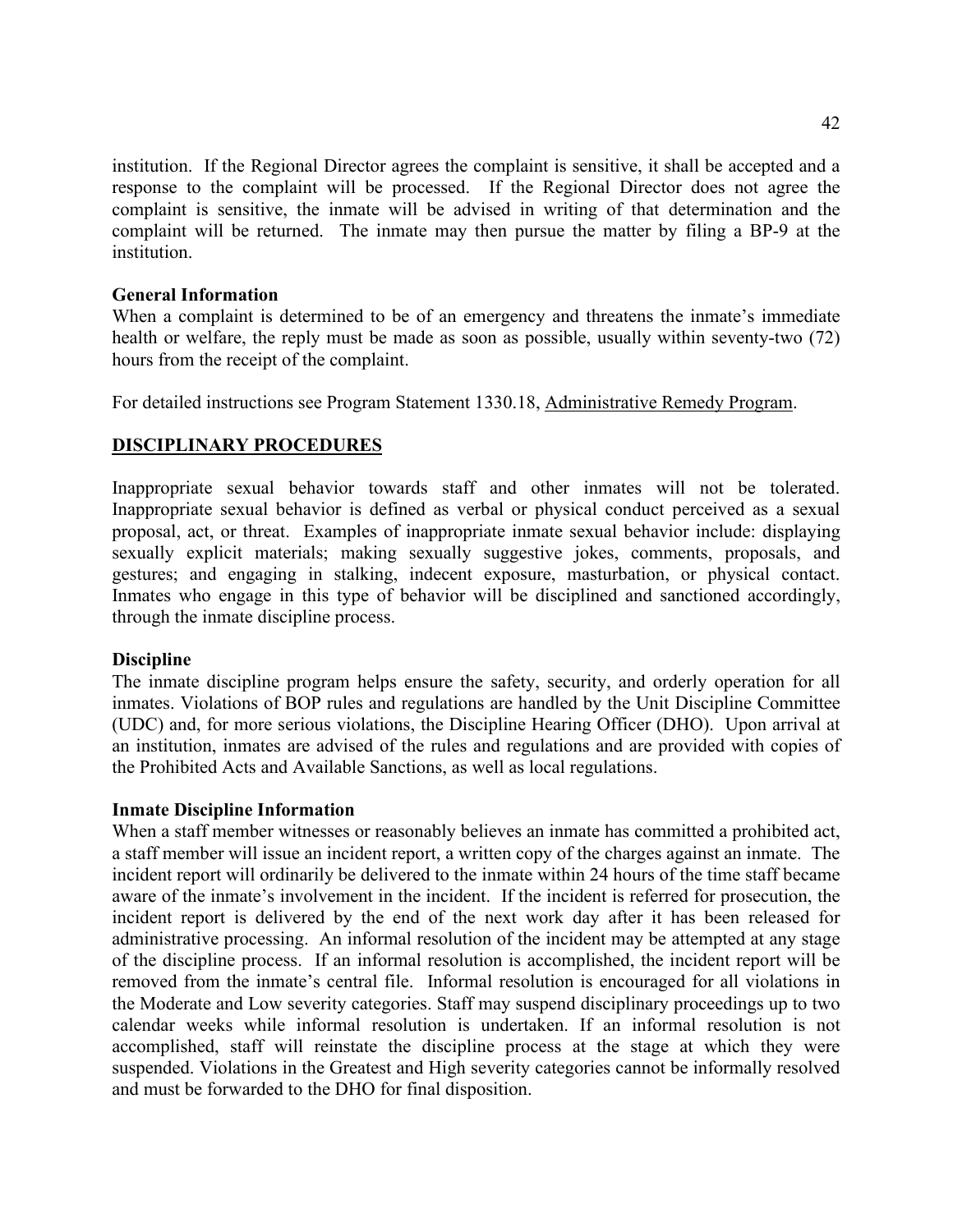institution. If the Regional Director agrees the complaint is sensitive, it shall be accepted and a response to the complaint will be processed. If the Regional Director does not agree the complaint is sensitive, the inmate will be advised in writing of that determination and the complaint will be returned. The inmate may then pursue the matter by filing a BP-9 at the institution.

**General Information**

When a complaint is determined to be of an emergency and threatens the inmate's immediate health or welfare, the reply must be made as soon as possible, usually within seventy-two (72) hours from the receipt of the complaint.

For detailed instructions see Program Statement 1330.18, Administrative Remedy Program.

## DISCIPLINARY PROCEDURES

Inappropriate sexual behavior towards staff and other inmates will not be tolerated. Inappropriate sexual behavior is defined as verbal or physical conduct perceived as a sexual proposal, act, or threat. Examples of inappropriate inmate sexual behavior include: displaying sexually explicit materials; making sexually suggestive jokes, comments, proposals, and gestures; and engaging in stalking, indecent exposure, masturbation, or physical contact. Inmates who engage in this type of behavior will be disciplined and sanctioned accordingly, through the inmate discipline process.

**Discipline**

The inmate discipline program helps ensure the safety, security, and orderly operation for all inmates. Violations of BOP rules and regulations are handled by the Unit Discipline Committee (UDC) and, for more serious violations, the Discipline Hearing Officer (DHO). Upon arrival at an institution, inmates are advised of the rules and regulations and are provided with copies of the Prohibited Acts and Available Sanctions, as well as local regulations.

**Inmate Discipline Information**

When a staff member witnesses or reasonably believes an inmate has committed a prohibited act, a staff member will issue an incident report, a written copy of the charges against an inmate. The incident report will ordinarily be delivered to the inmate within 24 hours of the time staff became aware of the inmate's involvement in the incident. If the incident is referred for prosecution, the incident report is delivered by the end of the next work day after it has been released for administrative processing. An informal resolution of the incident may be attempted at any stage of the discipline process. If an informal resolution is accomplished, the incident report will be removed from the inmate's central file. Informal resolution is encouraged for all violations in the Moderate and Low severity categories. Staff may suspend disciplinary proceedings up to two calendar weeks while informal resolution is undertaken. If an informal resolution is not accomplished, staff will reinstate the discipline process at the stage at which they were suspended. Violations in the Greatest and High severity categories cannot be informally resolved and must be forwarded to the DHO for final disposition.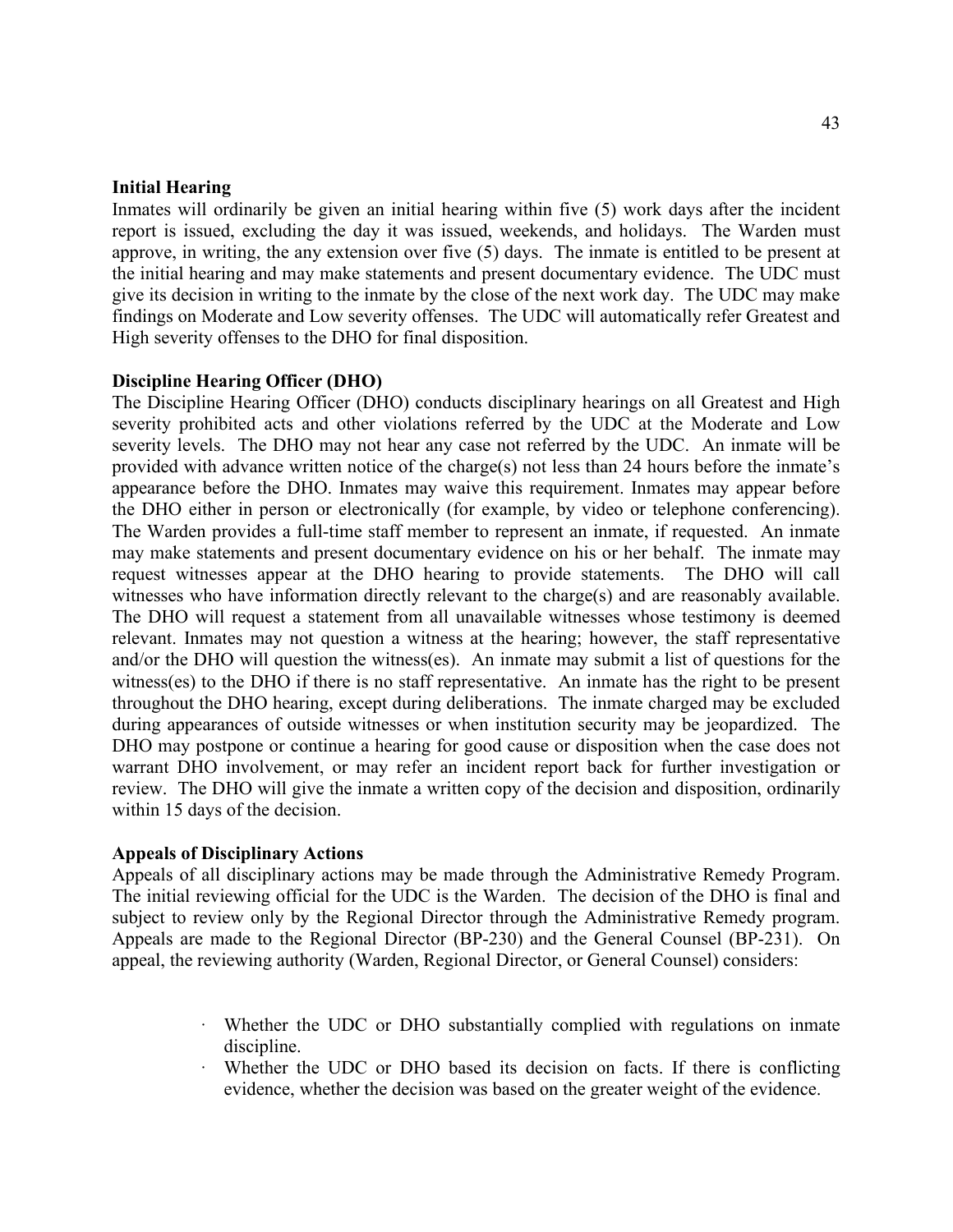**Initial Hearing**

Inmates will ordinarily be given an initial hearing within five (5) work days after the incident report is issued, excluding the day it was issued, weekends, and holidays. The Warden must approve, in writing, the any extension over five (5) days. The inmate is entitled to be present at the initial hearing and may make statements and present documentary evidence. The UDC must give its decision in writing to the inmate by the close of the next work day. The UDC may make findings on Moderate and Low severity offenses. The UDC will automatically refer Greatest and High severity offenses to the DHO for final disposition.

**Discipline Hearing Officer (DHO)**

The Discipline Hearing Officer (DHO) conducts disciplinary hearings on all Greatest and High severity prohibited acts and other violations referred by the UDC at the Moderate and Low severity levels. The DHO may not hear any case not referred by the UDC. An inmate will be provided with advance written notice of the charge(s) not less than 24 hours before the inmate's appearance before the DHO. Inmates may waive this requirement. Inmates may appear before the DHO either in person or electronically (for example, by video or telephone conferencing). The Warden provides a full-time staff member to represent an inmate, if requested. An inmate may make statements and present documentary evidence on his or her behalf. The inmate may request witnesses appear at the DHO hearing to provide statements. The DHO will call witnesses who have information directly relevant to the charge(s) and are reasonably available. The DHO will request a statement from all unavailable witnesses whose testimony is deemed relevant. Inmates may not question a witness at the hearing; however, the staff representative and/or the DHO will question the witness(es). An inmate may submit a list of questions for the witness(es) to the DHO if there is no staff representative. An inmate has the right to be present throughout the DHO hearing, except during deliberations. The inmate charged may be excluded during appearances of outside witnesses or when institution security may be jeopardized. The DHO may postpone or continue a hearing for good cause or disposition when the case does not warrant DHO involvement, or may refer an incident report back for further investigation or review. The DHO will give the inmate a written copy of the decision and disposition, ordinarily within 15 days of the decision.

**Appeals of Disciplinary Actions**

Appeals of all disciplinary actions may be made through the Administrative Remedy Program. The initial reviewing official for the UDC is the Warden. The decision of the DHO is final and subject to review only by the Regional Director through the Administrative Remedy program. Appeals are made to the Regional Director (BP-230) and the General Counsel (BP-231). On appeal, the reviewing authority (Warden, Regional Director, or General Counsel) considers:

- Whether the UDC or DHO substantially complied with regulations on inmate discipline.
- Whether the UDC or DHO based its decision on facts. If there is conflicting evidence, whether the decision was based on the greater weight of the evidence.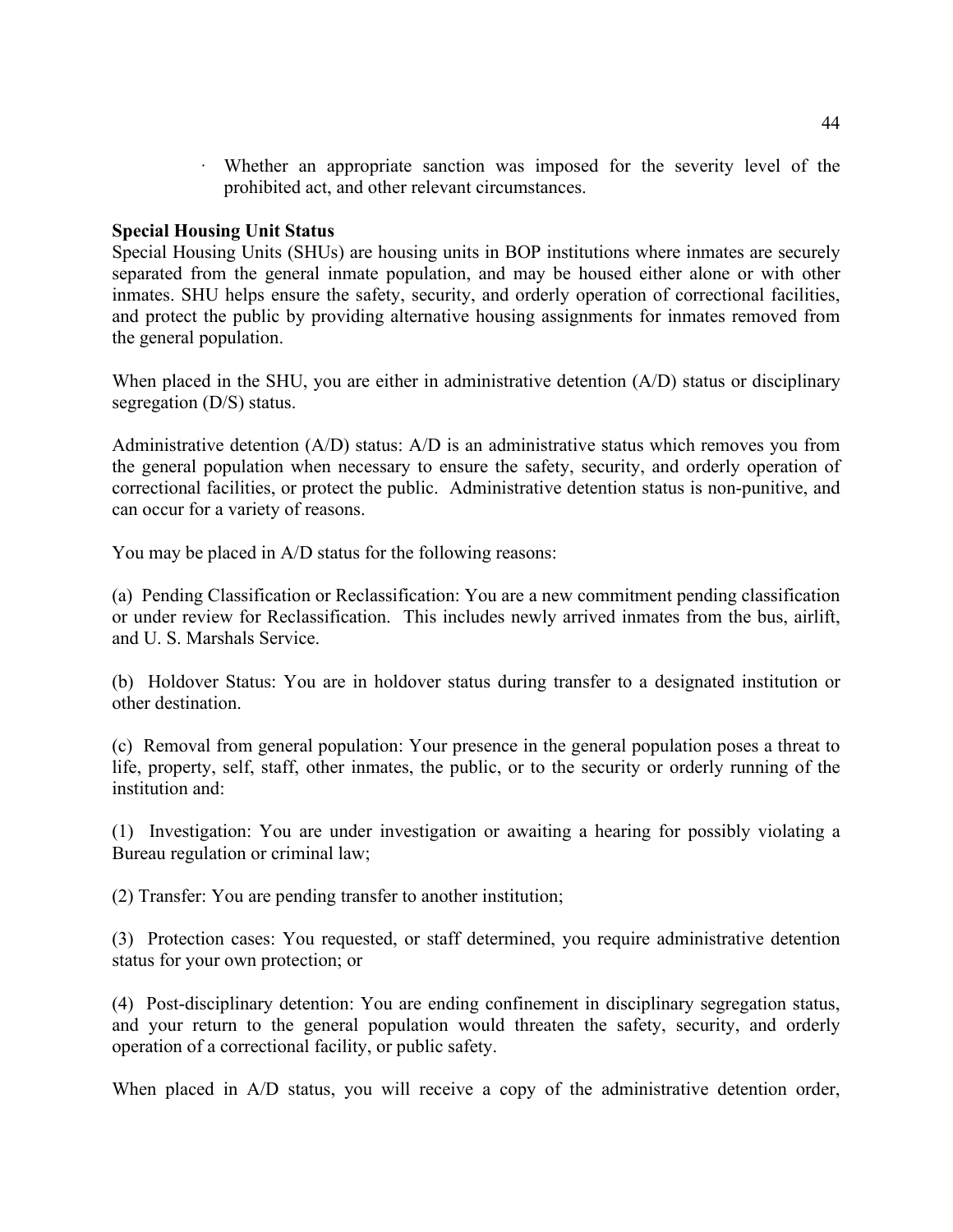- Whether an appropriate sanction was imposed for the severity level of the prohibited act, and other relevant circumstances.

**Special Housing Unit Status**

Special Housing Units (SHUs) are housing units in BOP institutions where inmates are securely separated from the general inmate population, and may be housed either alone or with other inmates. SHU helps ensure the safety, security, and orderly operation of correctional facilities, and protect the public by providing alternative housing assignments for inmates removed from the general population.

When placed in the SHU, you are either in administrative detention (A/D) status or disciplinary segregation (D/S) status.

Administrative detention (A/D) status: A/D is an administrative status which removes you from the general population when necessary to ensure the safety, security, and orderly operation of correctional facilities, or protect the public. Administrative detention status is non-punitive, and can occur for a variety of reasons.

You may be placed in A/D status for the following reasons:

(a) Pending Classification or Reclassification: You are a new commitment pending classification or under review for Reclassification. This includes newly arrived inmates from the bus, airlift, and U. S. Marshals Service.

(b) Holdover Status: You are in holdover status during transfer to a designated institution or other destination.

(c) Removal from general population: Your presence in the general population poses a threat to life, property, self, staff, other inmates, the public, or to the security or orderly running of the institution and:

(1) Investigation: You are under investigation or awaiting a hearing for possibly violating a Bureau regulation or criminal law;

(2) Transfer: You are pending transfer to another institution;

(3) Protection cases: You requested, or staff determined, you require administrative detention status for your own protection; or

(4) Post-disciplinary detention: You are ending confinement in disciplinary segregation status, and your return to the general population would threaten the safety, security, and orderly operation of a correctional facility, or public safety.

When placed in A/D status, you will receive a copy of the administrative detention order,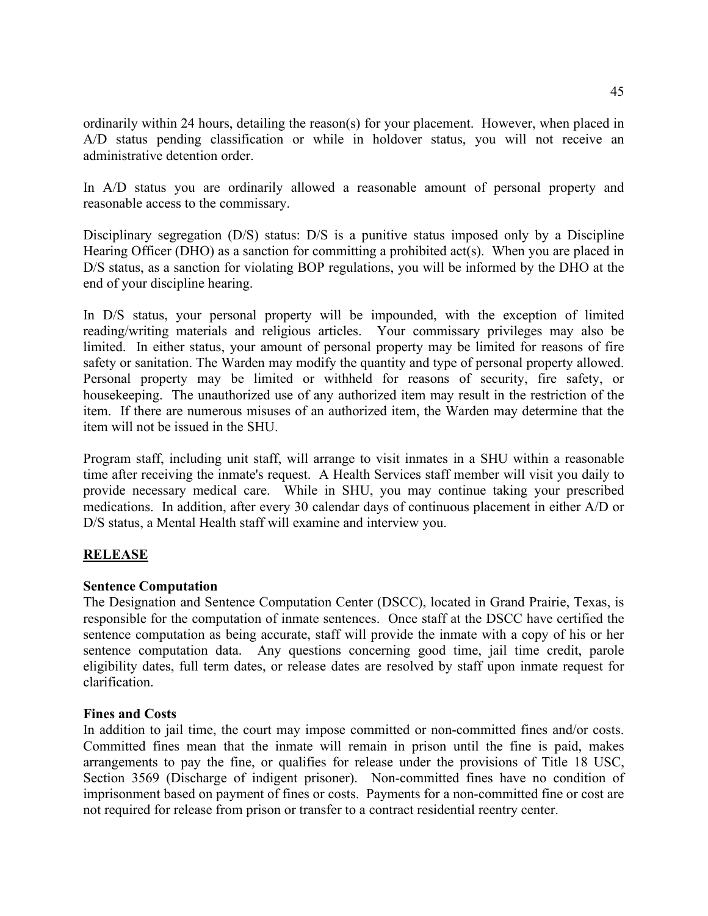ordinarily within 24 hours, detailing the reason(s) for your placement. However, when placed in A/D status pending classification or while in holdover status, you will not receive an administrative detention order.

In A/D status you are ordinarily allowed a reasonable amount of personal property and reasonable access to the commissary.

Disciplinary segregation (D/S) status: D/S is a punitive status imposed only by a Discipline Hearing Officer (DHO) as a sanction for committing a prohibited act(s). When you are placed in D/S status, as a sanction for violating BOP regulations, you will be informed by the DHO at the end of your discipline hearing.

In D/S status, your personal property will be impounded, with the exception of limited reading/writing materials and religious articles. Your commissary privileges may also be limited. In either status, your amount of personal property may be limited for reasons of fire safety or sanitation. The Warden may modify the quantity and type of personal property allowed. Personal property may be limited or withheld for reasons of security, fire safety, or housekeeping. The unauthorized use of any authorized item may result in the restriction of the item. If there are numerous misuses of an authorized item, the Warden may determine that the item will not be issued in the SHU.

Program staff, including unit staff, will arrange to visit inmates in a SHU within a reasonable time after receiving the inmate's request. A Health Services staff member will visit you daily to provide necessary medical care. While in SHU, you may continue taking your prescribed medications. In addition, after every 30 calendar days of continuous placement in either A/D or D/S status, a Mental Health staff will examine and interview you.

## RELEASE

**Sentence Computation**

The Designation and Sentence Computation Center (DSCC), located in Grand Prairie, Texas, is responsible for the computation of inmate sentences. Once staff at the DSCC have certified the sentence computation as being accurate, staff will provide the inmate with a copy of his or her sentence computation data. Any questions concerning good time, jail time credit, parole eligibility dates, full term dates, or release dates are resolved by staff upon inmate request for clarification.

**Fines and Costs**

In addition to jail time, the court may impose committed or non-committed fines and/or costs. Committed fines mean that the inmate will remain in prison until the fine is paid, makes arrangements to pay the fine, or qualifies for release under the provisions of Title 18 USC, Section 3569 (Discharge of indigent prisoner). Non-committed fines have no condition of imprisonment based on payment of fines or costs. Payments for a non-committed fine or cost are not required for release from prison or transfer to a contract residential reentry center.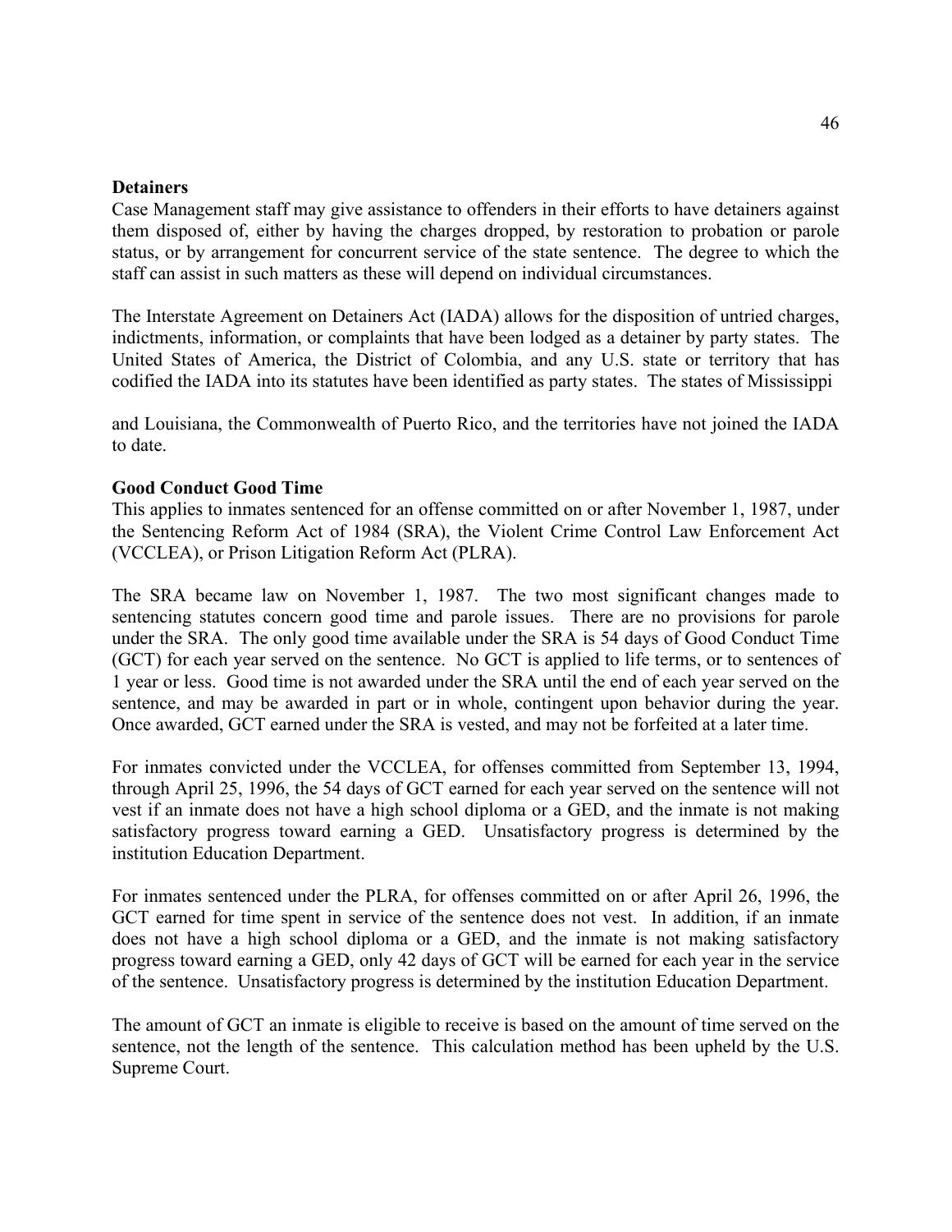**Detainers**

Case Management staff may give assistance to offenders in their efforts to have detainers against them disposed of, either by having the charges dropped, by restoration to probation or parole status, or by arrangement for concurrent service of the state sentence. The degree to which the staff can assist in such matters as these will depend on individual circumstances.

The Interstate Agreement on Detainers Act (IADA) allows for the disposition of untried charges, indictments, information, or complaints that have been lodged as a detainer by party states. The United States of America, the District of Colombia, and any U.S. state or territory that has codified the IADA into its statutes have been identified as party states. The states of Mississippi and Louisiana, the Commonwealth of Puerto Rico, and the territories have not joined the IADA to date.

**Good Conduct Good Time**

This applies to inmates sentenced for an offense committed on or after November 1, 1987, under the Sentencing Reform Act of 1984 (SRA), the Violent Crime Control Law Enforcement Act (VCCLEA), or Prison Litigation Reform Act (PLRA).

The SRA became law on November 1, 1987. The two most significant changes made to sentencing statutes concern good time and parole issues. There are no provisions for parole under the SRA. The only good time available under the SRA is 54 days of Good Conduct Time (GCT) for each year served on the sentence. No GCT is applied to life terms, or to sentences of 1 year or less. Good time is not awarded under the SRA until the end of each year served on the sentence, and may be awarded in part or in whole, contingent upon behavior during the year. Once awarded, GCT earned under the SRA is vested, and may not be forfeited at a later time.

For inmates convicted under the VCCLEA, for offenses committed from September 13, 1994, through April 25, 1996, the 54 days of GCT earned for each year served on the sentence will not vest if an inmate does not have a high school diploma or a GED, and the inmate is not making satisfactory progress toward earning a GED. Unsatisfactory progress is determined by the institution Education Department.

For inmates sentenced under the PLRA, for offenses committed on or after April 26, 1996, the GCT earned for time spent in service of the sentence does not vest. In addition, if an inmate does not have a high school diploma or a GED, and the inmate is not making satisfactory progress toward earning a GED, only 42 days of GCT will be earned for each year in the service of the sentence. Unsatisfactory progress is determined by the institution Education Department.

The amount of GCT an inmate is eligible to receive is based on the amount of time served on the sentence, not the length of the sentence. This calculation method has been upheld by the U.S. Supreme Court.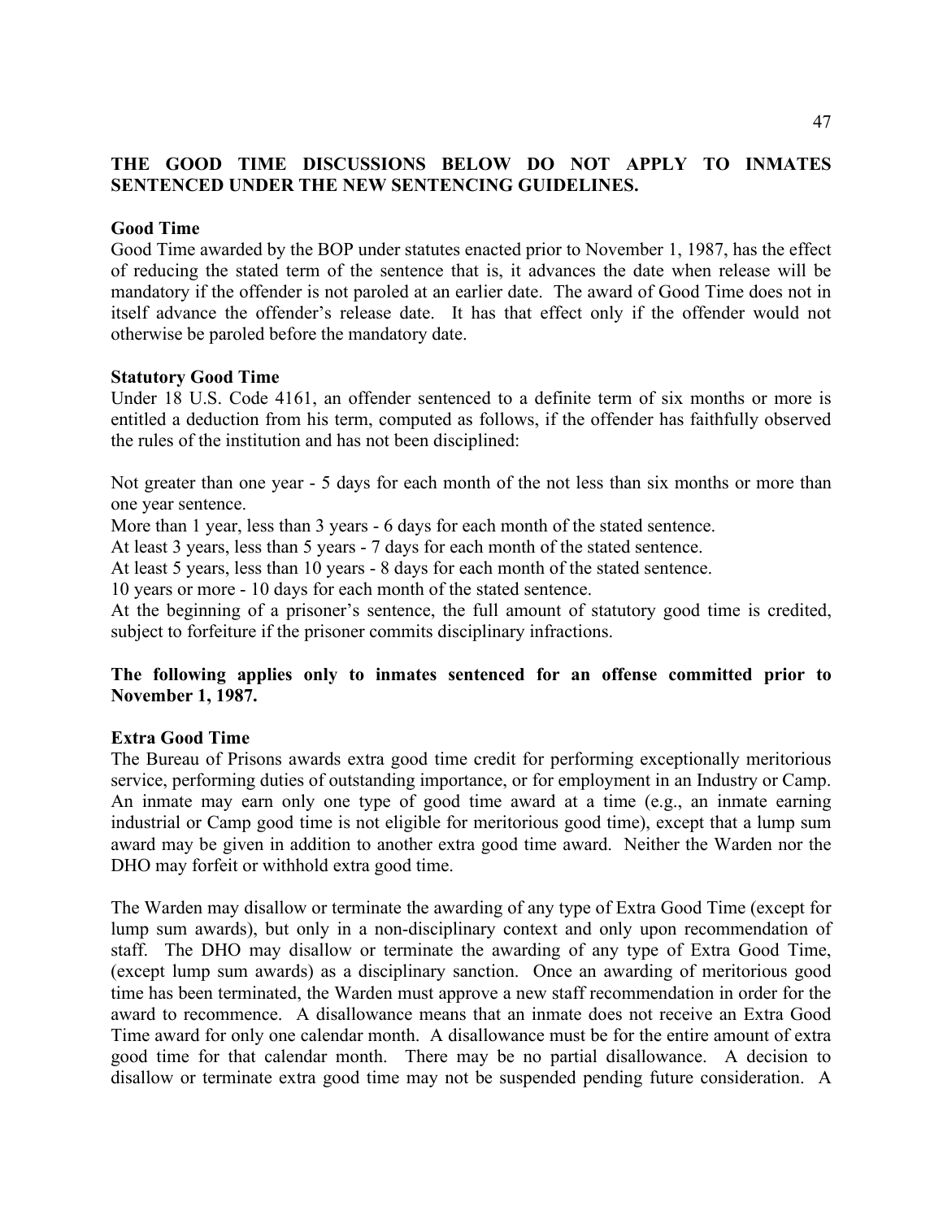**THE GOOD TIME DISCUSSIONS BELOW DO NOT APPLY TO INMATES SENTENCED UNDER THE NEW SENTENCING GUIDELINES.**

**Good Time**

Good Time awarded by the BOP under statutes enacted prior to November 1, 1987, has the effect of reducing the stated term of the sentence that is, it advances the date when release will be mandatory if the offender is not paroled at an earlier date. The award of Good Time does not in itself advance the offender's release date. It has that effect only if the offender would not otherwise be paroled before the mandatory date.

**Statutory Good Time**

Under 18 U.S. Code 4161, an offender sentenced to a definite term of six months or more is entitled a deduction from his term, computed as follows, if the offender has faithfully observed the rules of the institution and has not been disciplined:

Not greater than one year - 5 days for each month of the not less than six months or more than one year sentence.
More than 1 year, less than 3 years - 6 days for each month of the stated sentence.
At least 3 years, less than 5 years - 7 days for each month of the stated sentence.
At least 5 years, less than 10 years - 8 days for each month of the stated sentence.
10 years or more - 10 days for each month of the stated sentence.
At the beginning of a prisoner's sentence, the full amount of statutory good time is credited, subject to forfeiture if the prisoner commits disciplinary infractions.

**The following applies only to inmates sentenced for an offense committed prior to November 1, 1987.**

**Extra Good Time**

The Bureau of Prisons awards extra good time credit for performing exceptionally meritorious service, performing duties of outstanding importance, or for employment in an Industry or Camp. An inmate may earn only one type of good time award at a time (e.g., an inmate earning industrial or Camp good time is not eligible for meritorious good time), except that a lump sum award may be given in addition to another extra good time award. Neither the Warden nor the DHO may forfeit or withhold extra good time.

The Warden may disallow or terminate the awarding of any type of Extra Good Time (except for lump sum awards), but only in a non-disciplinary context and only upon recommendation of staff. The DHO may disallow or terminate the awarding of any type of Extra Good Time, (except lump sum awards) as a disciplinary sanction. Once an awarding of meritorious good time has been terminated, the Warden must approve a new staff recommendation in order for the award to recommence. A disallowance means that an inmate does not receive an Extra Good Time award for only one calendar month. A disallowance must be for the entire amount of extra good time for that calendar month. There may be no partial disallowance. A decision to disallow or terminate extra good time may not be suspended pending future consideration. A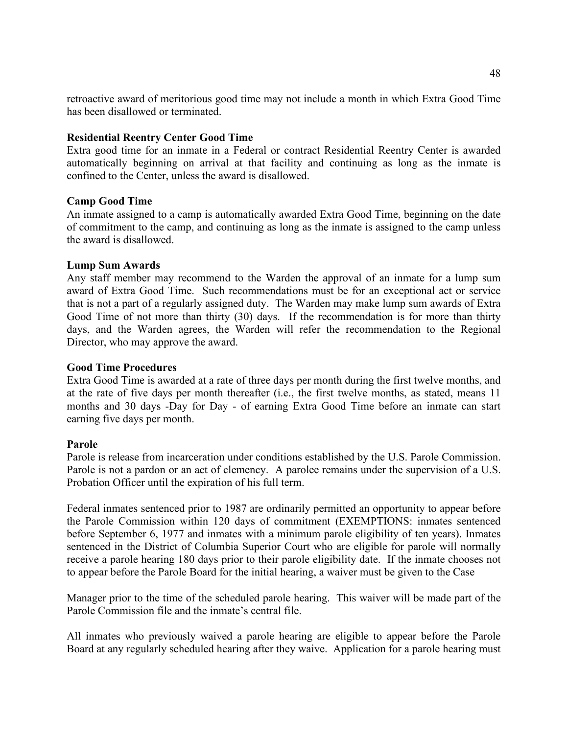retroactive award of meritorious good time may not include a month in which Extra Good Time has been disallowed or terminated.

**Residential Reentry Center Good Time**
Extra good time for an inmate in a Federal or contract Residential Reentry Center is awarded automatically beginning on arrival at that facility and continuing as long as the inmate is confined to the Center, unless the award is disallowed.

**Camp Good Time**
An inmate assigned to a camp is automatically awarded Extra Good Time, beginning on the date of commitment to the camp, and continuing as long as the inmate is assigned to the camp unless the award is disallowed.

**Lump Sum Awards**
Any staff member may recommend to the Warden the approval of an inmate for a lump sum award of Extra Good Time. Such recommendations must be for an exceptional act or service that is not a part of a regularly assigned duty. The Warden may make lump sum awards of Extra Good Time of not more than thirty (30) days. If the recommendation is for more than thirty days, and the Warden agrees, the Warden will refer the recommendation to the Regional Director, who may approve the award.

**Good Time Procedures**
Extra Good Time is awarded at a rate of three days per month during the first twelve months, and at the rate of five days per month thereafter (i.e., the first twelve months, as stated, means 11 months and 30 days -Day for Day - of earning Extra Good Time before an inmate can start earning five days per month.

**Parole**
Parole is release from incarceration under conditions established by the U.S. Parole Commission. Parole is not a pardon or an act of clemency. A parolee remains under the supervision of a U.S. Probation Officer until the expiration of his full term.

Federal inmates sentenced prior to 1987 are ordinarily permitted an opportunity to appear before the Parole Commission within 120 days of commitment (EXEMPTIONS: inmates sentenced before September 6, 1977 and inmates with a minimum parole eligibility of ten years). Inmates sentenced in the District of Columbia Superior Court who are eligible for parole will normally receive a parole hearing 180 days prior to their parole eligibility date. If the inmate chooses not to appear before the Parole Board for the initial hearing, a waiver must be given to the Case Manager prior to the time of the scheduled parole hearing. This waiver will be made part of the Parole Commission file and the inmate's central file.

All inmates who previously waived a parole hearing are eligible to appear before the Parole Board at any regularly scheduled hearing after they waive. Application for a parole hearing must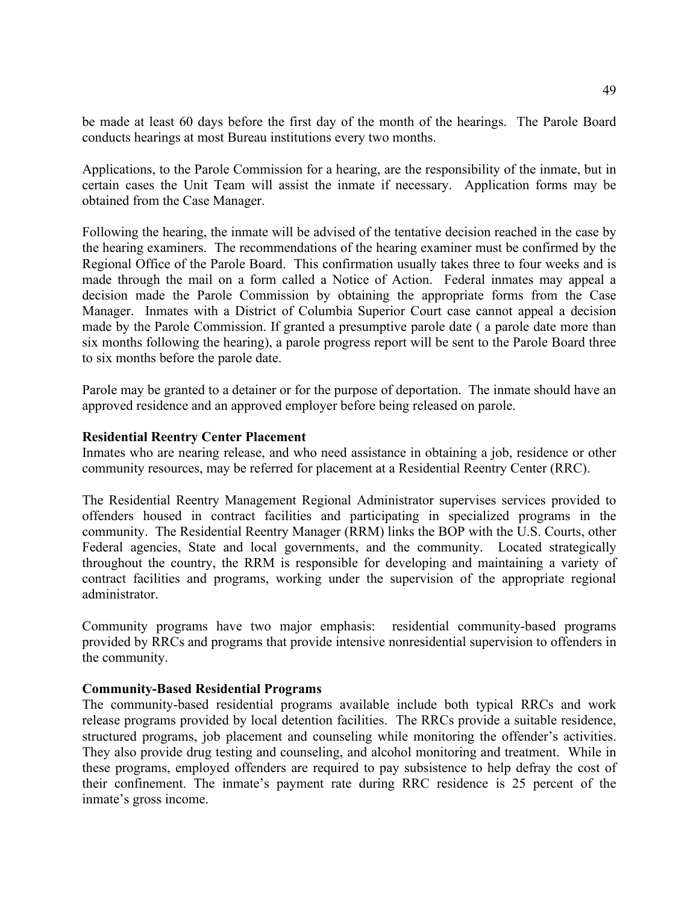be made at least 60 days before the first day of the month of the hearings. The Parole Board conducts hearings at most Bureau institutions every two months.

Applications, to the Parole Commission for a hearing, are the responsibility of the inmate, but in certain cases the Unit Team will assist the inmate if necessary. Application forms may be obtained from the Case Manager.

Following the hearing, the inmate will be advised of the tentative decision reached in the case by the hearing examiners. The recommendations of the hearing examiner must be confirmed by the Regional Office of the Parole Board. This confirmation usually takes three to four weeks and is made through the mail on a form called a Notice of Action. Federal inmates may appeal a decision made the Parole Commission by obtaining the appropriate forms from the Case Manager. Inmates with a District of Columbia Superior Court case cannot appeal a decision made by the Parole Commission. If granted a presumptive parole date ( a parole date more than six months following the hearing), a parole progress report will be sent to the Parole Board three to six months before the parole date.

Parole may be granted to a detainer or for the purpose of deportation. The inmate should have an approved residence and an approved employer before being released on parole.

**Residential Reentry Center Placement**

Inmates who are nearing release, and who need assistance in obtaining a job, residence or other community resources, may be referred for placement at a Residential Reentry Center (RRC).

The Residential Reentry Management Regional Administrator supervises services provided to offenders housed in contract facilities and participating in specialized programs in the community. The Residential Reentry Manager (RRM) links the BOP with the U.S. Courts, other Federal agencies, State and local governments, and the community. Located strategically throughout the country, the RRM is responsible for developing and maintaining a variety of contract facilities and programs, working under the supervision of the appropriate regional administrator.

Community programs have two major emphasis: residential community-based programs provided by RRCs and programs that provide intensive nonresidential supervision to offenders in the community.

**Community-Based Residential Programs**

The community-based residential programs available include both typical RRCs and work release programs provided by local detention facilities. The RRCs provide a suitable residence, structured programs, job placement and counseling while monitoring the offender's activities. They also provide drug testing and counseling, and alcohol monitoring and treatment. While in these programs, employed offenders are required to pay subsistence to help defray the cost of their confinement. The inmate's payment rate during RRC residence is 25 percent of the inmate's gross income.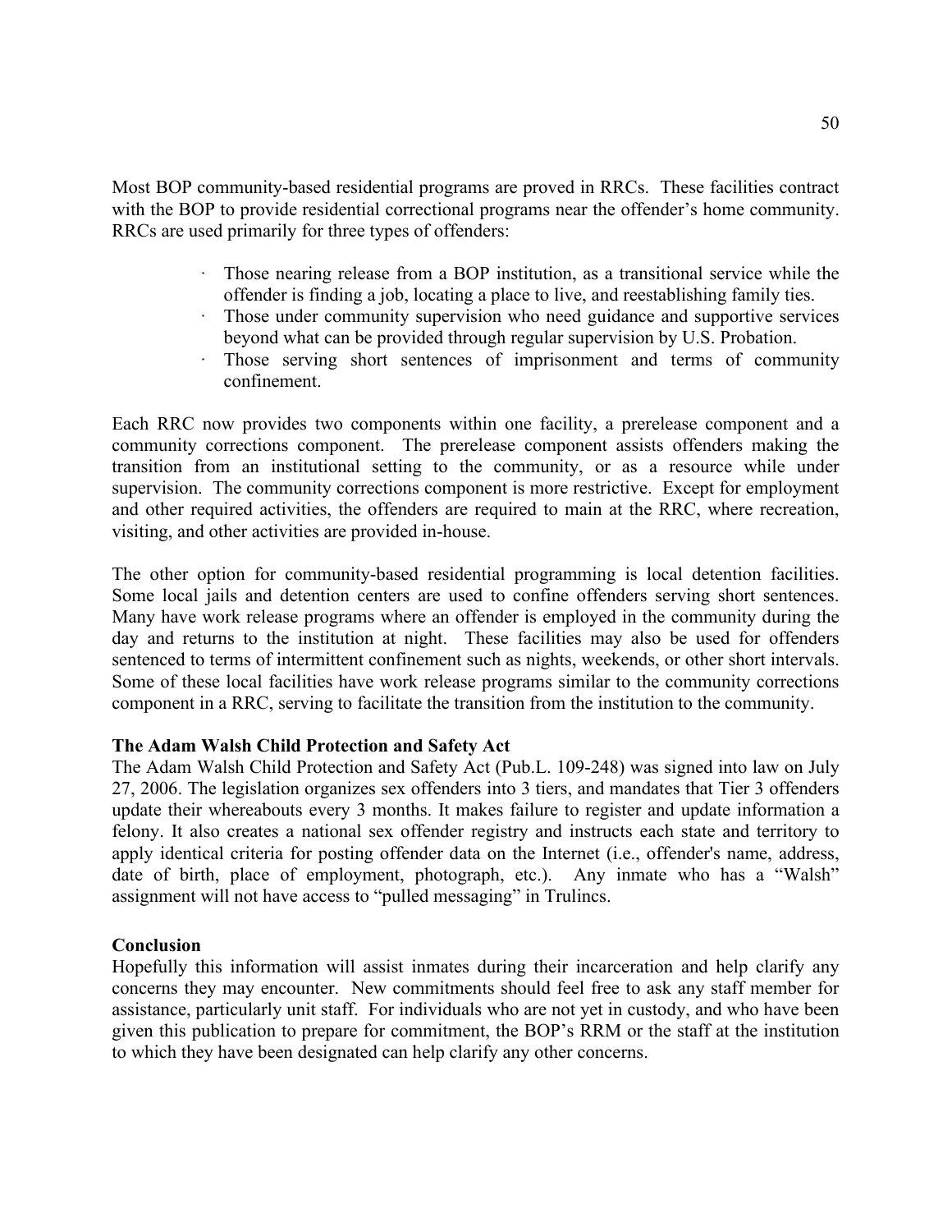Most BOP community-based residential programs are proved in RRCs. These facilities contract with the BOP to provide residential correctional programs near the offender's home community. RRCs are used primarily for three types of offenders:

- Those nearing release from a BOP institution, as a transitional service while the offender is finding a job, locating a place to live, and reestablishing family ties.
- Those under community supervision who need guidance and supportive services beyond what can be provided through regular supervision by U.S. Probation.
- Those serving short sentences of imprisonment and terms of community confinement.

Each RRC now provides two components within one facility, a prerelease component and a community corrections component. The prerelease component assists offenders making the transition from an institutional setting to the community, or as a resource while under supervision. The community corrections component is more restrictive. Except for employment and other required activities, the offenders are required to main at the RRC, where recreation, visiting, and other activities are provided in-house.

The other option for community-based residential programming is local detention facilities. Some local jails and detention centers are used to confine offenders serving short sentences. Many have work release programs where an offender is employed in the community during the day and returns to the institution at night. These facilities may also be used for offenders sentenced to terms of intermittent confinement such as nights, weekends, or other short intervals. Some of these local facilities have work release programs similar to the community corrections component in a RRC, serving to facilitate the transition from the institution to the community.

**The Adam Walsh Child Protection and Safety Act**

The Adam Walsh Child Protection and Safety Act (Pub.L. 109-248) was signed into law on July 27, 2006. The legislation organizes sex offenders into 3 tiers, and mandates that Tier 3 offenders update their whereabouts every 3 months. It makes failure to register and update information a felony. It also creates a national sex offender registry and instructs each state and territory to apply identical criteria for posting offender data on the Internet (i.e., offender's name, address, date of birth, place of employment, photograph, etc.). Any inmate who has a "Walsh" assignment will not have access to "pulled messaging" in Trulincs.

**Conclusion**

Hopefully this information will assist inmates during their incarceration and help clarify any concerns they may encounter. New commitments should feel free to ask any staff member for assistance, particularly unit staff. For individuals who are not yet in custody, and who have been given this publication to prepare for commitment, the BOP's RRM or the staff at the institution to which they have been designated can help clarify any other concerns.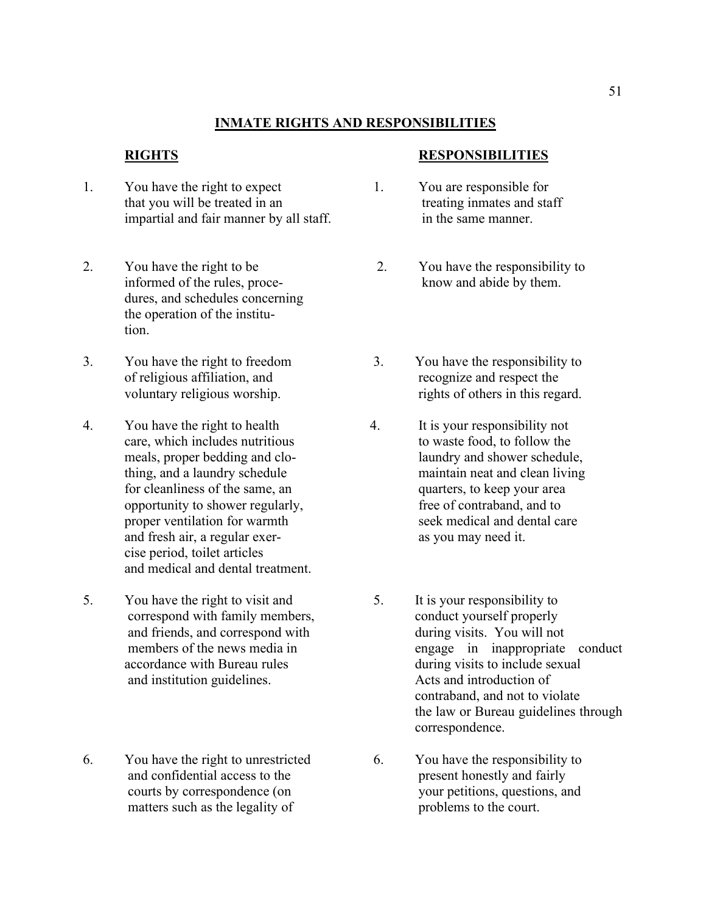## INMATE RIGHTS AND RESPONSIBILITIES

| RIGHTS | RESPONSIBILITIES |
|---|---|
| 1. You have the right to expect that you will be treated in an impartial and fair manner by all staff. | 1. You are responsible for treating inmates and staff in the same manner. |
| 2. You have the right to be informed of the rules, procedures, and schedules concerning the operation of the institution. | 2. You have the responsibility to know and abide by them. |
| 3. You have the right to freedom of religious affiliation, and voluntary religious worship. | 3. You have the responsibility to recognize and respect the rights of others in this regard. |
| 4. You have the right to health care, which includes nutritious meals, proper bedding and clothing, and a laundry schedule for cleanliness of the same, an opportunity to shower regularly, proper ventilation for warmth and fresh air, a regular exercise period, toilet articles and medical and dental treatment. | 4. It is your responsibility not to waste food, to follow the laundry and shower schedule, maintain neat and clean living quarters, to keep your area free of contraband, and to seek medical and dental care as you may need it. |
| 5. You have the right to visit and correspond with family members, and friends, and correspond with members of the news media in accordance with Bureau rules and institution guidelines. | 5. It is your responsibility to conduct yourself properly during visits. You will not engage in inappropriate conduct during visits to include sexual Acts and introduction of contraband, and not to violate the law or Bureau guidelines through correspondence. |
| 6. You have the right to unrestricted and confidential access to the courts by correspondence (on matters such as the legality of | 6. You have the responsibility to present honestly and fairly your petitions, questions, and problems to the court. |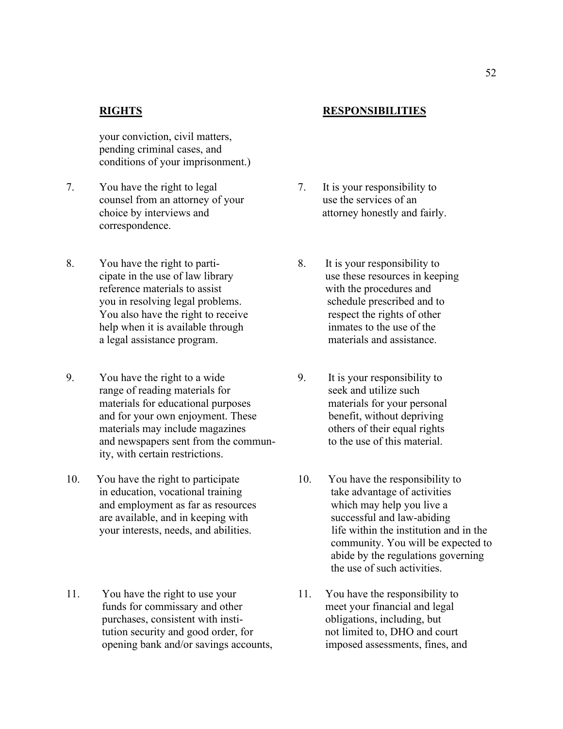| **RIGHTS** | **RESPONSIBILITIES** |
| --- | --- |
| your conviction, civil matters, pending criminal cases, and conditions of your imprisonment.) | |
| 7. You have the right to legal counsel from an attorney of your choice by interviews and correspondence. | 7. It is your responsibility to use the services of an attorney honestly and fairly. |
| 8. You have the right to participate in the use of law library reference materials to assist you in resolving legal problems. You also have the right to receive help when it is available through a legal assistance program. | 8. It is your responsibility to use these resources in keeping with the procedures and schedule prescribed and to respect the rights of other inmates to the use of the materials and assistance. |
| 9. You have the right to a wide range of reading materials for materials for educational purposes and for your own enjoyment. These materials may include magazines and newspapers sent from the community, with certain restrictions. | 9. It is your responsibility to seek and utilize such materials for your personal benefit, without depriving others of their equal rights to the use of this material. |
| 10. You have the right to participate in education, vocational training and employment as far as resources are available, and in keeping with your interests, needs, and abilities. | 10. You have the responsibility to take advantage of activities which may help you live a successful and law-abiding life within the institution and in the community. You will be expected to abide by the regulations governing the use of such activities. |
| 11. You have the right to use your funds for commissary and other purchases, consistent with institution security and good order, for opening bank and/or savings accounts, | 11. You have the responsibility to meet your financial and legal obligations, including, but not limited to, DHO and court imposed assessments, fines, and |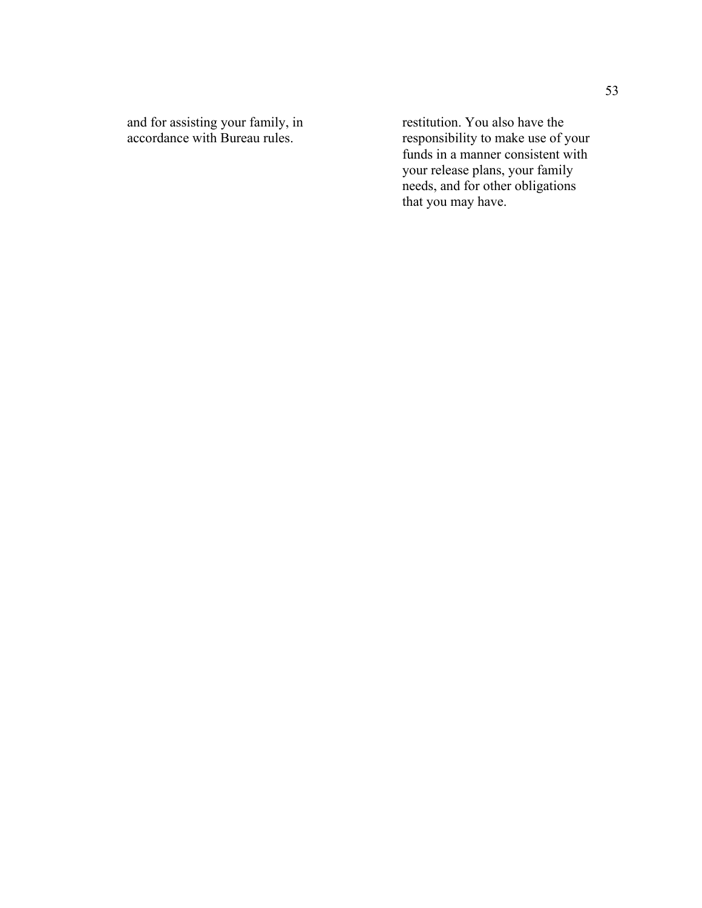and for assisting your family, in accordance with Bureau rules.

restitution. You also have the responsibility to make use of your funds in a manner consistent with your release plans, your family needs, and for other obligations that you may have.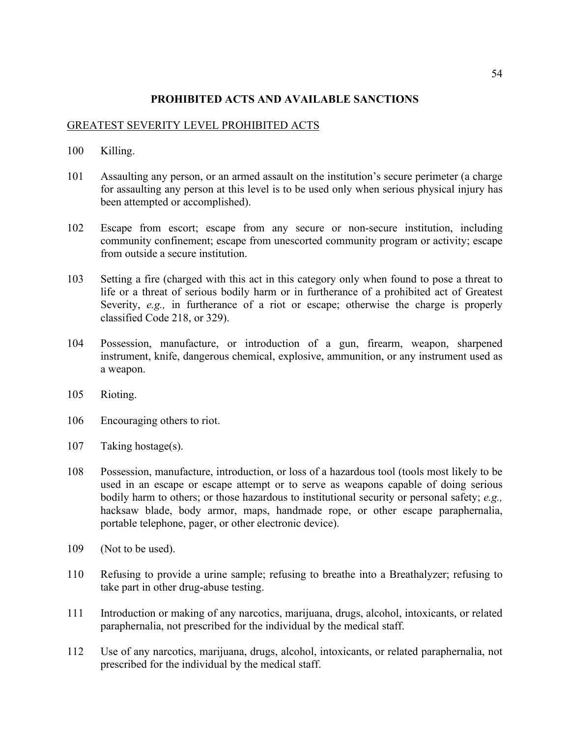## PROHIBITED ACTS AND AVAILABLE SANCTIONS

### GREATEST SEVERITY LEVEL PROHIBITED ACTS

100 Killing.

101 Assaulting any person, or an armed assault on the institution's secure perimeter (a charge for assaulting any person at this level is to be used only when serious physical injury has been attempted or accomplished).

102 Escape from escort; escape from any secure or non-secure institution, including community confinement; escape from unescorted community program or activity; escape from outside a secure institution.

103 Setting a fire (charged with this act in this category only when found to pose a threat to life or a threat of serious bodily harm or in furtherance of a prohibited act of Greatest Severity, *e.g.,* in furtherance of a riot or escape; otherwise the charge is properly classified Code 218, or 329).

104 Possession, manufacture, or introduction of a gun, firearm, weapon, sharpened instrument, knife, dangerous chemical, explosive, ammunition, or any instrument used as a weapon.

105 Rioting.

106 Encouraging others to riot.

107 Taking hostage(s).

108 Possession, manufacture, introduction, or loss of a hazardous tool (tools most likely to be used in an escape or escape attempt or to serve as weapons capable of doing serious bodily harm to others; or those hazardous to institutional security or personal safety; *e.g.,* hacksaw blade, body armor, maps, handmade rope, or other escape paraphernalia, portable telephone, pager, or other electronic device).

109 (Not to be used).

110 Refusing to provide a urine sample; refusing to breathe into a Breathalyzer; refusing to take part in other drug-abuse testing.

111 Introduction or making of any narcotics, marijuana, drugs, alcohol, intoxicants, or related paraphernalia, not prescribed for the individual by the medical staff.

112 Use of any narcotics, marijuana, drugs, alcohol, intoxicants, or related paraphernalia, not prescribed for the individual by the medical staff.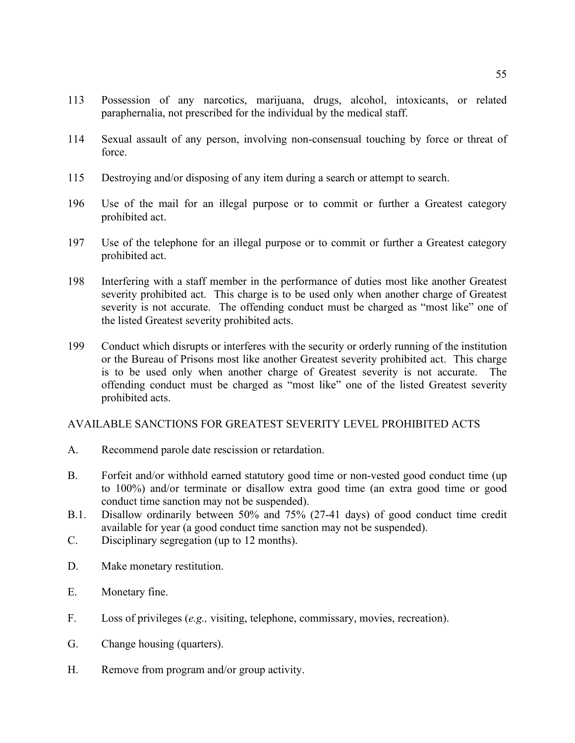113 Possession of any narcotics, marijuana, drugs, alcohol, intoxicants, or related paraphernalia, not prescribed for the individual by the medical staff.

114 Sexual assault of any person, involving non-consensual touching by force or threat of force.

115 Destroying and/or disposing of any item during a search or attempt to search.

196 Use of the mail for an illegal purpose or to commit or further a Greatest category prohibited act.

197 Use of the telephone for an illegal purpose or to commit or further a Greatest category prohibited act.

198 Interfering with a staff member in the performance of duties most like another Greatest severity prohibited act. This charge is to be used only when another charge of Greatest severity is not accurate. The offending conduct must be charged as "most like" one of the listed Greatest severity prohibited acts.

199 Conduct which disrupts or interferes with the security or orderly running of the institution or the Bureau of Prisons most like another Greatest severity prohibited act. This charge is to be used only when another charge of Greatest severity is not accurate. The offending conduct must be charged as "most like" one of the listed Greatest severity prohibited acts.

AVAILABLE SANCTIONS FOR GREATEST SEVERITY LEVEL PROHIBITED ACTS

A. Recommend parole date rescission or retardation.

B. Forfeit and/or withhold earned statutory good time or non-vested good conduct time (up to 100%) and/or terminate or disallow extra good time (an extra good time or good conduct time sanction may not be suspended).

B.1. Disallow ordinarily between 50% and 75% (27-41 days) of good conduct time credit available for year (a good conduct time sanction may not be suspended).

C. Disciplinary segregation (up to 12 months).

D. Make monetary restitution.

E. Monetary fine.

F. Loss of privileges (*e.g.,* visiting, telephone, commissary, movies, recreation).

G. Change housing (quarters).

H. Remove from program and/or group activity.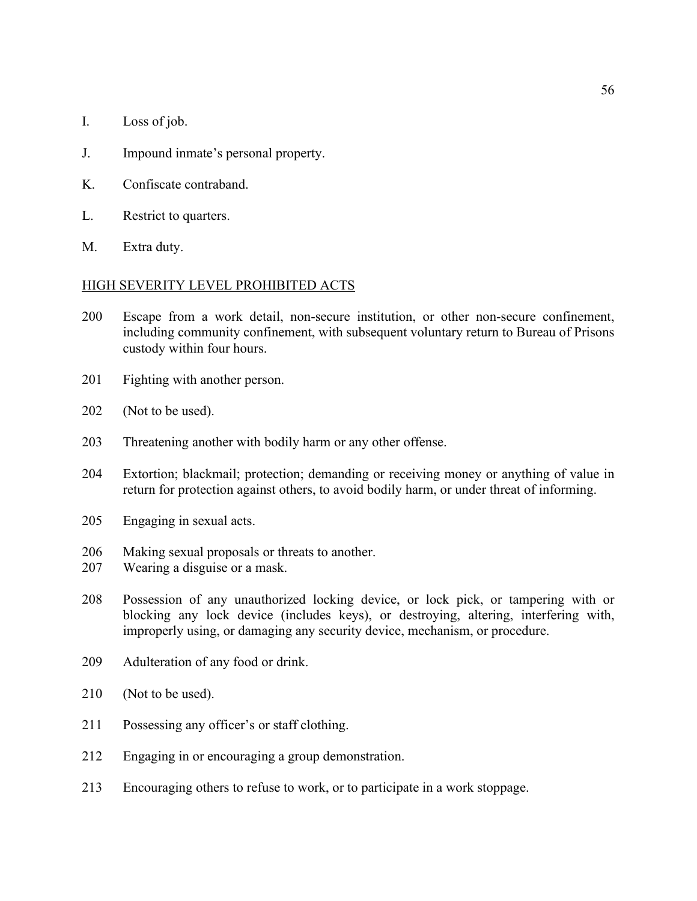I. Loss of job.

J. Impound inmate's personal property.

K. Confiscate contraband.

L. Restrict to quarters.

M. Extra duty.

<u>HIGH SEVERITY LEVEL PROHIBITED ACTS</u>

200 Escape from a work detail, non-secure institution, or other non-secure confinement, including community confinement, with subsequent voluntary return to Bureau of Prisons custody within four hours.

201 Fighting with another person.

202 (Not to be used).

203 Threatening another with bodily harm or any other offense.

204 Extortion; blackmail; protection; demanding or receiving money or anything of value in return for protection against others, to avoid bodily harm, or under threat of informing.

205 Engaging in sexual acts.

206 Making sexual proposals or threats to another.

207 Wearing a disguise or a mask.

208 Possession of any unauthorized locking device, or lock pick, or tampering with or blocking any lock device (includes keys), or destroying, altering, interfering with, improperly using, or damaging any security device, mechanism, or procedure.

209 Adulteration of any food or drink.

210 (Not to be used).

211 Possessing any officer's or staff clothing.

212 Engaging in or encouraging a group demonstration.

213 Encouraging others to refuse to work, or to participate in a work stoppage.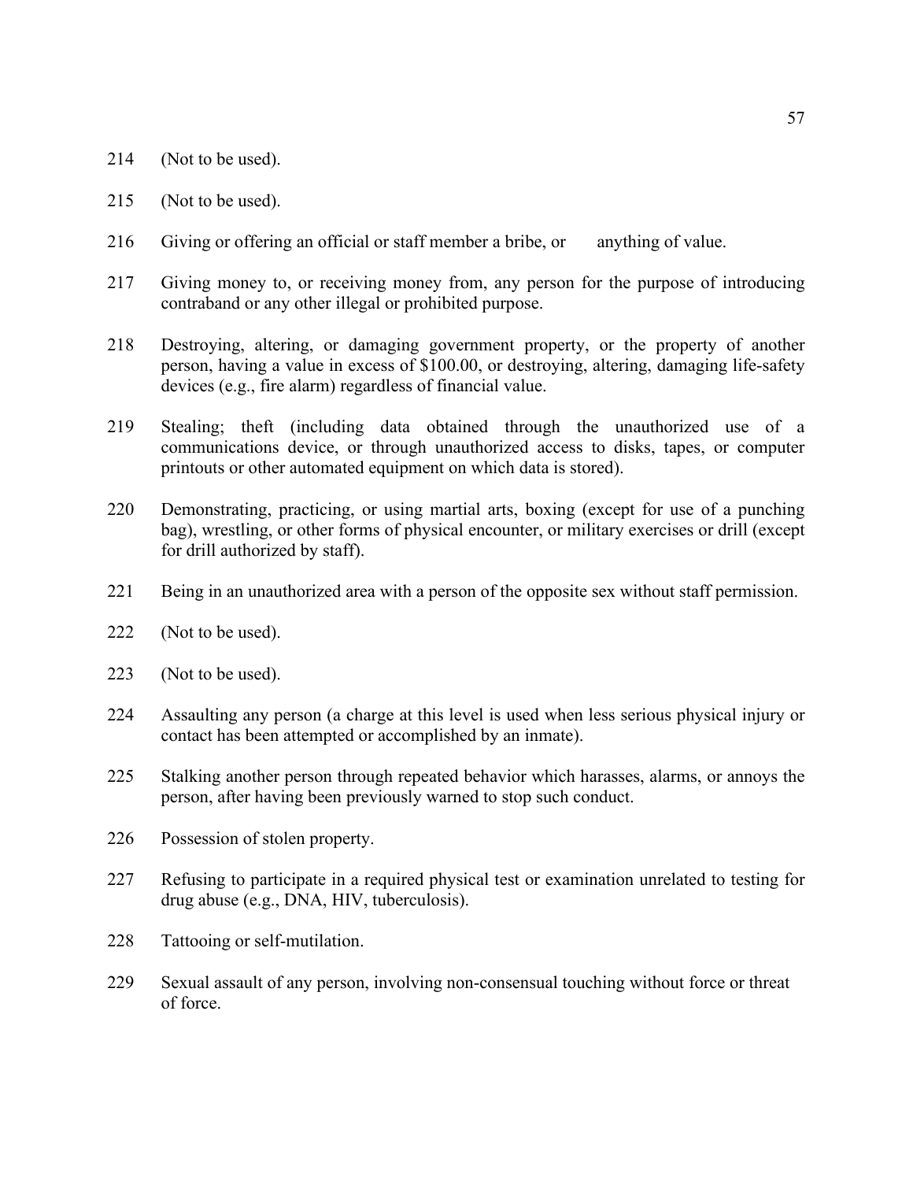214 (Not to be used).

215 (Not to be used).

216 Giving or offering an official or staff member a bribe, or anything of value.

217 Giving money to, or receiving money from, any person for the purpose of introducing contraband or any other illegal or prohibited purpose.

218 Destroying, altering, or damaging government property, or the property of another person, having a value in excess of $100.00, or destroying, altering, damaging life-safety devices (e.g., fire alarm) regardless of financial value.

219 Stealing; theft (including data obtained through the unauthorized use of a communications device, or through unauthorized access to disks, tapes, or computer printouts or other automated equipment on which data is stored).

220 Demonstrating, practicing, or using martial arts, boxing (except for use of a punching bag), wrestling, or other forms of physical encounter, or military exercises or drill (except for drill authorized by staff).

221 Being in an unauthorized area with a person of the opposite sex without staff permission.

222 (Not to be used).

223 (Not to be used).

224 Assaulting any person (a charge at this level is used when less serious physical injury or contact has been attempted or accomplished by an inmate).

225 Stalking another person through repeated behavior which harasses, alarms, or annoys the person, after having been previously warned to stop such conduct.

226 Possession of stolen property.

227 Refusing to participate in a required physical test or examination unrelated to testing for drug abuse (e.g., DNA, HIV, tuberculosis).

228 Tattooing or self-mutilation.

229 Sexual assault of any person, involving non-consensual touching without force or threat of force.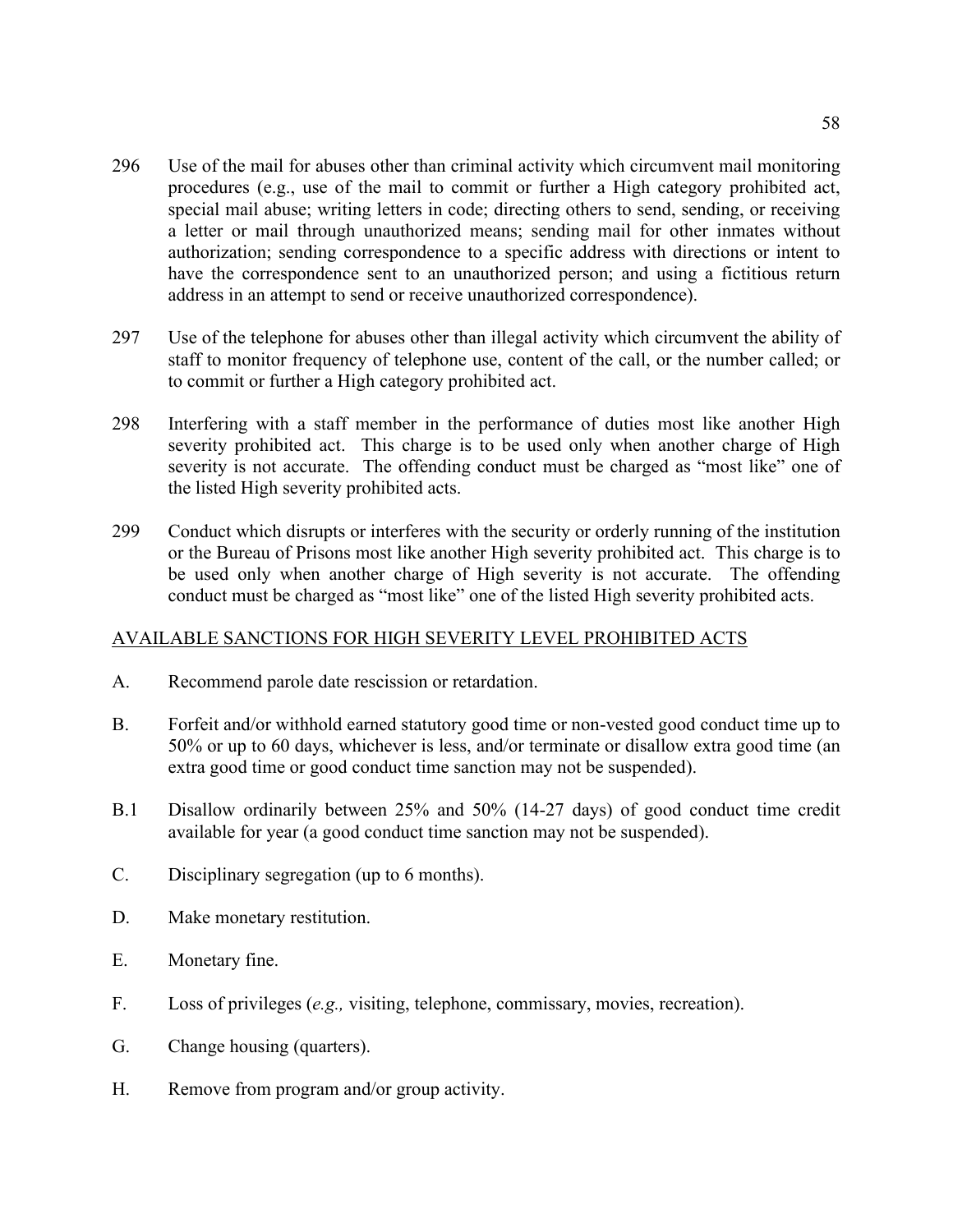296 Use of the mail for abuses other than criminal activity which circumvent mail monitoring procedures (e.g., use of the mail to commit or further a High category prohibited act, special mail abuse; writing letters in code; directing others to send, sending, or receiving a letter or mail through unauthorized means; sending mail for other inmates without authorization; sending correspondence to a specific address with directions or intent to have the correspondence sent to an unauthorized person; and using a fictitious return address in an attempt to send or receive unauthorized correspondence).

297 Use of the telephone for abuses other than illegal activity which circumvent the ability of staff to monitor frequency of telephone use, content of the call, or the number called; or to commit or further a High category prohibited act.

298 Interfering with a staff member in the performance of duties most like another High severity prohibited act. This charge is to be used only when another charge of High severity is not accurate. The offending conduct must be charged as "most like" one of the listed High severity prohibited acts.

299 Conduct which disrupts or interferes with the security or orderly running of the institution or the Bureau of Prisons most like another High severity prohibited act. This charge is to be used only when another charge of High severity is not accurate. The offending conduct must be charged as "most like" one of the listed High severity prohibited acts.

AVAILABLE SANCTIONS FOR HIGH SEVERITY LEVEL PROHIBITED ACTS

A. Recommend parole date rescission or retardation.

B. Forfeit and/or withhold earned statutory good time or non-vested good conduct time up to 50% or up to 60 days, whichever is less, and/or terminate or disallow extra good time (an extra good time or good conduct time sanction may not be suspended).

B.1 Disallow ordinarily between 25% and 50% (14-27 days) of good conduct time credit available for year (a good conduct time sanction may not be suspended).

C. Disciplinary segregation (up to 6 months).

D. Make monetary restitution.

E. Monetary fine.

F. Loss of privileges (*e.g.,* visiting, telephone, commissary, movies, recreation).

G. Change housing (quarters).

H. Remove from program and/or group activity.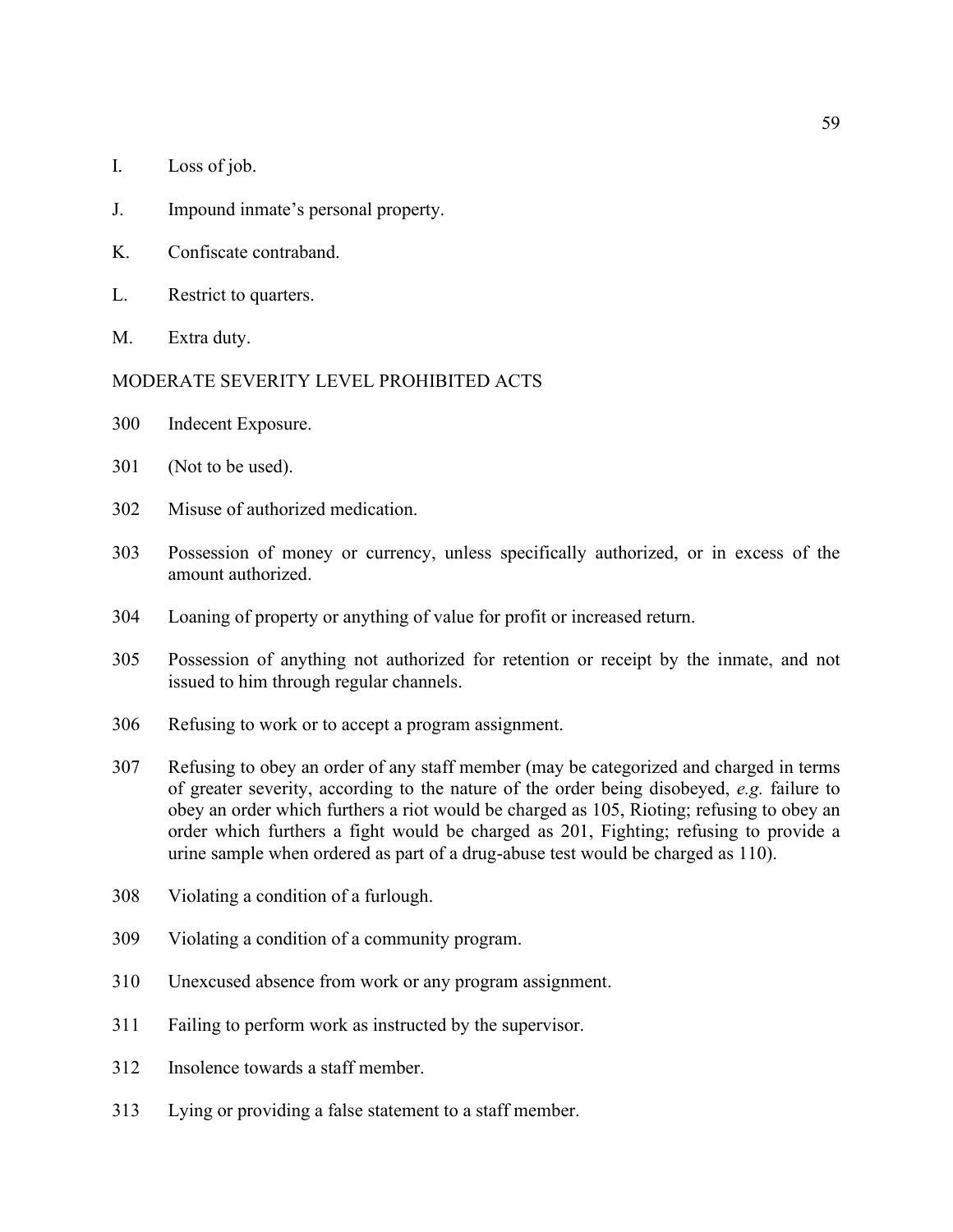I. Loss of job.

J. Impound inmate's personal property.

K. Confiscate contraband.

L. Restrict to quarters.

M. Extra duty.

MODERATE SEVERITY LEVEL PROHIBITED ACTS

300 Indecent Exposure.

301 (Not to be used).

302 Misuse of authorized medication.

303 Possession of money or currency, unless specifically authorized, or in excess of the amount authorized.

304 Loaning of property or anything of value for profit or increased return.

305 Possession of anything not authorized for retention or receipt by the inmate, and not issued to him through regular channels.

306 Refusing to work or to accept a program assignment.

307 Refusing to obey an order of any staff member (may be categorized and charged in terms of greater severity, according to the nature of the order being disobeyed, *e.g.* failure to obey an order which furthers a riot would be charged as 105, Rioting; refusing to obey an order which furthers a fight would be charged as 201, Fighting; refusing to provide a urine sample when ordered as part of a drug-abuse test would be charged as 110).

308 Violating a condition of a furlough.

309 Violating a condition of a community program.

310 Unexcused absence from work or any program assignment.

311 Failing to perform work as instructed by the supervisor.

312 Insolence towards a staff member.

313 Lying or providing a false statement to a staff member.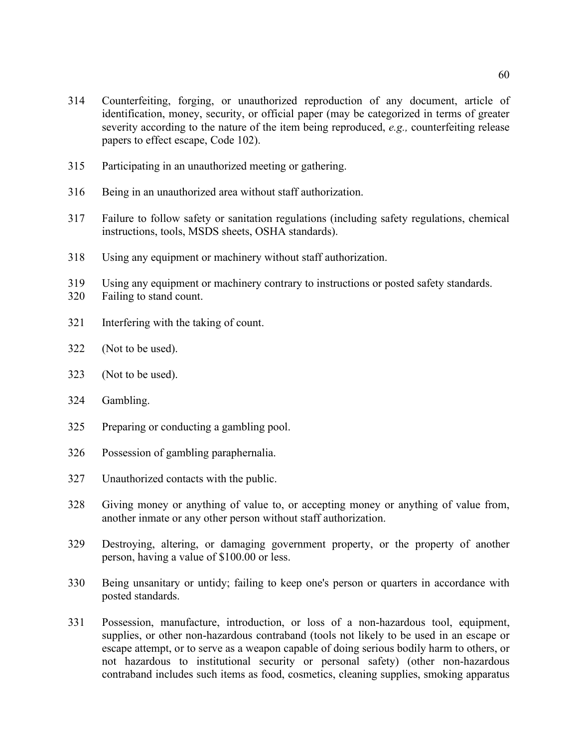314 Counterfeiting, forging, or unauthorized reproduction of any document, article of identification, money, security, or official paper (may be categorized in terms of greater severity according to the nature of the item being reproduced, *e.g.,* counterfeiting release papers to effect escape, Code 102).

315 Participating in an unauthorized meeting or gathering.

316 Being in an unauthorized area without staff authorization.

317 Failure to follow safety or sanitation regulations (including safety regulations, chemical instructions, tools, MSDS sheets, OSHA standards).

318 Using any equipment or machinery without staff authorization.

319 Using any equipment or machinery contrary to instructions or posted safety standards.

320 Failing to stand count.

321 Interfering with the taking of count.

322 (Not to be used).

323 (Not to be used).

324 Gambling.

325 Preparing or conducting a gambling pool.

326 Possession of gambling paraphernalia.

327 Unauthorized contacts with the public.

328 Giving money or anything of value to, or accepting money or anything of value from, another inmate or any other person without staff authorization.

329 Destroying, altering, or damaging government property, or the property of another person, having a value of $100.00 or less.

330 Being unsanitary or untidy; failing to keep one's person or quarters in accordance with posted standards.

331 Possession, manufacture, introduction, or loss of a non-hazardous tool, equipment, supplies, or other non-hazardous contraband (tools not likely to be used in an escape or escape attempt, or to serve as a weapon capable of doing serious bodily harm to others, or not hazardous to institutional security or personal safety) (other non-hazardous contraband includes such items as food, cosmetics, cleaning supplies, smoking apparatus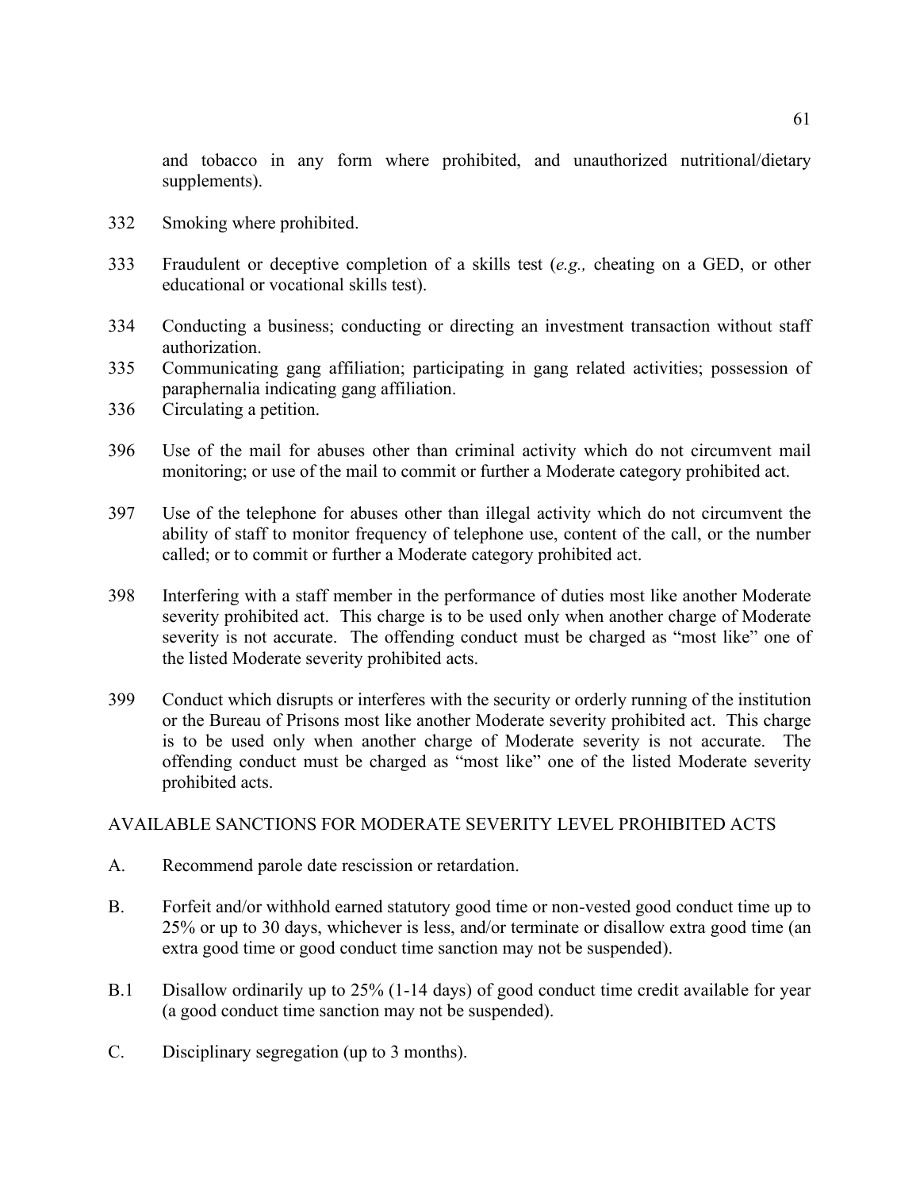and tobacco in any form where prohibited, and unauthorized nutritional/dietary supplements).

332 Smoking where prohibited.

333 Fraudulent or deceptive completion of a skills test (*e.g.,* cheating on a GED, or other educational or vocational skills test).

334 Conducting a business; conducting or directing an investment transaction without staff authorization.

335 Communicating gang affiliation; participating in gang related activities; possession of paraphernalia indicating gang affiliation.

336 Circulating a petition.

396 Use of the mail for abuses other than criminal activity which do not circumvent mail monitoring; or use of the mail to commit or further a Moderate category prohibited act.

397 Use of the telephone for abuses other than illegal activity which do not circumvent the ability of staff to monitor frequency of telephone use, content of the call, or the number called; or to commit or further a Moderate category prohibited act.

398 Interfering with a staff member in the performance of duties most like another Moderate severity prohibited act. This charge is to be used only when another charge of Moderate severity is not accurate. The offending conduct must be charged as "most like" one of the listed Moderate severity prohibited acts.

399 Conduct which disrupts or interferes with the security or orderly running of the institution or the Bureau of Prisons most like another Moderate severity prohibited act. This charge is to be used only when another charge of Moderate severity is not accurate. The offending conduct must be charged as "most like" one of the listed Moderate severity prohibited acts.

AVAILABLE SANCTIONS FOR MODERATE SEVERITY LEVEL PROHIBITED ACTS

A. Recommend parole date rescission or retardation.

B. Forfeit and/or withhold earned statutory good time or non-vested good conduct time up to 25% or up to 30 days, whichever is less, and/or terminate or disallow extra good time (an extra good time or good conduct time sanction may not be suspended).

B.1 Disallow ordinarily up to 25% (1-14 days) of good conduct time credit available for year (a good conduct time sanction may not be suspended).

C. Disciplinary segregation (up to 3 months).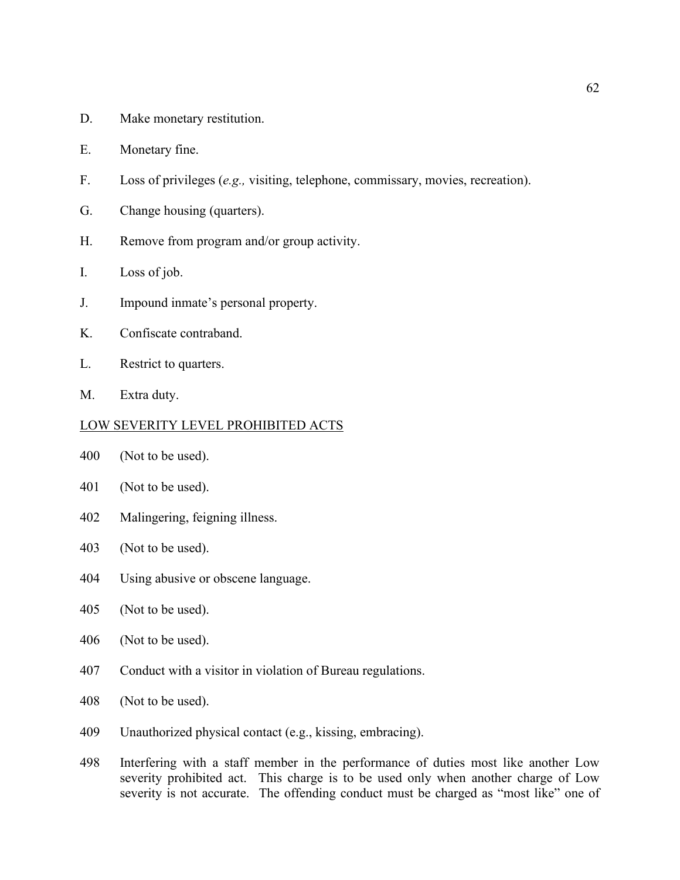D. Make monetary restitution.

E. Monetary fine.

F. Loss of privileges (*e.g.,* visiting, telephone, commissary, movies, recreation).

G. Change housing (quarters).

H. Remove from program and/or group activity.

I. Loss of job.

J. Impound inmate's personal property.

K. Confiscate contraband.

L. Restrict to quarters.

M. Extra duty.

<u>LOW SEVERITY LEVEL PROHIBITED ACTS</u>

400 (Not to be used).

401 (Not to be used).

402 Malingering, feigning illness.

403 (Not to be used).

404 Using abusive or obscene language.

405 (Not to be used).

406 (Not to be used).

407 Conduct with a visitor in violation of Bureau regulations.

408 (Not to be used).

409 Unauthorized physical contact (e.g., kissing, embracing).

498 Interfering with a staff member in the performance of duties most like another Low severity prohibited act. This charge is to be used only when another charge of Low severity is not accurate. The offending conduct must be charged as "most like" one of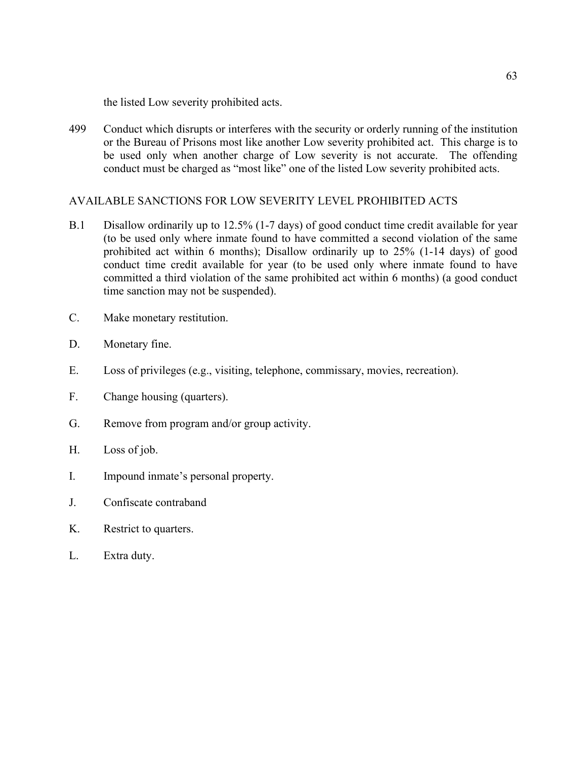the listed Low severity prohibited acts.

499 Conduct which disrupts or interferes with the security or orderly running of the institution or the Bureau of Prisons most like another Low severity prohibited act. This charge is to be used only when another charge of Low severity is not accurate. The offending conduct must be charged as "most like" one of the listed Low severity prohibited acts.

AVAILABLE SANCTIONS FOR LOW SEVERITY LEVEL PROHIBITED ACTS

B.1 Disallow ordinarily up to 12.5% (1-7 days) of good conduct time credit available for year (to be used only where inmate found to have committed a second violation of the same prohibited act within 6 months); Disallow ordinarily up to 25% (1-14 days) of good conduct time credit available for year (to be used only where inmate found to have committed a third violation of the same prohibited act within 6 months) (a good conduct time sanction may not be suspended).

C. Make monetary restitution.

D. Monetary fine.

E. Loss of privileges (e.g., visiting, telephone, commissary, movies, recreation).

F. Change housing (quarters).

G. Remove from program and/or group activity.

H. Loss of job.

I. Impound inmate's personal property.

J. Confiscate contraband

K. Restrict to quarters.

L. Extra duty.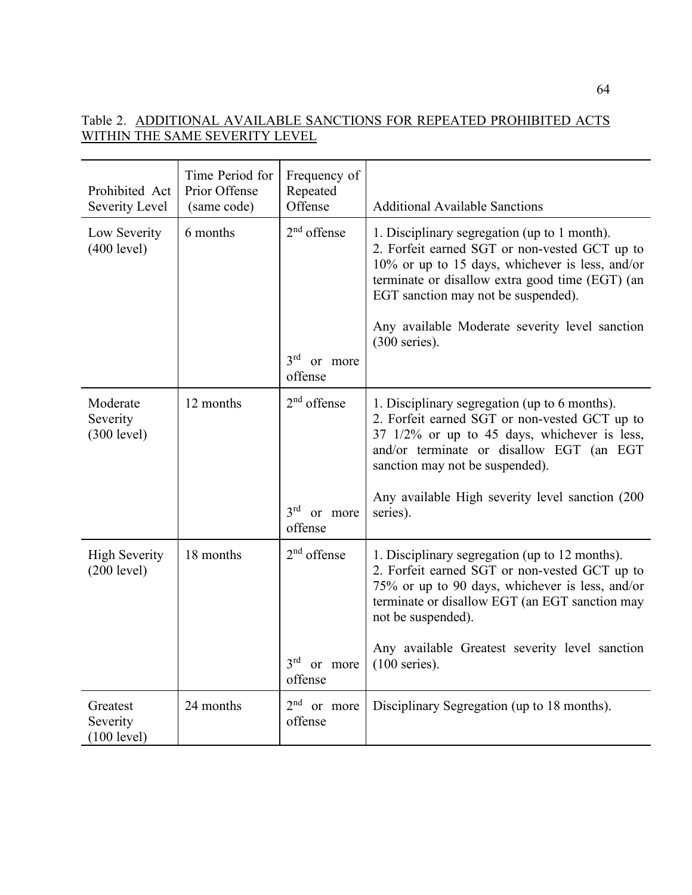Table 2. <u>ADDITIONAL AVAILABLE SANCTIONS FOR REPEATED PROHIBITED ACTS WITHIN THE SAME SEVERITY LEVEL</u>

| Prohibited Act Severity Level | Time Period for Prior Offense (same code) | Frequency of Repeated Offense | Additional Available Sanctions |
|---|---|---|---|
| Low Severity (400 level) | 6 months | 2nd offense | 1. Disciplinary segregation (up to 1 month).<br>2. Forfeit earned SGT or non-vested GCT up to 10% or up to 15 days, whichever is less, and/or terminate or disallow extra good time (EGT) (an EGT sanction may not be suspended). |
| | | 3rd or more offense | Any available Moderate severity level sanction (300 series). |
| Moderate Severity (300 level) | 12 months | 2nd offense | 1. Disciplinary segregation (up to 6 months).<br>2. Forfeit earned SGT or non-vested GCT up to 37 1/2% or up to 45 days, whichever is less, and/or terminate or disallow EGT (an EGT sanction may not be suspended). |
| | | 3rd or more offense | Any available High severity level sanction (200 series). |
| High Severity (200 level) | 18 months | 2nd offense | 1. Disciplinary segregation (up to 12 months).<br>2. Forfeit earned SGT or non-vested GCT up to 75% or up to 90 days, whichever is less, and/or terminate or disallow EGT (an EGT sanction may not be suspended). |
| | | 3rd or more offense | Any available Greatest severity level sanction (100 series). |
| Greatest Severity (100 level) | 24 months | 2nd or more offense | Disciplinary Segregation (up to 18 months). |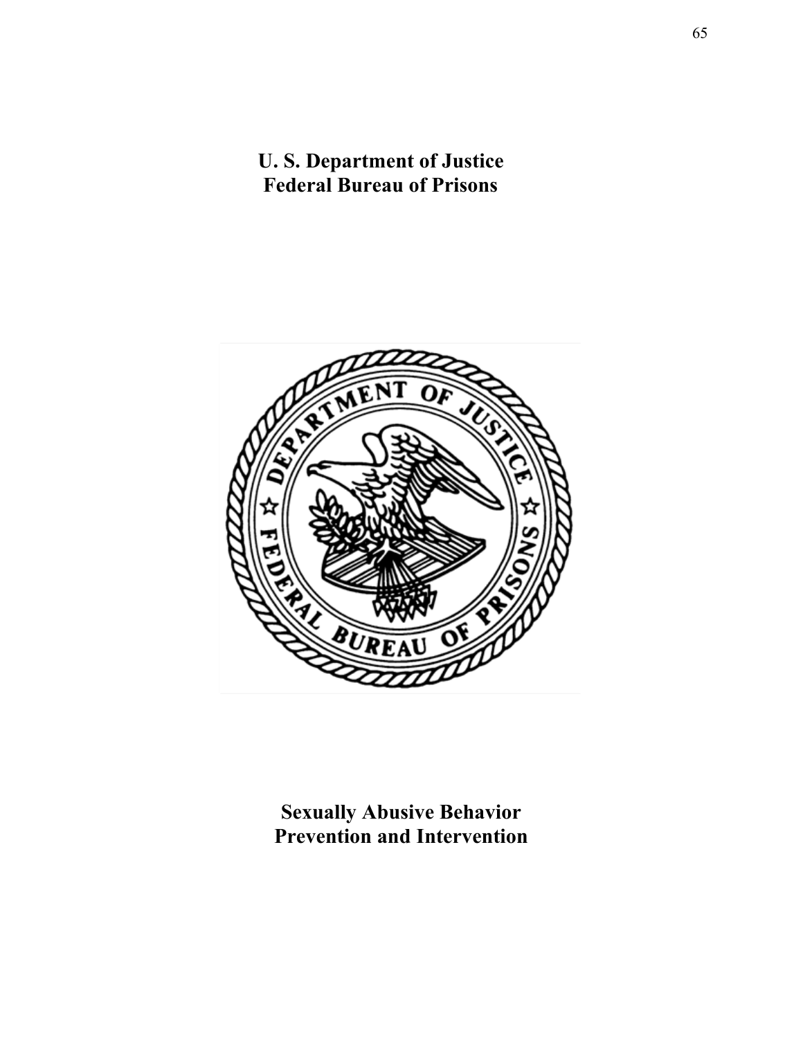**U. S. Department of Justice**
**Federal Bureau of Prisons**

**Sexually Abusive Behavior**
**Prevention and Intervention**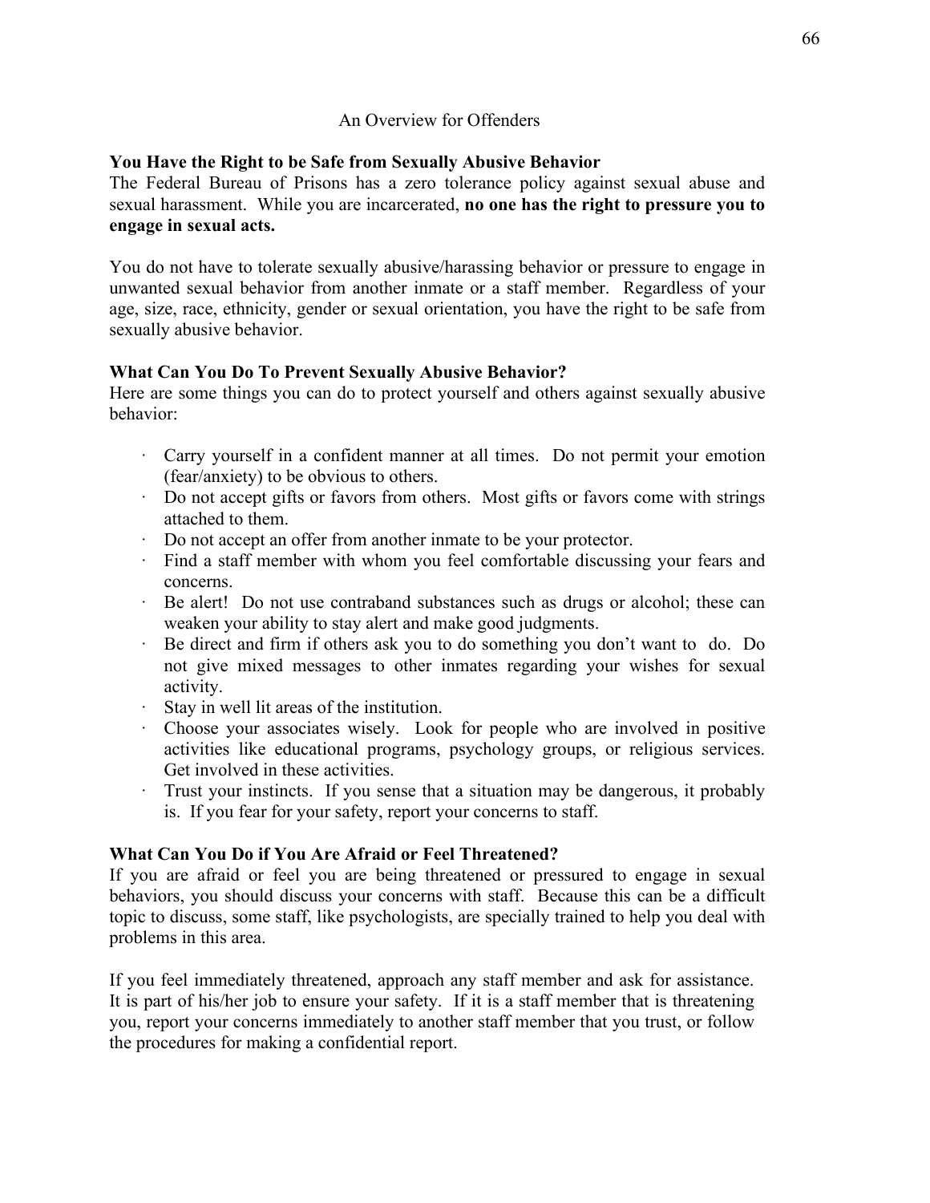An Overview for Offenders

**You Have the Right to be Safe from Sexually Abusive Behavior**

The Federal Bureau of Prisons has a zero tolerance policy against sexual abuse and sexual harassment. While you are incarcerated, **no one has the right to pressure you to engage in sexual acts.**

You do not have to tolerate sexually abusive/harassing behavior or pressure to engage in unwanted sexual behavior from another inmate or a staff member. Regardless of your age, size, race, ethnicity, gender or sexual orientation, you have the right to be safe from sexually abusive behavior.

**What Can You Do To Prevent Sexually Abusive Behavior?**

Here are some things you can do to protect yourself and others against sexually abusive behavior:

- Carry yourself in a confident manner at all times. Do not permit your emotion (fear/anxiety) to be obvious to others.
- Do not accept gifts or favors from others. Most gifts or favors come with strings attached to them.
- Do not accept an offer from another inmate to be your protector.
- Find a staff member with whom you feel comfortable discussing your fears and concerns.
- Be alert! Do not use contraband substances such as drugs or alcohol; these can weaken your ability to stay alert and make good judgments.
- Be direct and firm if others ask you to do something you don't want to do. Do not give mixed messages to other inmates regarding your wishes for sexual activity.
- Stay in well lit areas of the institution.
- Choose your associates wisely. Look for people who are involved in positive activities like educational programs, psychology groups, or religious services. Get involved in these activities.
- Trust your instincts. If you sense that a situation may be dangerous, it probably is. If you fear for your safety, report your concerns to staff.

**What Can You Do if You Are Afraid or Feel Threatened?**

If you are afraid or feel you are being threatened or pressured to engage in sexual behaviors, you should discuss your concerns with staff. Because this can be a difficult topic to discuss, some staff, like psychologists, are specially trained to help you deal with problems in this area.

If you feel immediately threatened, approach any staff member and ask for assistance. It is part of his/her job to ensure your safety. If it is a staff member that is threatening you, report your concerns immediately to another staff member that you trust, or follow the procedures for making a confidential report.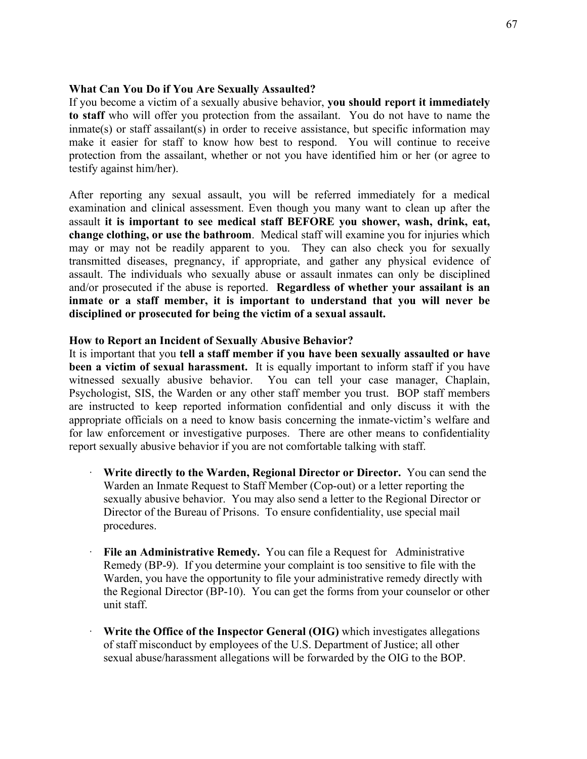**What Can You Do if You Are Sexually Assaulted?**

If you become a victim of a sexually abusive behavior, **you should report it immediately to staff** who will offer you protection from the assailant. You do not have to name the inmate(s) or staff assailant(s) in order to receive assistance, but specific information may make it easier for staff to know how best to respond. You will continue to receive protection from the assailant, whether or not you have identified him or her (or agree to testify against him/her).

After reporting any sexual assault, you will be referred immediately for a medical examination and clinical assessment. Even though you many want to clean up after the assault **it is important to see medical staff BEFORE you shower, wash, drink, eat, change clothing, or use the bathroom**. Medical staff will examine you for injuries which may or may not be readily apparent to you. They can also check you for sexually transmitted diseases, pregnancy, if appropriate, and gather any physical evidence of assault. The individuals who sexually abuse or assault inmates can only be disciplined and/or prosecuted if the abuse is reported. **Regardless of whether your assailant is an inmate or a staff member, it is important to understand that you will never be disciplined or prosecuted for being the victim of a sexual assault.**

**How to Report an Incident of Sexually Abusive Behavior?**

It is important that you **tell a staff member if you have been sexually assaulted or have been a victim of sexual harassment.** It is equally important to inform staff if you have witnessed sexually abusive behavior. You can tell your case manager, Chaplain, Psychologist, SIS, the Warden or any other staff member you trust. BOP staff members are instructed to keep reported information confidential and only discuss it with the appropriate officials on a need to know basis concerning the inmate-victim's welfare and for law enforcement or investigative purposes. There are other means to confidentiality report sexually abusive behavior if you are not comfortable talking with staff.

- **Write directly to the Warden, Regional Director or Director.** You can send the Warden an Inmate Request to Staff Member (Cop-out) or a letter reporting the sexually abusive behavior. You may also send a letter to the Regional Director or Director of the Bureau of Prisons. To ensure confidentiality, use special mail procedures.

- **File an Administrative Remedy.** You can file a Request for Administrative Remedy (BP-9). If you determine your complaint is too sensitive to file with the Warden, you have the opportunity to file your administrative remedy directly with the Regional Director (BP-10). You can get the forms from your counselor or other unit staff.

- **Write the Office of the Inspector General (OIG)** which investigates allegations of staff misconduct by employees of the U.S. Department of Justice; all other sexual abuse/harassment allegations will be forwarded by the OIG to the BOP.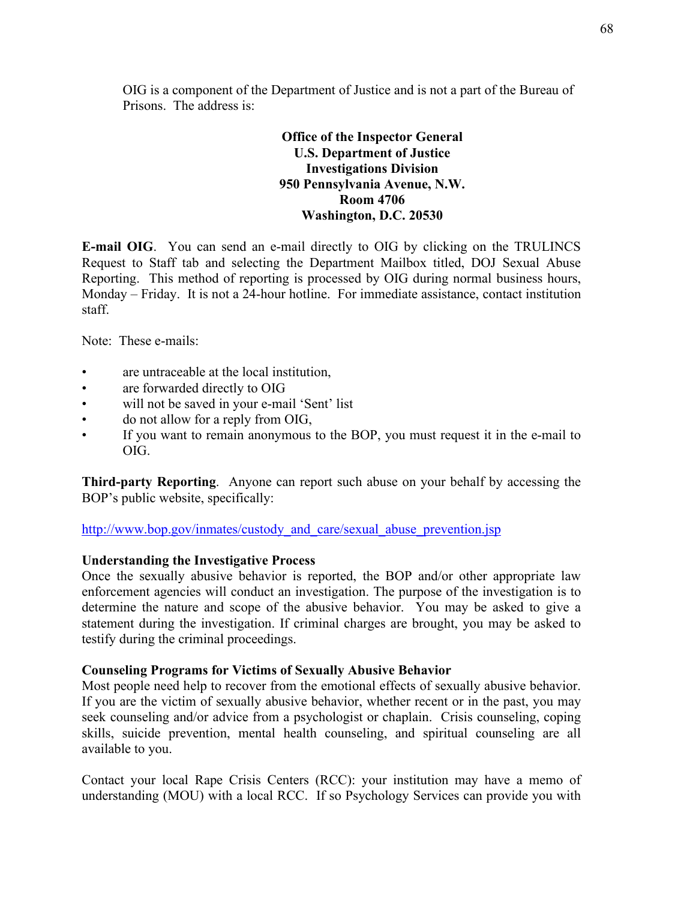OIG is a component of the Department of Justice and is not a part of the Bureau of Prisons. The address is:

**Office of the Inspector General**
**U.S. Department of Justice**
**Investigations Division**
**950 Pennsylvania Avenue, N.W.**
**Room 4706**
**Washington, D.C. 20530**

**E-mail OIG**. You can send an e-mail directly to OIG by clicking on the TRULINCS Request to Staff tab and selecting the Department Mailbox titled, DOJ Sexual Abuse Reporting. This method of reporting is processed by OIG during normal business hours, Monday – Friday. It is not a 24-hour hotline. For immediate assistance, contact institution staff.

Note: These e-mails:

- are untraceable at the local institution,
- are forwarded directly to OIG
- will not be saved in your e-mail 'Sent' list
- do not allow for a reply from OIG,
- If you want to remain anonymous to the BOP, you must request it in the e-mail to OIG.

**Third-party Reporting**. Anyone can report such abuse on your behalf by accessing the BOP's public website, specifically:

http://www.bop.gov/inmates/custody_and_care/sexual_abuse_prevention.jsp

**Understanding the Investigative Process**
Once the sexually abusive behavior is reported, the BOP and/or other appropriate law enforcement agencies will conduct an investigation. The purpose of the investigation is to determine the nature and scope of the abusive behavior. You may be asked to give a statement during the investigation. If criminal charges are brought, you may be asked to testify during the criminal proceedings.

**Counseling Programs for Victims of Sexually Abusive Behavior**
Most people need help to recover from the emotional effects of sexually abusive behavior. If you are the victim of sexually abusive behavior, whether recent or in the past, you may seek counseling and/or advice from a psychologist or chaplain. Crisis counseling, coping skills, suicide prevention, mental health counseling, and spiritual counseling are all available to you.

Contact your local Rape Crisis Centers (RCC): your institution may have a memo of understanding (MOU) with a local RCC. If so Psychology Services can provide you with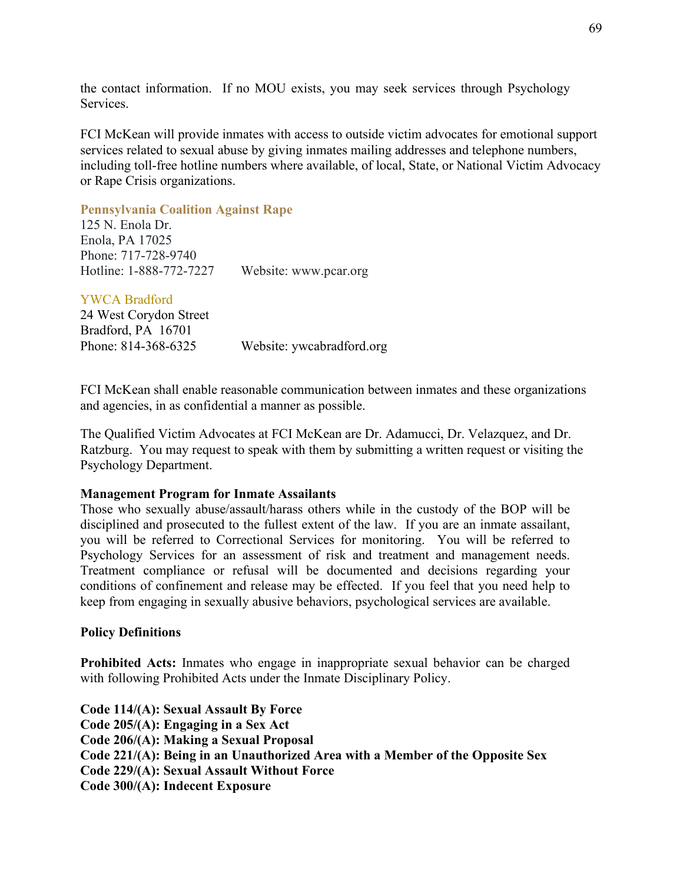the contact information. If no MOU exists, you may seek services through Psychology Services.

FCI McKean will provide inmates with access to outside victim advocates for emotional support services related to sexual abuse by giving inmates mailing addresses and telephone numbers, including toll-free hotline numbers where available, of local, State, or National Victim Advocacy or Rape Crisis organizations.

**Pennsylvania Coalition Against Rape**
125 N. Enola Dr.
Enola, PA 17025
Phone: 717-728-9740
Hotline: 1-888-772-7227 Website: www.pcar.org

**YWCA Bradford**
24 West Corydon Street
Bradford, PA 16701
Phone: 814-368-6325 Website: ywcabradford.org

FCI McKean shall enable reasonable communication between inmates and these organizations and agencies, in as confidential a manner as possible.

The Qualified Victim Advocates at FCI McKean are Dr. Adamucci, Dr. Velazquez, and Dr. Ratzburg. You may request to speak with them by submitting a written request or visiting the Psychology Department.

**Management Program for Inmate Assailants**

Those who sexually abuse/assault/harass others while in the custody of the BOP will be disciplined and prosecuted to the fullest extent of the law. If you are an inmate assailant, you will be referred to Correctional Services for monitoring. You will be referred to Psychology Services for an assessment of risk and treatment and management needs. Treatment compliance or refusal will be documented and decisions regarding your conditions of confinement and release may be effected. If you feel that you need help to keep from engaging in sexually abusive behaviors, psychological services are available.

**Policy Definitions**

**Prohibited Acts:** Inmates who engage in inappropriate sexual behavior can be charged with following Prohibited Acts under the Inmate Disciplinary Policy.

**Code 114/(A): Sexual Assault By Force**
**Code 205/(A): Engaging in a Sex Act**
**Code 206/(A): Making a Sexual Proposal**
**Code 221/(A): Being in an Unauthorized Area with a Member of the Opposite Sex**
**Code 229/(A): Sexual Assault Without Force**
**Code 300/(A): Indecent Exposure**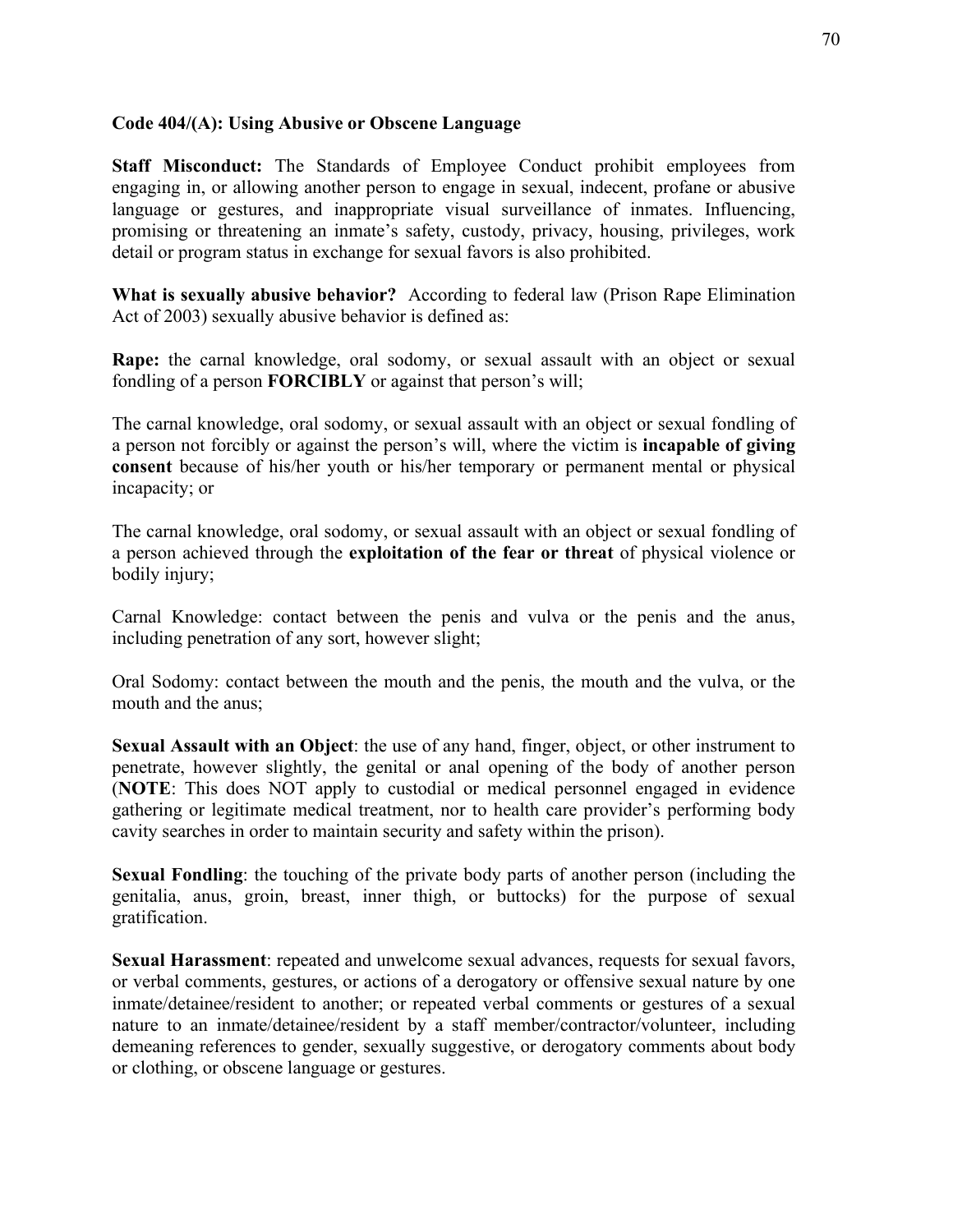**Code 404/(A): Using Abusive or Obscene Language**

**Staff Misconduct:** The Standards of Employee Conduct prohibit employees from engaging in, or allowing another person to engage in sexual, indecent, profane or abusive language or gestures, and inappropriate visual surveillance of inmates. Influencing, promising or threatening an inmate's safety, custody, privacy, housing, privileges, work detail or program status in exchange for sexual favors is also prohibited.

**What is sexually abusive behavior?** According to federal law (Prison Rape Elimination Act of 2003) sexually abusive behavior is defined as:

**Rape:** the carnal knowledge, oral sodomy, or sexual assault with an object or sexual fondling of a person **FORCIBLY** or against that person's will;

The carnal knowledge, oral sodomy, or sexual assault with an object or sexual fondling of a person not forcibly or against the person's will, where the victim is **incapable of giving consent** because of his/her youth or his/her temporary or permanent mental or physical incapacity; or

The carnal knowledge, oral sodomy, or sexual assault with an object or sexual fondling of a person achieved through the **exploitation of the fear or threat** of physical violence or bodily injury;

Carnal Knowledge: contact between the penis and vulva or the penis and the anus, including penetration of any sort, however slight;

Oral Sodomy: contact between the mouth and the penis, the mouth and the vulva, or the mouth and the anus;

**Sexual Assault with an Object**: the use of any hand, finger, object, or other instrument to penetrate, however slightly, the genital or anal opening of the body of another person (**NOTE**: This does NOT apply to custodial or medical personnel engaged in evidence gathering or legitimate medical treatment, nor to health care provider's performing body cavity searches in order to maintain security and safety within the prison).

**Sexual Fondling**: the touching of the private body parts of another person (including the genitalia, anus, groin, breast, inner thigh, or buttocks) for the purpose of sexual gratification.

**Sexual Harassment**: repeated and unwelcome sexual advances, requests for sexual favors, or verbal comments, gestures, or actions of a derogatory or offensive sexual nature by one inmate/detainee/resident to another; or repeated verbal comments or gestures of a sexual nature to an inmate/detainee/resident by a staff member/contractor/volunteer, including demeaning references to gender, sexually suggestive, or derogatory comments about body or clothing, or obscene language or gestures.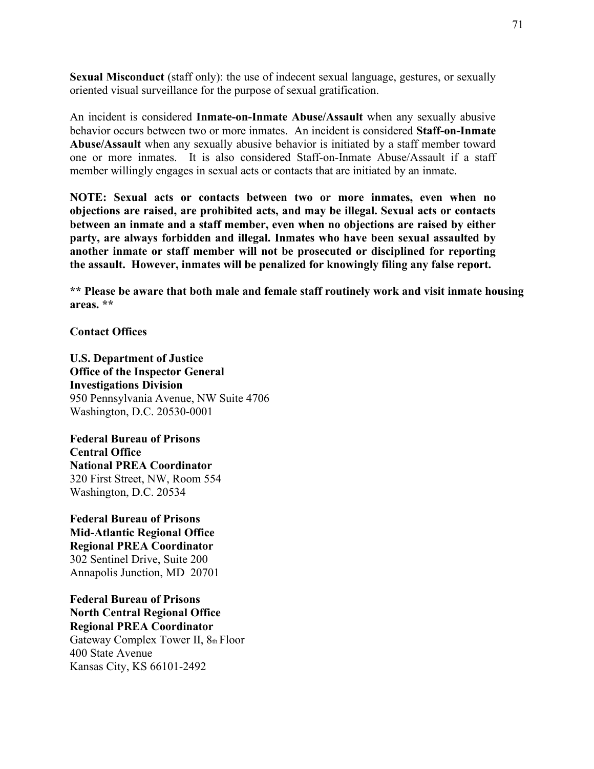**Sexual Misconduct** (staff only): the use of indecent sexual language, gestures, or sexually oriented visual surveillance for the purpose of sexual gratification.

An incident is considered **Inmate-on-Inmate Abuse/Assault** when any sexually abusive behavior occurs between two or more inmates. An incident is considered **Staff-on-Inmate Abuse/Assault** when any sexually abusive behavior is initiated by a staff member toward one or more inmates. It is also considered Staff-on-Inmate Abuse/Assault if a staff member willingly engages in sexual acts or contacts that are initiated by an inmate.

**NOTE: Sexual acts or contacts between two or more inmates, even when no objections are raised, are prohibited acts, and may be illegal. Sexual acts or contacts between an inmate and a staff member, even when no objections are raised by either party, are always forbidden and illegal. Inmates who have been sexual assaulted by another inmate or staff member will not be prosecuted or disciplined for reporting the assault. However, inmates will be penalized for knowingly filing any false report.**

**** Please be aware that both male and female staff routinely work and visit inmate housing areas. ****

**Contact Offices**

**U.S. Department of Justice**
**Office of the Inspector General**
**Investigations Division**
950 Pennsylvania Avenue, NW Suite 4706
Washington, D.C. 20530-0001

**Federal Bureau of Prisons**
**Central Office**
**National PREA Coordinator**
320 First Street, NW, Room 554
Washington, D.C. 20534

**Federal Bureau of Prisons**
**Mid-Atlantic Regional Office**
**Regional PREA Coordinator**
302 Sentinel Drive, Suite 200
Annapolis Junction, MD 20701

**Federal Bureau of Prisons**
**North Central Regional Office**
**Regional PREA Coordinator**
Gateway Complex Tower II, 8th Floor
400 State Avenue
Kansas City, KS 66101-2492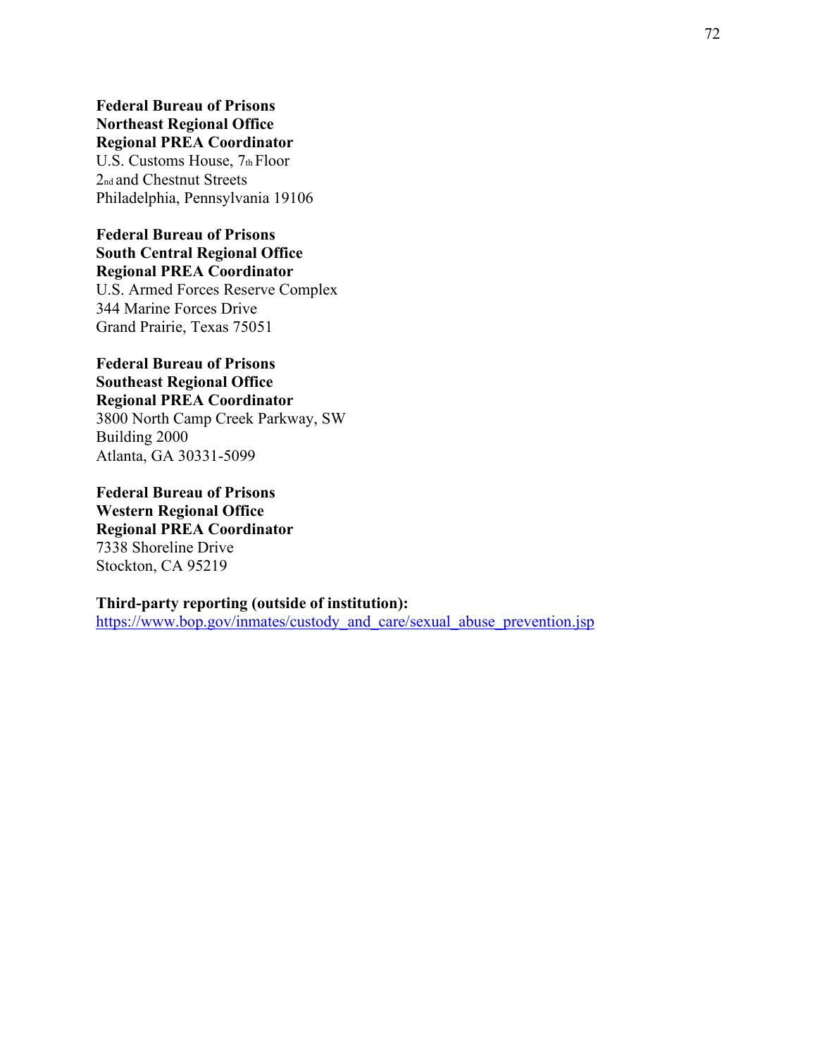**Federal Bureau of Prisons**
**Northeast Regional Office**
**Regional PREA Coordinator**
U.S. Customs House, 7th Floor
2nd and Chestnut Streets
Philadelphia, Pennsylvania 19106

**Federal Bureau of Prisons**
**South Central Regional Office**
**Regional PREA Coordinator**
U.S. Armed Forces Reserve Complex
344 Marine Forces Drive
Grand Prairie, Texas 75051

**Federal Bureau of Prisons**
**Southeast Regional Office**
**Regional PREA Coordinator**
3800 North Camp Creek Parkway, SW
Building 2000
Atlanta, GA 30331-5099

**Federal Bureau of Prisons**
**Western Regional Office**
**Regional PREA Coordinator**
7338 Shoreline Drive
Stockton, CA 95219

**Third-party reporting (outside of institution):**
https://www.bop.gov/inmates/custody_and_care/sexual_abuse_prevention.jsp